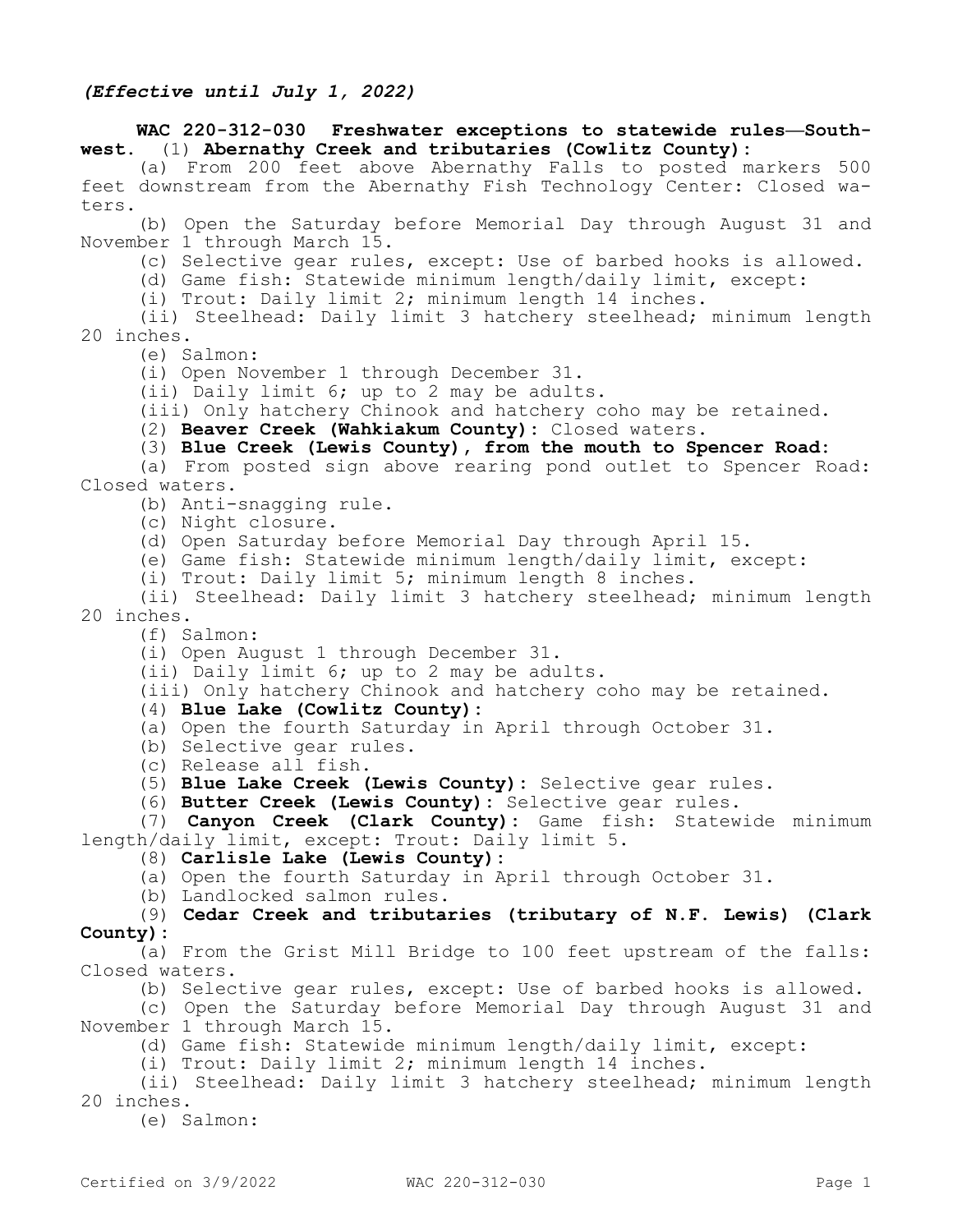*(Effective until July 1, 2022)*

**WAC 220-312-030 Freshwater exceptions to statewide rules—Southwest.** (1) **Abernathy Creek and tributaries (Cowlitz County):**

(a) From 200 feet above Abernathy Falls to posted markers 500 feet downstream from the Abernathy Fish Technology Center: Closed waters.

(b) Open the Saturday before Memorial Day through August 31 and November 1 through March 15.

(c) Selective gear rules, except: Use of barbed hooks is allowed.

(d) Game fish: Statewide minimum length/daily limit, except:

(i) Trout: Daily limit 2; minimum length 14 inches.

(ii) Steelhead: Daily limit 3 hatchery steelhead; minimum length 20 inches.

(e) Salmon:

(i) Open November 1 through December 31.

(ii) Daily limit 6; up to 2 may be adults.

(iii) Only hatchery Chinook and hatchery coho may be retained.

(2) **Beaver Creek (Wahkiakum County):** Closed waters.

(3) **Blue Creek (Lewis County), from the mouth to Spencer Road:**

(a) From posted sign above rearing pond outlet to Spencer Road: Closed waters.

(b) Anti-snagging rule.

(c) Night closure.

(d) Open Saturday before Memorial Day through April 15.

(e) Game fish: Statewide minimum length/daily limit, except:

(i) Trout: Daily limit 5; minimum length 8 inches.

(ii) Steelhead: Daily limit 3 hatchery steelhead; minimum length 20 inches.

(f) Salmon:

(i) Open August 1 through December 31.

(ii) Daily limit 6; up to 2 may be adults.

(iii) Only hatchery Chinook and hatchery coho may be retained.

(4) **Blue Lake (Cowlitz County):**

(a) Open the fourth Saturday in April through October 31.

(b) Selective gear rules.

(c) Release all fish.

(5) **Blue Lake Creek (Lewis County):** Selective gear rules.

(6) **Butter Creek (Lewis County):** Selective gear rules.

(7) **Canyon Creek (Clark County):** Game fish: Statewide minimum length/daily limit, except: Trout: Daily limit 5.

(8) **Carlisle Lake (Lewis County):**

(a) Open the fourth Saturday in April through October 31.

(b) Landlocked salmon rules.

(9) **Cedar Creek and tributaries (tributary of N.F. Lewis) (Clark County):**

(a) From the Grist Mill Bridge to 100 feet upstream of the falls: Closed waters.

(b) Selective gear rules, except: Use of barbed hooks is allowed.

(c) Open the Saturday before Memorial Day through August 31 and November 1 through March 15.

(d) Game fish: Statewide minimum length/daily limit, except:

(i) Trout: Daily limit 2; minimum length 14 inches.

(ii) Steelhead: Daily limit 3 hatchery steelhead; minimum length 20 inches.

(e) Salmon: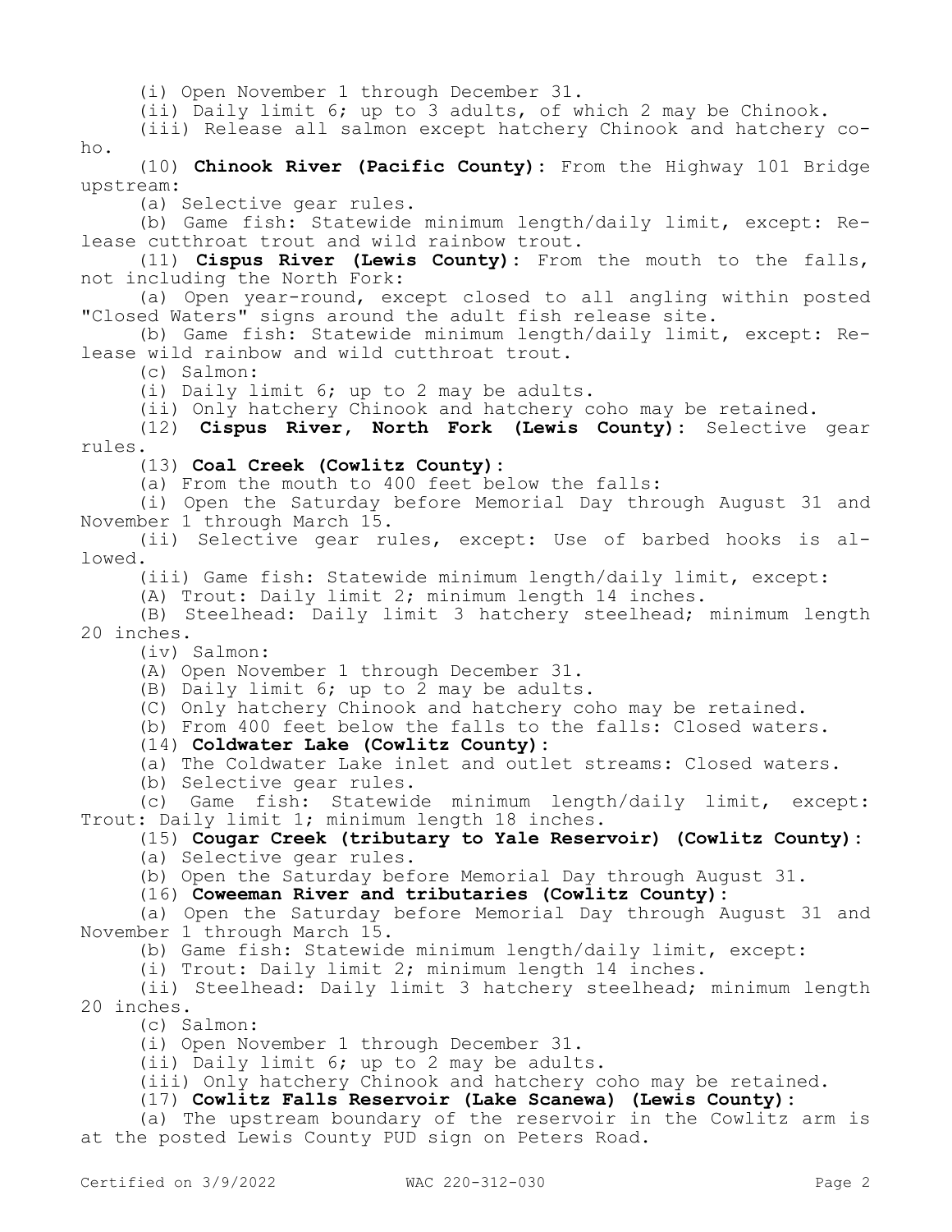(i) Open November 1 through December 31.

(ii) Daily limit 6; up to 3 adults, of which 2 may be Chinook.

(iii) Release all salmon except hatchery Chinook and hatchery coho.

(10) **Chinook River (Pacific County):** From the Highway 101 Bridge upstream:

(a) Selective gear rules.

(b) Game fish: Statewide minimum length/daily limit, except: Release cutthroat trout and wild rainbow trout.

(11) **Cispus River (Lewis County):** From the mouth to the falls, not including the North Fork:

(a) Open year-round, except closed to all angling within posted "Closed Waters" signs around the adult fish release site.

(b) Game fish: Statewide minimum length/daily limit, except: Release wild rainbow and wild cutthroat trout.

(c) Salmon:

(i) Daily limit 6; up to 2 may be adults.

(ii) Only hatchery Chinook and hatchery coho may be retained.

(12) **Cispus River, North Fork (Lewis County):** Selective gear rules.

(13) **Coal Creek (Cowlitz County):**

(a) From the mouth to 400 feet below the falls:

(i) Open the Saturday before Memorial Day through August 31 and November 1 through March 15.

(ii) Selective gear rules, except: Use of barbed hooks is allowed.

(iii) Game fish: Statewide minimum length/daily limit, except:

(A) Trout: Daily limit 2; minimum length 14 inches.

(B) Steelhead: Daily limit 3 hatchery steelhead; minimum length 20 inches.

(iv) Salmon:

(A) Open November 1 through December 31.

(B) Daily limit 6; up to 2 may be adults.

(C) Only hatchery Chinook and hatchery coho may be retained.

(b) From 400 feet below the falls to the falls: Closed waters.

(14) **Coldwater Lake (Cowlitz County):**

(a) The Coldwater Lake inlet and outlet streams: Closed waters.

(b) Selective gear rules.

(c) Game fish: Statewide minimum length/daily limit, except: Trout: Daily limit 1; minimum length 18 inches.

(15) **Cougar Creek (tributary to Yale Reservoir) (Cowlitz County):**

(a) Selective gear rules.

(b) Open the Saturday before Memorial Day through August 31.

(16) **Coweeman River and tributaries (Cowlitz County):**

(a) Open the Saturday before Memorial Day through August 31 and November 1 through March 15.

(b) Game fish: Statewide minimum length/daily limit, except:

(i) Trout: Daily limit 2; minimum length 14 inches.

(ii) Steelhead: Daily limit 3 hatchery steelhead; minimum length 20 inches.

(c) Salmon:

(i) Open November 1 through December 31.

(ii) Daily limit 6; up to 2 may be adults.

(iii) Only hatchery Chinook and hatchery coho may be retained.

(17) **Cowlitz Falls Reservoir (Lake Scanewa) (Lewis County):**

(a) The upstream boundary of the reservoir in the Cowlitz arm is at the posted Lewis County PUD sign on Peters Road.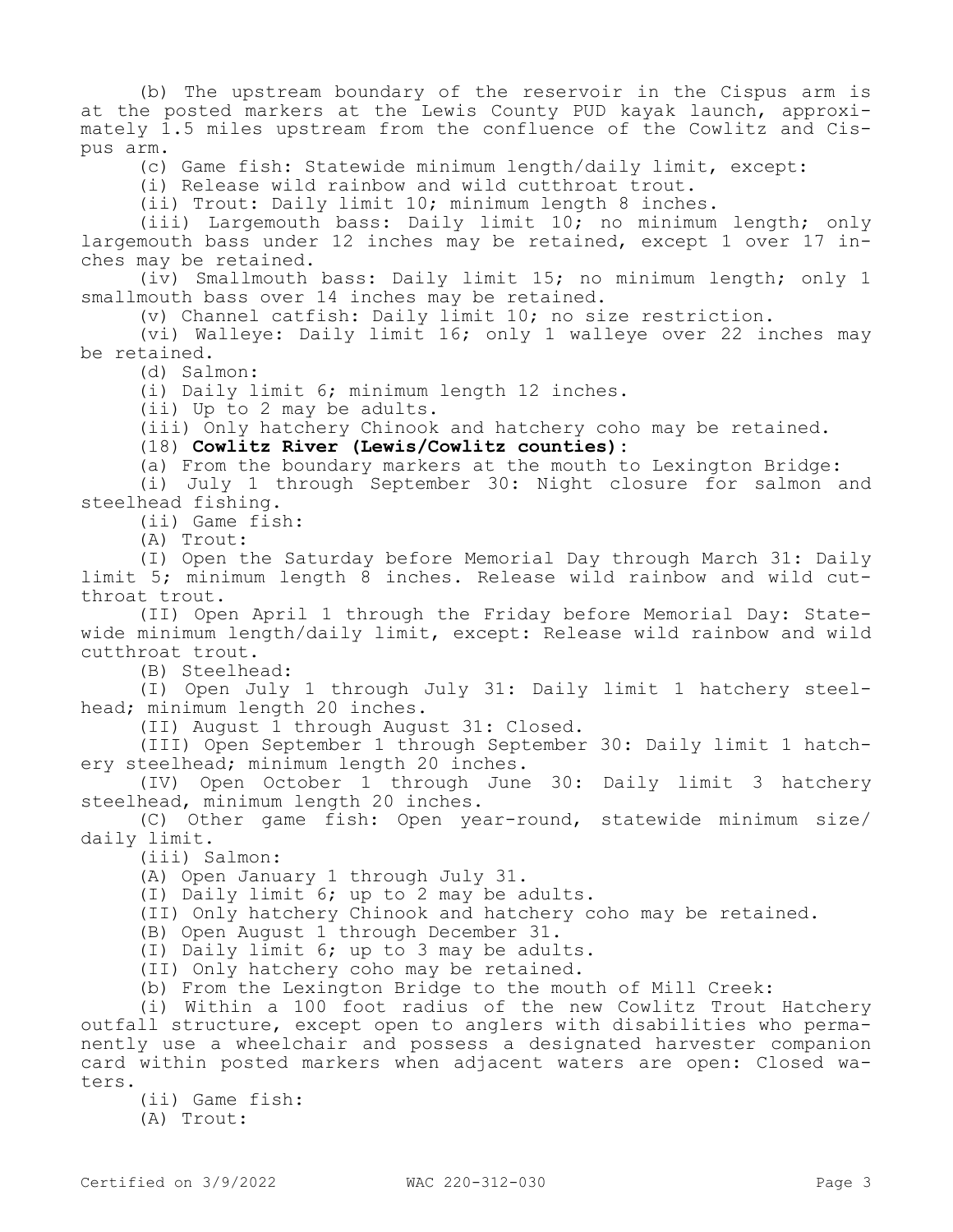(b) The upstream boundary of the reservoir in the Cispus arm is at the posted markers at the Lewis County PUD kayak launch, approximately 1.5 miles upstream from the confluence of the Cowlitz and Cispus arm.

(c) Game fish: Statewide minimum length/daily limit, except:

(i) Release wild rainbow and wild cutthroat trout.

(ii) Trout: Daily limit 10; minimum length 8 inches.

(iii) Largemouth bass: Daily limit 10; no minimum length; only largemouth bass under 12 inches may be retained, except 1 over 17 inches may be retained.

(iv) Smallmouth bass: Daily limit 15; no minimum length; only 1 smallmouth bass over 14 inches may be retained.

(v) Channel catfish: Daily limit 10; no size restriction.

(vi) Walleye: Daily limit 16; only 1 walleye over 22 inches may be retained.

(d) Salmon:

(i) Daily limit 6; minimum length 12 inches.

(ii) Up to 2 may be adults.

(iii) Only hatchery Chinook and hatchery coho may be retained.

(18) **Cowlitz River (Lewis/Cowlitz counties):**

(a) From the boundary markers at the mouth to Lexington Bridge:

(i) July 1 through September 30: Night closure for salmon and steelhead fishing.

(ii) Game fish:

(A) Trout:

(I) Open the Saturday before Memorial Day through March 31: Daily limit 5; minimum length 8 inches. Release wild rainbow and wild cutthroat trout.

(II) Open April 1 through the Friday before Memorial Day: Statewide minimum length/daily limit, except: Release wild rainbow and wild cutthroat trout.

(B) Steelhead:

(I) Open July 1 through July 31: Daily limit 1 hatchery steelhead; minimum length 20 inches.

(II) August 1 through August 31: Closed.

(III) Open September 1 through September 30: Daily limit 1 hatchery steelhead; minimum length 20 inches.

(IV) Open October 1 through June 30: Daily limit 3 hatchery steelhead, minimum length 20 inches.

(C) Other game fish: Open year-round, statewide minimum size/daily limit.

(iii) Salmon:

(A) Open January 1 through July 31.

(I) Daily limit 6; up to 2 may be adults.

(II) Only hatchery Chinook and hatchery coho may be retained.

(B) Open August 1 through December 31.

(I) Daily limit 6; up to 3 may be adults.

(II) Only hatchery coho may be retained.

(b) From the Lexington Bridge to the mouth of Mill Creek:

(i) Within a 100 foot radius of the new Cowlitz Trout Hatchery outfall structure, except open to anglers with disabilities who permanently use a wheelchair and possess a designated harvester companion card within posted markers when adjacent waters are open: Closed waters.

(ii) Game fish:

(A) Trout: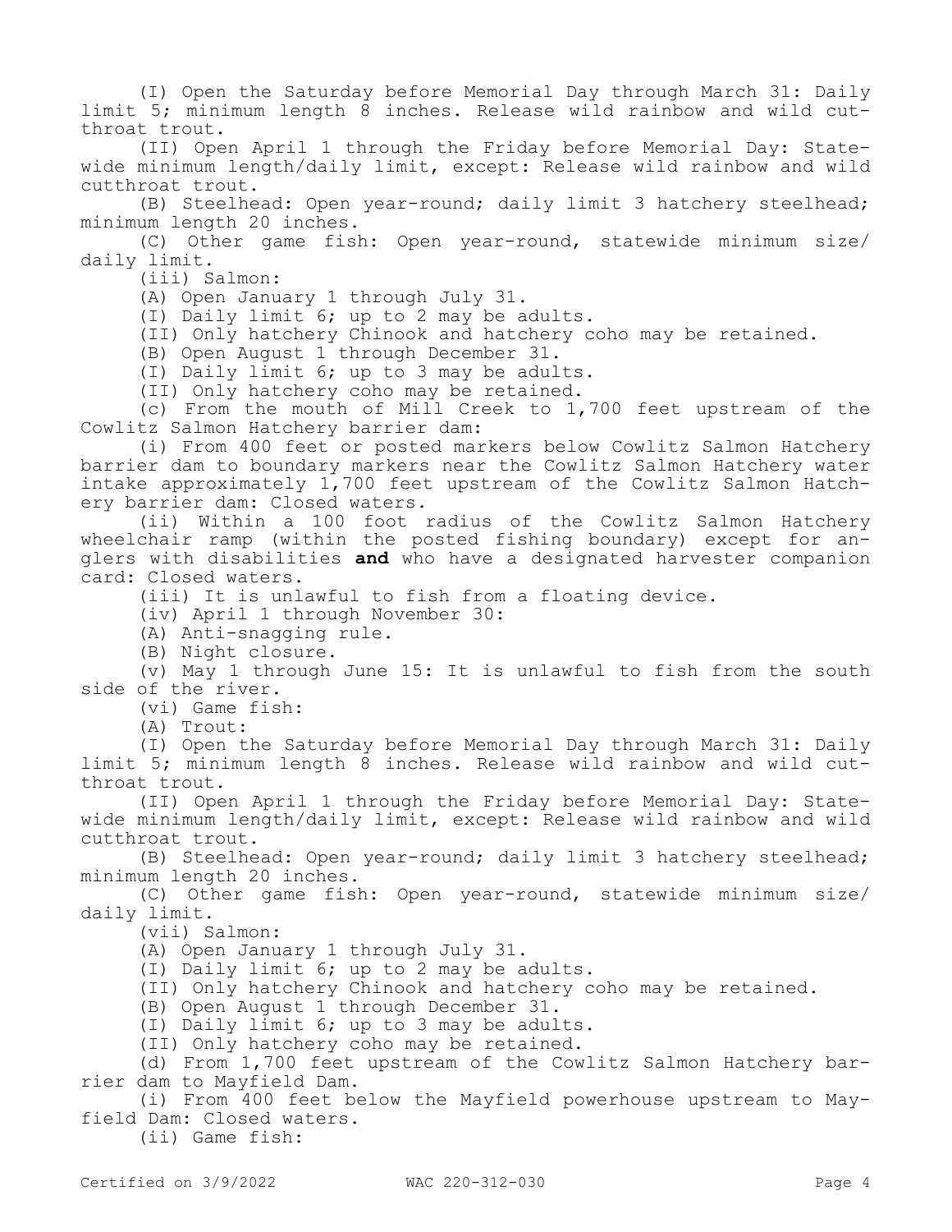(I) Open the Saturday before Memorial Day through March 31: Daily limit 5; minimum length 8 inches. Release wild rainbow and wild cutthroat trout.

(II) Open April 1 through the Friday before Memorial Day: Statewide minimum length/daily limit, except: Release wild rainbow and wild cutthroat trout.

(B) Steelhead: Open year-round; daily limit 3 hatchery steelhead; minimum length 20 inches.

(C) Other game fish: Open year-round, statewide minimum size/daily limit.

(iii) Salmon:

(A) Open January 1 through July 31.

(I) Daily limit 6; up to 2 may be adults.

(II) Only hatchery Chinook and hatchery coho may be retained.

(B) Open August 1 through December 31.

(I) Daily limit 6; up to 3 may be adults.

(II) Only hatchery coho may be retained.

(c) From the mouth of Mill Creek to 1,700 feet upstream of the Cowlitz Salmon Hatchery barrier dam:

(i) From 400 feet or posted markers below Cowlitz Salmon Hatchery barrier dam to boundary markers near the Cowlitz Salmon Hatchery water intake approximately 1,700 feet upstream of the Cowlitz Salmon Hatchery barrier dam: Closed waters.

(ii) Within a 100 foot radius of the Cowlitz Salmon Hatchery wheelchair ramp (within the posted fishing boundary) except for anglers with disabilities **and** who have a designated harvester companion card: Closed waters.

(iii) It is unlawful to fish from a floating device.

(iv) April 1 through November 30:

(A) Anti-snagging rule.

(B) Night closure.

(v) May 1 through June 15: It is unlawful to fish from the south side of the river.

(vi) Game fish:

(A) Trout:

(I) Open the Saturday before Memorial Day through March 31: Daily limit 5; minimum length 8 inches. Release wild rainbow and wild cutthroat trout.

(II) Open April 1 through the Friday before Memorial Day: Statewide minimum length/daily limit, except: Release wild rainbow and wild cutthroat trout.

(B) Steelhead: Open year-round; daily limit 3 hatchery steelhead; minimum length 20 inches.

(C) Other game fish: Open year-round, statewide minimum size/daily limit.

(vii) Salmon:

(A) Open January 1 through July 31.

(I) Daily limit 6; up to 2 may be adults.

(II) Only hatchery Chinook and hatchery coho may be retained.

(B) Open August 1 through December 31.

(I) Daily limit 6; up to 3 may be adults.

(II) Only hatchery coho may be retained.

(d) From 1,700 feet upstream of the Cowlitz Salmon Hatchery barrier dam to Mayfield Dam.

(i) From 400 feet below the Mayfield powerhouse upstream to Mayfield Dam: Closed waters.

(ii) Game fish: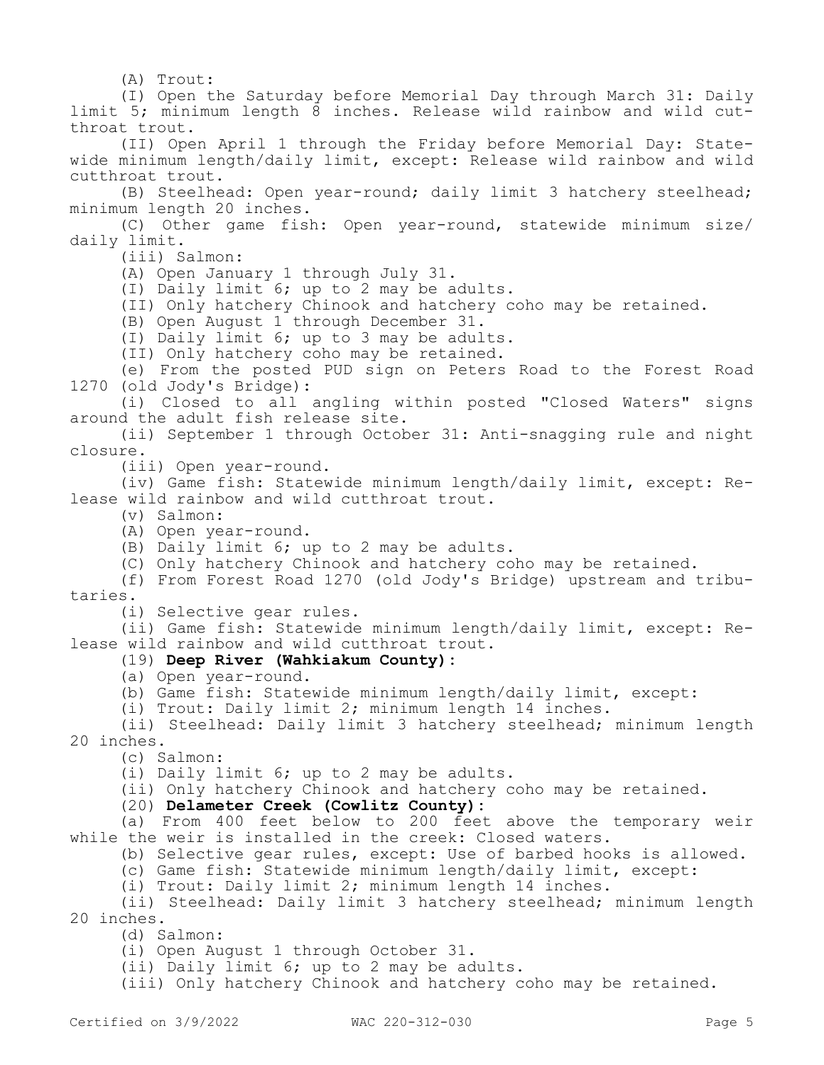(A) Trout:

(I) Open the Saturday before Memorial Day through March 31: Daily limit 5; minimum length 8 inches. Release wild rainbow and wild cutthroat trout.

(II) Open April 1 through the Friday before Memorial Day: Statewide minimum length/daily limit, except: Release wild rainbow and wild cutthroat trout.

(B) Steelhead: Open year-round; daily limit 3 hatchery steelhead; minimum length 20 inches.

(C) Other game fish: Open year-round, statewide minimum size/daily limit.

(iii) Salmon:

(A) Open January 1 through July 31.

(I) Daily limit 6; up to 2 may be adults.

(II) Only hatchery Chinook and hatchery coho may be retained.

(B) Open August 1 through December 31.

(I) Daily limit 6; up to 3 may be adults.

(II) Only hatchery coho may be retained.

(e) From the posted PUD sign on Peters Road to the Forest Road 1270 (old Jody's Bridge):

(i) Closed to all angling within posted "Closed Waters" signs around the adult fish release site.

(ii) September 1 through October 31: Anti-snagging rule and night closure.

(iii) Open year-round.

(iv) Game fish: Statewide minimum length/daily limit, except: Release wild rainbow and wild cutthroat trout.

(v) Salmon:

(A) Open year-round.

(B) Daily limit 6; up to 2 may be adults.

(C) Only hatchery Chinook and hatchery coho may be retained.

(f) From Forest Road 1270 (old Jody's Bridge) upstream and tributaries.

(i) Selective gear rules.

(ii) Game fish: Statewide minimum length/daily limit, except: Release wild rainbow and wild cutthroat trout.

(19) **Deep River (Wahkiakum County):**

(a) Open year-round.

(b) Game fish: Statewide minimum length/daily limit, except:

(i) Trout: Daily limit 2; minimum length 14 inches.

(ii) Steelhead: Daily limit 3 hatchery steelhead; minimum length 20 inches.

(c) Salmon:

(i) Daily limit 6; up to 2 may be adults.

(ii) Only hatchery Chinook and hatchery coho may be retained.

(20) **Delameter Creek (Cowlitz County):**

(a) From 400 feet below to 200 feet above the temporary weir while the weir is installed in the creek: Closed waters.

(b) Selective gear rules, except: Use of barbed hooks is allowed.

(c) Game fish: Statewide minimum length/daily limit, except:

(i) Trout: Daily limit 2; minimum length 14 inches.

(ii) Steelhead: Daily limit 3 hatchery steelhead; minimum length 20 inches.

(d) Salmon:

(i) Open August 1 through October 31.

(ii) Daily limit 6; up to 2 may be adults.

(iii) Only hatchery Chinook and hatchery coho may be retained.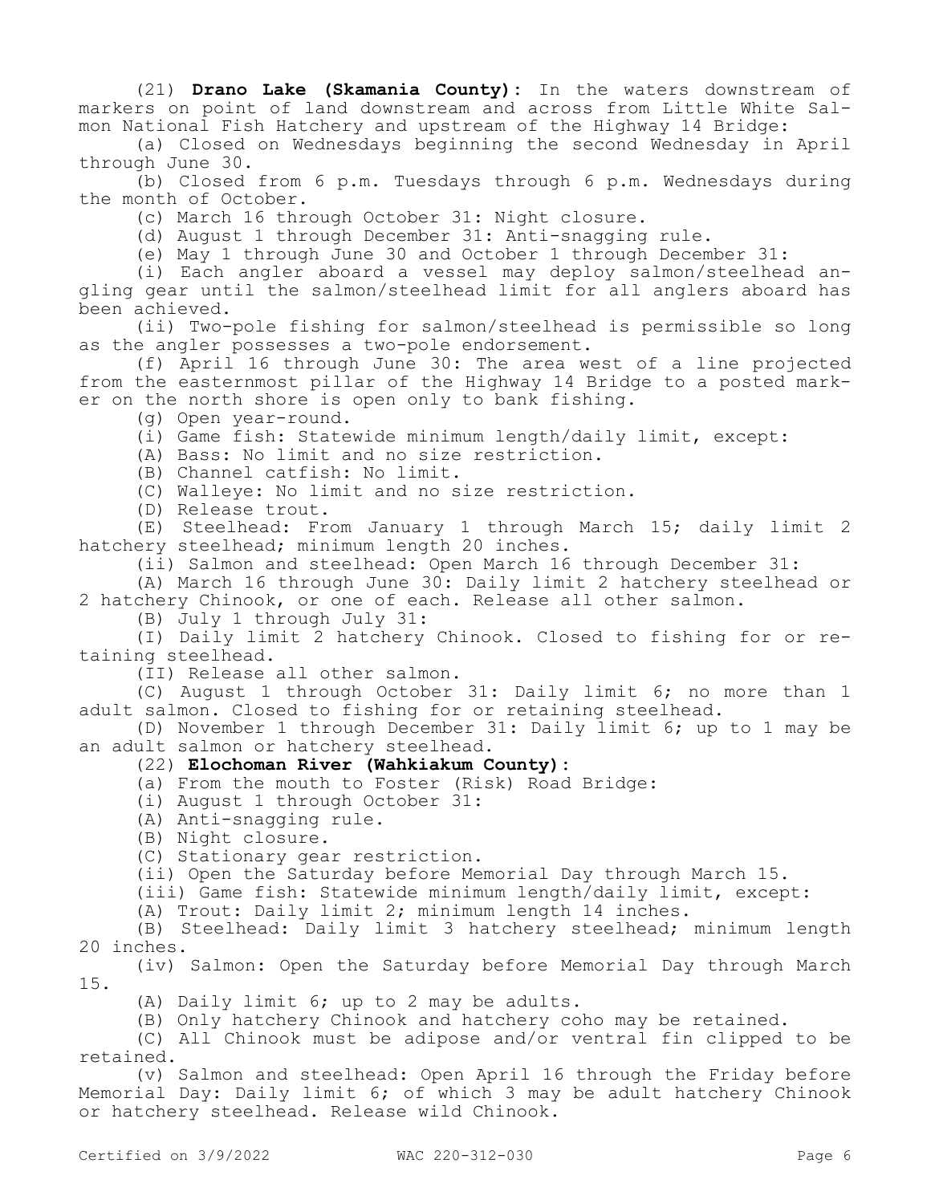(21) **Drano Lake (Skamania County):** In the waters downstream of markers on point of land downstream and across from Little White Salmon National Fish Hatchery and upstream of the Highway 14 Bridge:

(a) Closed on Wednesdays beginning the second Wednesday in April through June 30.

(b) Closed from 6 p.m. Tuesdays through 6 p.m. Wednesdays during the month of October.

(c) March 16 through October 31: Night closure.

(d) August 1 through December 31: Anti-snagging rule.

(e) May 1 through June 30 and October 1 through December 31:

(i) Each angler aboard a vessel may deploy salmon/steelhead angling gear until the salmon/steelhead limit for all anglers aboard has been achieved.

(ii) Two-pole fishing for salmon/steelhead is permissible so long as the angler possesses a two-pole endorsement.

(f) April 16 through June 30: The area west of a line projected from the easternmost pillar of the Highway 14 Bridge to a posted marker on the north shore is open only to bank fishing.

(g) Open year-round.

(i) Game fish: Statewide minimum length/daily limit, except:

(A) Bass: No limit and no size restriction.

(B) Channel catfish: No limit.

(C) Walleye: No limit and no size restriction.

(D) Release trout.

(E) Steelhead: From January 1 through March 15; daily limit 2 hatchery steelhead; minimum length 20 inches.

(ii) Salmon and steelhead: Open March 16 through December 31:

(A) March 16 through June 30: Daily limit 2 hatchery steelhead or 2 hatchery Chinook, or one of each. Release all other salmon.

(B) July 1 through July 31:

(I) Daily limit 2 hatchery Chinook. Closed to fishing for or retaining steelhead.

(II) Release all other salmon.

(C) August 1 through October 31: Daily limit 6; no more than 1 adult salmon. Closed to fishing for or retaining steelhead.

(D) November 1 through December 31: Daily limit 6; up to 1 may be an adult salmon or hatchery steelhead.

(22) **Elochoman River (Wahkiakum County):**

(a) From the mouth to Foster (Risk) Road Bridge:

(i) August 1 through October 31:

(A) Anti-snagging rule.

(B) Night closure.

(C) Stationary gear restriction.

(ii) Open the Saturday before Memorial Day through March 15.

(iii) Game fish: Statewide minimum length/daily limit, except:

(A) Trout: Daily limit 2; minimum length 14 inches.

(B) Steelhead: Daily limit 3 hatchery steelhead; minimum length 20 inches.

(iv) Salmon: Open the Saturday before Memorial Day through March 15.

(A) Daily limit 6; up to 2 may be adults.

(B) Only hatchery Chinook and hatchery coho may be retained.

(C) All Chinook must be adipose and/or ventral fin clipped to be retained.

(v) Salmon and steelhead: Open April 16 through the Friday before Memorial Day: Daily limit 6; of which 3 may be adult hatchery Chinook or hatchery steelhead. Release wild Chinook.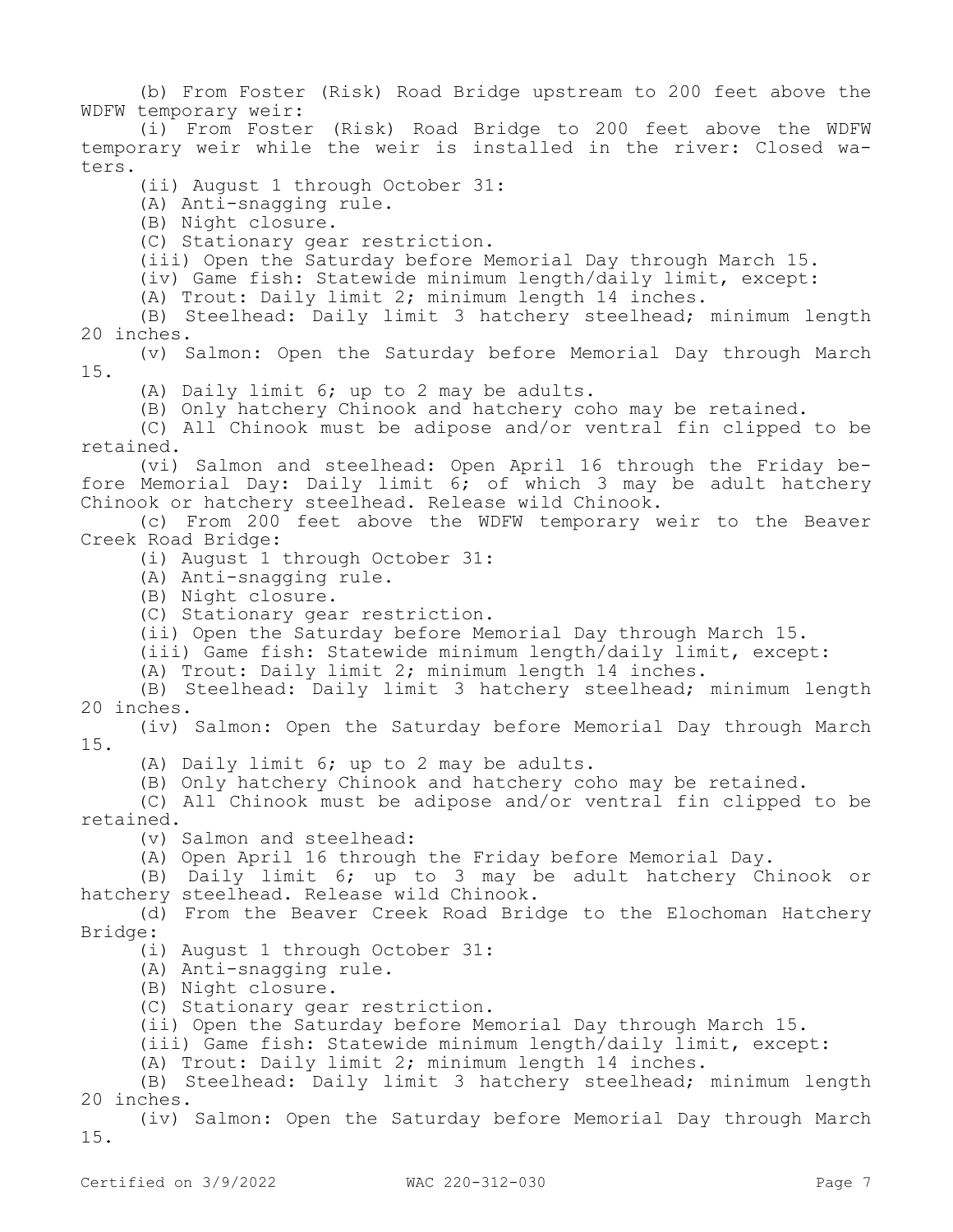(b) From Foster (Risk) Road Bridge upstream to 200 feet above the WDFW temporary weir:

(i) From Foster (Risk) Road Bridge to 200 feet above the WDFW temporary weir while the weir is installed in the river: Closed waters.

(ii) August 1 through October 31:

(A) Anti-snagging rule.

(B) Night closure.

(C) Stationary gear restriction.

(iii) Open the Saturday before Memorial Day through March 15.

(iv) Game fish: Statewide minimum length/daily limit, except:

(A) Trout: Daily limit 2; minimum length 14 inches.

(B) Steelhead: Daily limit 3 hatchery steelhead; minimum length 20 inches.

(v) Salmon: Open the Saturday before Memorial Day through March 15.

(A) Daily limit 6; up to 2 may be adults.

(B) Only hatchery Chinook and hatchery coho may be retained.

(C) All Chinook must be adipose and/or ventral fin clipped to be retained.

(vi) Salmon and steelhead: Open April 16 through the Friday before Memorial Day: Daily limit 6; of which 3 may be adult hatchery Chinook or hatchery steelhead. Release wild Chinook.

(c) From 200 feet above the WDFW temporary weir to the Beaver Creek Road Bridge:

(i) August 1 through October 31:

(A) Anti-snagging rule.

(B) Night closure.

(C) Stationary gear restriction.

(ii) Open the Saturday before Memorial Day through March 15.

(iii) Game fish: Statewide minimum length/daily limit, except:

(A) Trout: Daily limit 2; minimum length 14 inches.

(B) Steelhead: Daily limit 3 hatchery steelhead; minimum length 20 inches.

(iv) Salmon: Open the Saturday before Memorial Day through March 15.

(A) Daily limit 6; up to 2 may be adults.

(B) Only hatchery Chinook and hatchery coho may be retained.

(C) All Chinook must be adipose and/or ventral fin clipped to be retained.

(v) Salmon and steelhead:

(A) Open April 16 through the Friday before Memorial Day.

(B) Daily limit 6; up to 3 may be adult hatchery Chinook or hatchery steelhead. Release wild Chinook.

(d) From the Beaver Creek Road Bridge to the Elochoman Hatchery Bridge:

(i) August 1 through October 31:

(A) Anti-snagging rule.

(B) Night closure.

(C) Stationary gear restriction.

(ii) Open the Saturday before Memorial Day through March 15.

(iii) Game fish: Statewide minimum length/daily limit, except:

(A) Trout: Daily limit 2; minimum length 14 inches.

(B) Steelhead: Daily limit 3 hatchery steelhead; minimum length 20 inches.

(iv) Salmon: Open the Saturday before Memorial Day through March 15.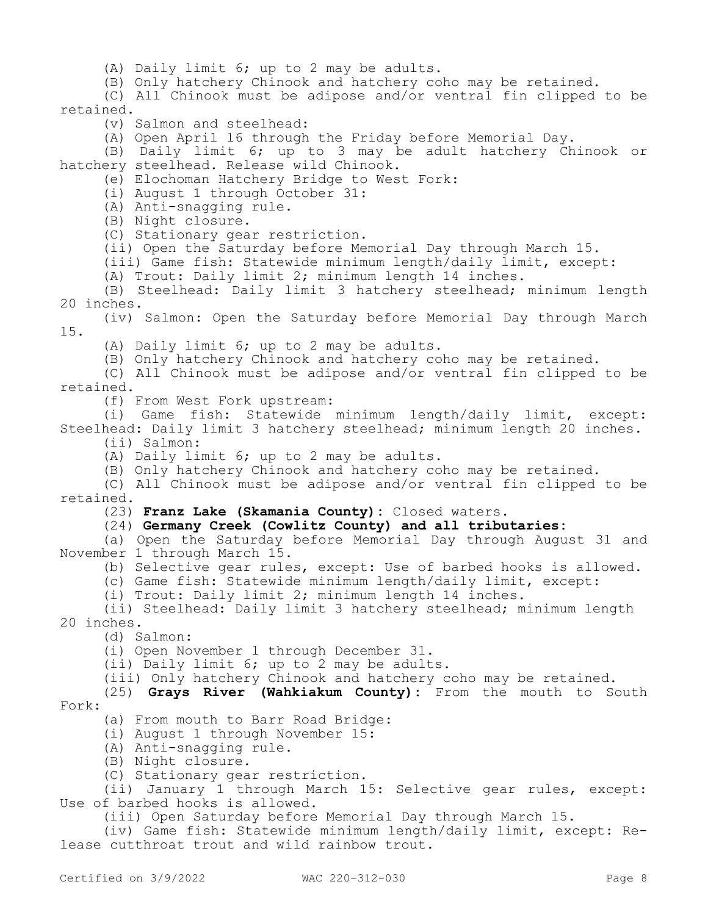(A) Daily limit 6; up to 2 may be adults.

(B) Only hatchery Chinook and hatchery coho may be retained.

(C) All Chinook must be adipose and/or ventral fin clipped to be retained.

(v) Salmon and steelhead:

(A) Open April 16 through the Friday before Memorial Day.

(B) Daily limit 6; up to 3 may be adult hatchery Chinook or hatchery steelhead. Release wild Chinook.

(e) Elochoman Hatchery Bridge to West Fork:

(i) August 1 through October 31:

(A) Anti-snagging rule.

(B) Night closure.

(C) Stationary gear restriction.

(ii) Open the Saturday before Memorial Day through March 15.

(iii) Game fish: Statewide minimum length/daily limit, except:

(A) Trout: Daily limit 2; minimum length 14 inches.

(B) Steelhead: Daily limit 3 hatchery steelhead; minimum length 20 inches.

(iv) Salmon: Open the Saturday before Memorial Day through March 15.

(A) Daily limit 6; up to 2 may be adults.

(B) Only hatchery Chinook and hatchery coho may be retained.

(C) All Chinook must be adipose and/or ventral fin clipped to be retained.

(f) From West Fork upstream:

(i) Game fish: Statewide minimum length/daily limit, except: Steelhead: Daily limit 3 hatchery steelhead; minimum length 20 inches.

(ii) Salmon:

(A) Daily limit 6; up to 2 may be adults.

(B) Only hatchery Chinook and hatchery coho may be retained.

(C) All Chinook must be adipose and/or ventral fin clipped to be retained.

(23) **Franz Lake (Skamania County)**: Closed waters.

(24) **Germany Creek (Cowlitz County) and all tributaries**:

(a) Open the Saturday before Memorial Day through August 31 and November 1 through March 15.

(b) Selective gear rules, except: Use of barbed hooks is allowed.

(c) Game fish: Statewide minimum length/daily limit, except:

(i) Trout: Daily limit 2; minimum length 14 inches.

(ii) Steelhead: Daily limit 3 hatchery steelhead; minimum length 20 inches.

(d) Salmon:

(i) Open November 1 through December 31.

(ii) Daily limit 6; up to 2 may be adults.

(iii) Only hatchery Chinook and hatchery coho may be retained.

(25) **Grays River (Wahkiakum County)**: From the mouth to South Fork:

(a) From mouth to Barr Road Bridge:

(i) August 1 through November 15:

(A) Anti-snagging rule.

(B) Night closure.

(C) Stationary gear restriction.

(ii) January 1 through March 15: Selective gear rules, except: Use of barbed hooks is allowed.

(iii) Open Saturday before Memorial Day through March 15.

(iv) Game fish: Statewide minimum length/daily limit, except: Release cutthroat trout and wild rainbow trout.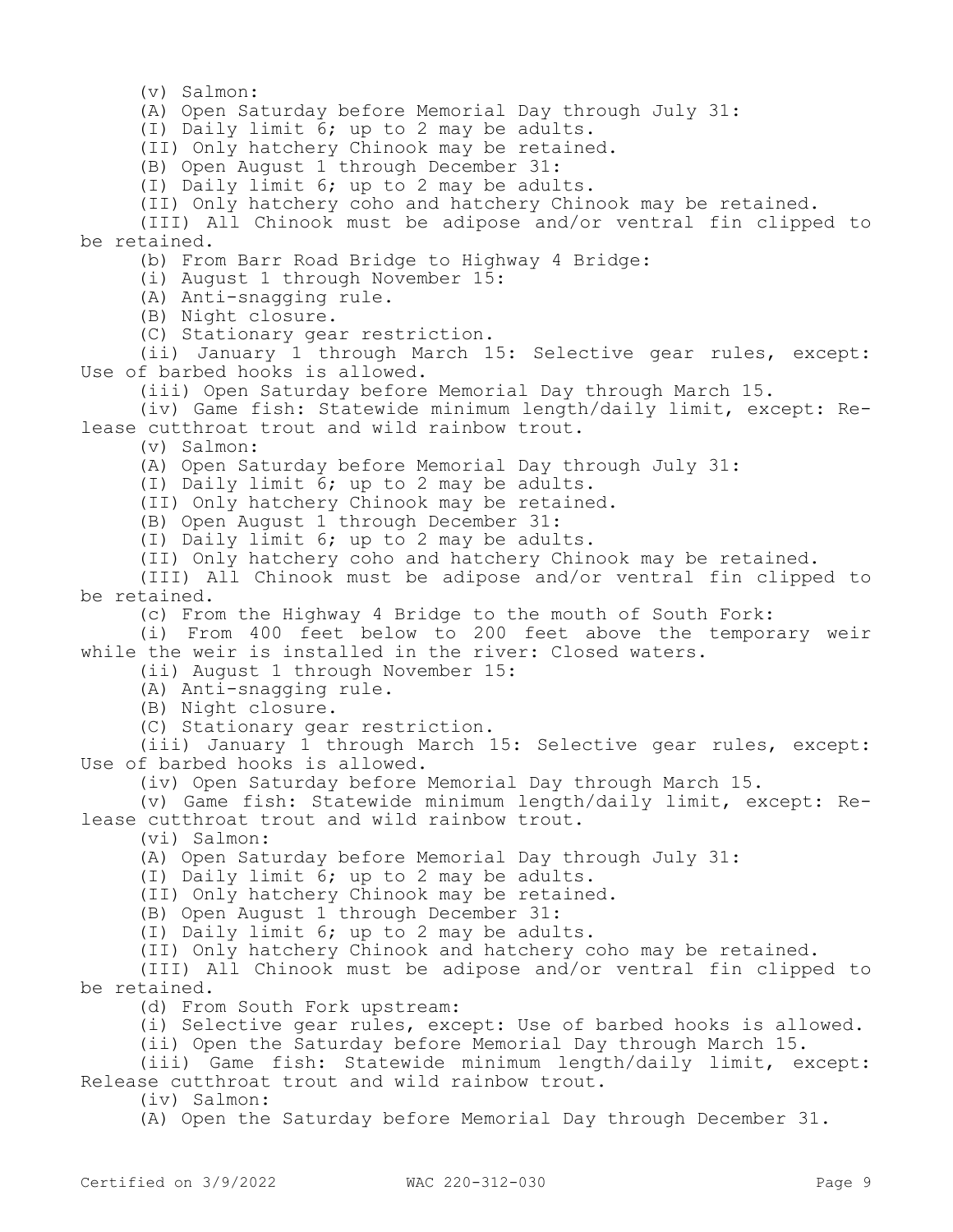(v) Salmon:

(A) Open Saturday before Memorial Day through July 31:

(I) Daily limit 6; up to 2 may be adults.

(II) Only hatchery Chinook may be retained.

(B) Open August 1 through December 31:

(I) Daily limit 6; up to 2 may be adults.

(II) Only hatchery coho and hatchery Chinook may be retained.

(III) All Chinook must be adipose and/or ventral fin clipped to be retained.

(b) From Barr Road Bridge to Highway 4 Bridge:

(i) August 1 through November 15:

(A) Anti-snagging rule.

(B) Night closure.

(C) Stationary gear restriction.

(ii) January 1 through March 15: Selective gear rules, except: Use of barbed hooks is allowed.

(iii) Open Saturday before Memorial Day through March 15.

(iv) Game fish: Statewide minimum length/daily limit, except: Release cutthroat trout and wild rainbow trout.

(v) Salmon:

(A) Open Saturday before Memorial Day through July 31:

(I) Daily limit 6; up to 2 may be adults.

(II) Only hatchery Chinook may be retained.

(B) Open August 1 through December 31:

(I) Daily limit 6; up to 2 may be adults.

(II) Only hatchery coho and hatchery Chinook may be retained.

(III) All Chinook must be adipose and/or ventral fin clipped to be retained.

(c) From the Highway 4 Bridge to the mouth of South Fork:

(i) From 400 feet below to 200 feet above the temporary weir while the weir is installed in the river: Closed waters.

(ii) August 1 through November 15:

(A) Anti-snagging rule.

(B) Night closure.

(C) Stationary gear restriction.

(iii) January 1 through March 15: Selective gear rules, except: Use of barbed hooks is allowed.

(iv) Open Saturday before Memorial Day through March 15.

(v) Game fish: Statewide minimum length/daily limit, except: Release cutthroat trout and wild rainbow trout.

(vi) Salmon:

(A) Open Saturday before Memorial Day through July 31:

(I) Daily limit 6; up to 2 may be adults.

(II) Only hatchery Chinook may be retained.

(B) Open August 1 through December 31:

(I) Daily limit 6; up to 2 may be adults.

(II) Only hatchery Chinook and hatchery coho may be retained.

(III) All Chinook must be adipose and/or ventral fin clipped to be retained.

(d) From South Fork upstream:

(i) Selective gear rules, except: Use of barbed hooks is allowed.

(ii) Open the Saturday before Memorial Day through March 15.

(iii) Game fish: Statewide minimum length/daily limit, except: Release cutthroat trout and wild rainbow trout.

(iv) Salmon:

(A) Open the Saturday before Memorial Day through December 31.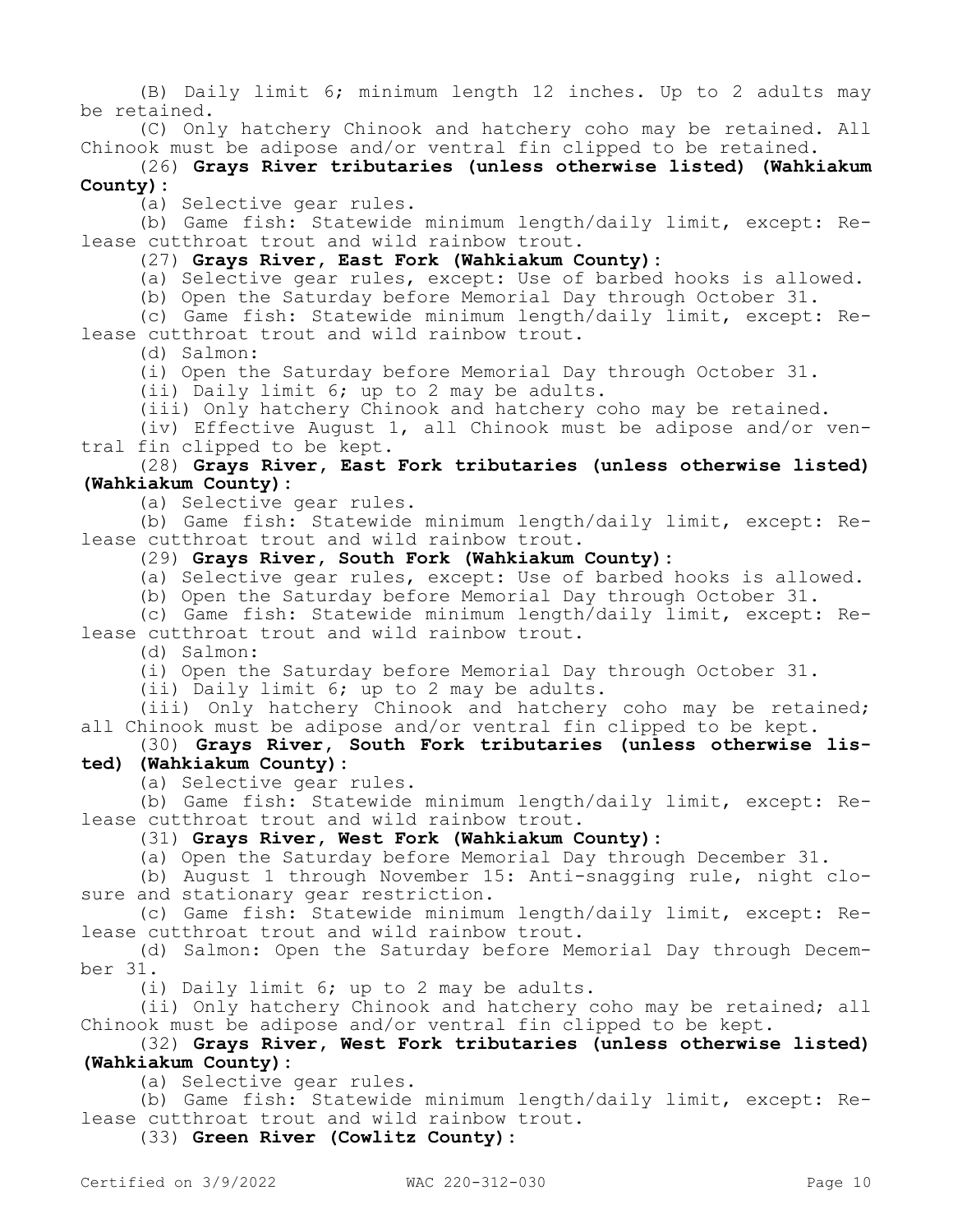(B) Daily limit 6; minimum length 12 inches. Up to 2 adults may be retained.

(C) Only hatchery Chinook and hatchery coho may be retained. All Chinook must be adipose and/or ventral fin clipped to be retained.

(26) **Grays River tributaries (unless otherwise listed) (Wahkiakum County):**

(a) Selective gear rules.

(b) Game fish: Statewide minimum length/daily limit, except: Release cutthroat trout and wild rainbow trout.

(27) **Grays River, East Fork (Wahkiakum County):**

(a) Selective gear rules, except: Use of barbed hooks is allowed.

(b) Open the Saturday before Memorial Day through October 31.

(c) Game fish: Statewide minimum length/daily limit, except: Release cutthroat trout and wild rainbow trout.

(d) Salmon:

(i) Open the Saturday before Memorial Day through October 31.

(ii) Daily limit 6; up to 2 may be adults.

(iii) Only hatchery Chinook and hatchery coho may be retained.

(iv) Effective August 1, all Chinook must be adipose and/or ventral fin clipped to be kept.

(28) **Grays River, East Fork tributaries (unless otherwise listed) (Wahkiakum County):**

(a) Selective gear rules.

(b) Game fish: Statewide minimum length/daily limit, except: Release cutthroat trout and wild rainbow trout.

(29) **Grays River, South Fork (Wahkiakum County):**

(a) Selective gear rules, except: Use of barbed hooks is allowed.

(b) Open the Saturday before Memorial Day through October 31.

(c) Game fish: Statewide minimum length/daily limit, except: Release cutthroat trout and wild rainbow trout.

(d) Salmon:

(i) Open the Saturday before Memorial Day through October 31.

(ii) Daily limit 6; up to 2 may be adults.

(iii) Only hatchery Chinook and hatchery coho may be retained; all Chinook must be adipose and/or ventral fin clipped to be kept.

(30) **Grays River, South Fork tributaries (unless otherwise listed) (Wahkiakum County):**

(a) Selective gear rules.

(b) Game fish: Statewide minimum length/daily limit, except: Release cutthroat trout and wild rainbow trout.

(31) **Grays River, West Fork (Wahkiakum County):**

(a) Open the Saturday before Memorial Day through December 31.

(b) August 1 through November 15: Anti-snagging rule, night closure and stationary gear restriction.

(c) Game fish: Statewide minimum length/daily limit, except: Release cutthroat trout and wild rainbow trout.

(d) Salmon: Open the Saturday before Memorial Day through December 31.

(i) Daily limit 6; up to 2 may be adults.

(ii) Only hatchery Chinook and hatchery coho may be retained; all Chinook must be adipose and/or ventral fin clipped to be kept.

(32) **Grays River, West Fork tributaries (unless otherwise listed) (Wahkiakum County):**

(a) Selective gear rules.

(b) Game fish: Statewide minimum length/daily limit, except: Release cutthroat trout and wild rainbow trout.

(33) **Green River (Cowlitz County):**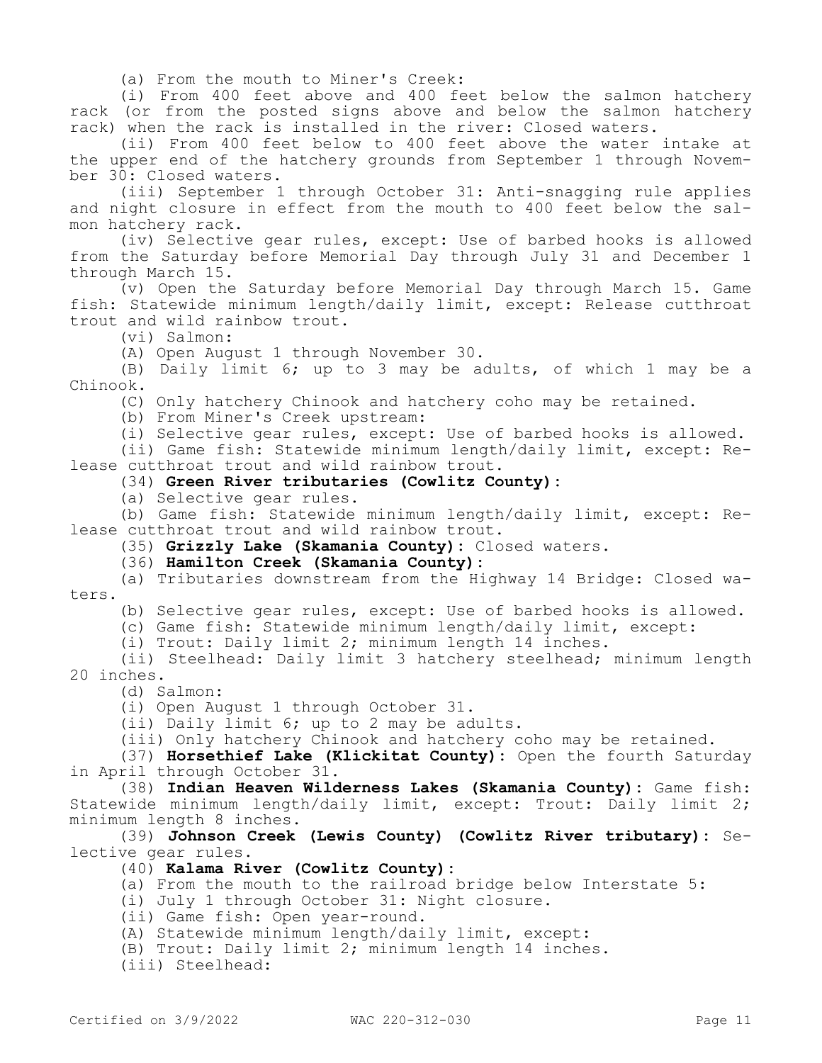(a) From the mouth to Miner's Creek:

(i) From 400 feet above and 400 feet below the salmon hatchery rack (or from the posted signs above and below the salmon hatchery rack) when the rack is installed in the river: Closed waters.

(ii) From 400 feet below to 400 feet above the water intake at the upper end of the hatchery grounds from September 1 through November 30: Closed waters.

(iii) September 1 through October 31: Anti-snagging rule applies and night closure in effect from the mouth to 400 feet below the salmon hatchery rack.

(iv) Selective gear rules, except: Use of barbed hooks is allowed from the Saturday before Memorial Day through July 31 and December 1 through March 15.

(v) Open the Saturday before Memorial Day through March 15. Game fish: Statewide minimum length/daily limit, except: Release cutthroat trout and wild rainbow trout.

(vi) Salmon:

(A) Open August 1 through November 30.

(B) Daily limit 6; up to 3 may be adults, of which 1 may be a Chinook.

(C) Only hatchery Chinook and hatchery coho may be retained.

(b) From Miner's Creek upstream:

(i) Selective gear rules, except: Use of barbed hooks is allowed.

(ii) Game fish: Statewide minimum length/daily limit, except: Release cutthroat trout and wild rainbow trout.

(34) **Green River tributaries (Cowlitz County):**

(a) Selective gear rules.

(b) Game fish: Statewide minimum length/daily limit, except: Release cutthroat trout and wild rainbow trout.

(35) **Grizzly Lake (Skamania County):** Closed waters.

(36) **Hamilton Creek (Skamania County):**

(a) Tributaries downstream from the Highway 14 Bridge: Closed waters.

(b) Selective gear rules, except: Use of barbed hooks is allowed.

(c) Game fish: Statewide minimum length/daily limit, except:

(i) Trout: Daily limit 2; minimum length 14 inches.

(ii) Steelhead: Daily limit 3 hatchery steelhead; minimum length 20 inches.

(d) Salmon:

(i) Open August 1 through October 31.

(ii) Daily limit 6; up to 2 may be adults.

(iii) Only hatchery Chinook and hatchery coho may be retained.

(37) **Horsethief Lake (Klickitat County):** Open the fourth Saturday in April through October 31.

(38) **Indian Heaven Wilderness Lakes (Skamania County):** Game fish: Statewide minimum length/daily limit, except: Trout: Daily limit 2; minimum length 8 inches.

(39) **Johnson Creek (Lewis County) (Cowlitz River tributary):** Selective gear rules.

(40) **Kalama River (Cowlitz County):**

(a) From the mouth to the railroad bridge below Interstate 5:

(i) July 1 through October 31: Night closure.

(ii) Game fish: Open year-round.

(A) Statewide minimum length/daily limit, except:

(B) Trout: Daily limit 2; minimum length 14 inches.

(iii) Steelhead: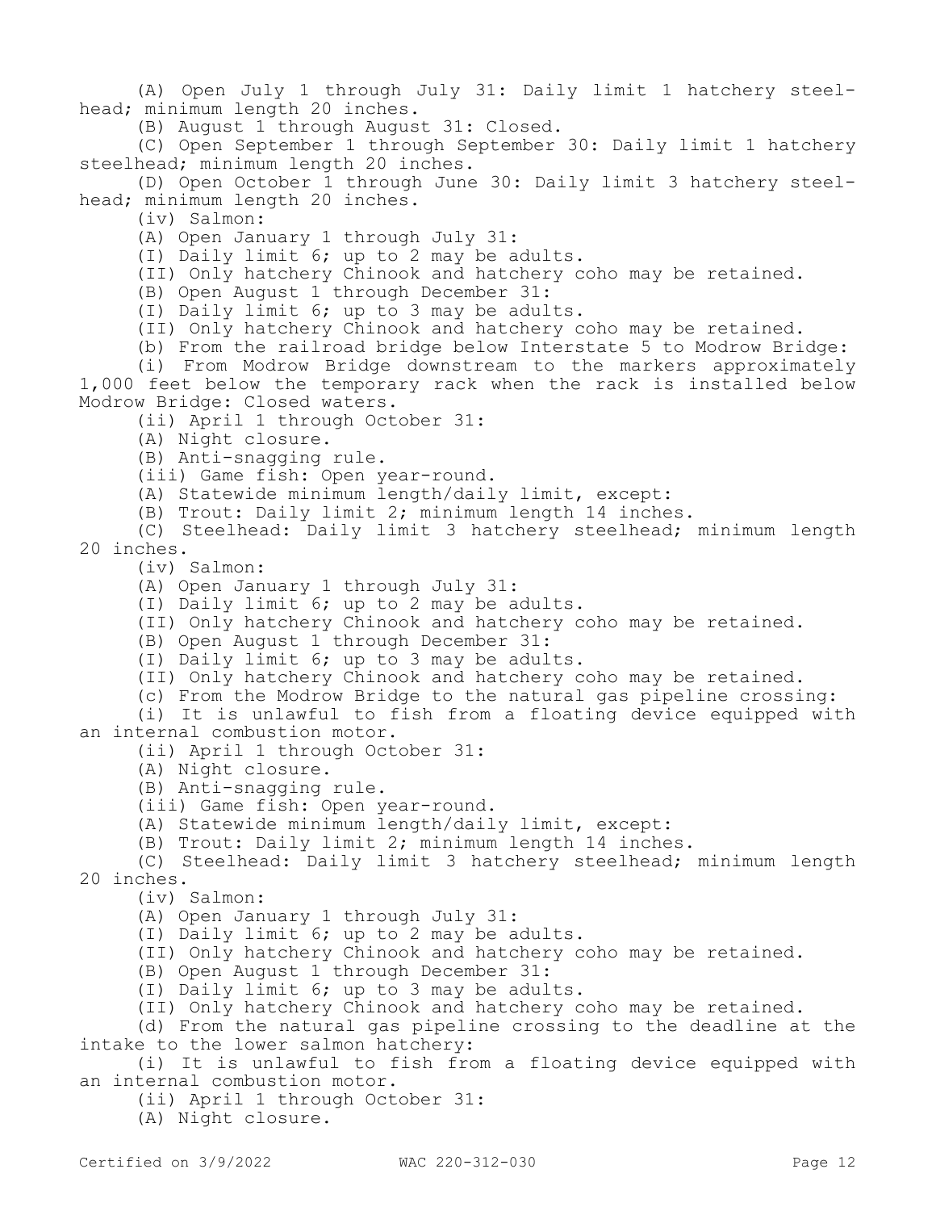(A) Open July 1 through July 31: Daily limit 1 hatchery steelhead; minimum length 20 inches.

(B) August 1 through August 31: Closed.

(C) Open September 1 through September 30: Daily limit 1 hatchery steelhead; minimum length 20 inches.

(D) Open October 1 through June 30: Daily limit 3 hatchery steelhead; minimum length 20 inches.

(iv) Salmon:

(A) Open January 1 through July 31:

(I) Daily limit 6; up to 2 may be adults.

(II) Only hatchery Chinook and hatchery coho may be retained.

(B) Open August 1 through December 31:

(I) Daily limit 6; up to 3 may be adults.

(II) Only hatchery Chinook and hatchery coho may be retained.

(b) From the railroad bridge below Interstate 5 to Modrow Bridge:

(i) From Modrow Bridge downstream to the markers approximately 1,000 feet below the temporary rack when the rack is installed below Modrow Bridge: Closed waters.

(ii) April 1 through October 31:

(A) Night closure.

(B) Anti-snagging rule.

(iii) Game fish: Open year-round.

(A) Statewide minimum length/daily limit, except:

(B) Trout: Daily limit 2; minimum length 14 inches.

(C) Steelhead: Daily limit 3 hatchery steelhead; minimum length 20 inches.

(iv) Salmon:

(A) Open January 1 through July 31:

(I) Daily limit 6; up to 2 may be adults.

(II) Only hatchery Chinook and hatchery coho may be retained.

(B) Open August 1 through December 31:

(I) Daily limit 6; up to 3 may be adults.

(II) Only hatchery Chinook and hatchery coho may be retained.

(c) From the Modrow Bridge to the natural gas pipeline crossing:

(i) It is unlawful to fish from a floating device equipped with an internal combustion motor.

(ii) April 1 through October 31:

(A) Night closure.

(B) Anti-snagging rule.

(iii) Game fish: Open year-round.

(A) Statewide minimum length/daily limit, except:

(B) Trout: Daily limit 2; minimum length 14 inches.

(C) Steelhead: Daily limit 3 hatchery steelhead; minimum length 20 inches.

(iv) Salmon:

(A) Open January 1 through July 31:

(I) Daily limit 6; up to 2 may be adults.

(II) Only hatchery Chinook and hatchery coho may be retained.

(B) Open August 1 through December 31:

(I) Daily limit 6; up to 3 may be adults.

(II) Only hatchery Chinook and hatchery coho may be retained.

(d) From the natural gas pipeline crossing to the deadline at the intake to the lower salmon hatchery:

(i) It is unlawful to fish from a floating device equipped with an internal combustion motor.

(ii) April 1 through October 31:

(A) Night closure.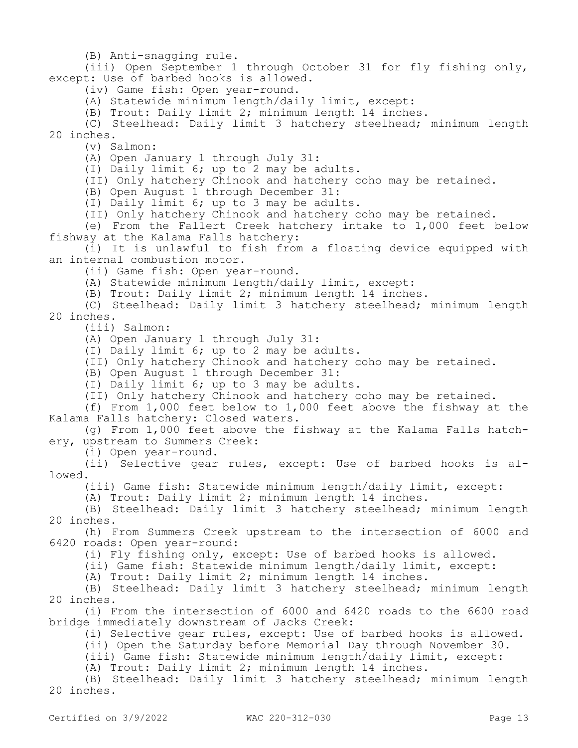(B) Anti-snagging rule.

(iii) Open September 1 through October 31 for fly fishing only, except: Use of barbed hooks is allowed.

(iv) Game fish: Open year-round.

(A) Statewide minimum length/daily limit, except:

(B) Trout: Daily limit 2; minimum length 14 inches.

(C) Steelhead: Daily limit 3 hatchery steelhead; minimum length 20 inches.

(v) Salmon:

(A) Open January 1 through July 31:

(I) Daily limit 6; up to 2 may be adults.

(II) Only hatchery Chinook and hatchery coho may be retained.

(B) Open August 1 through December 31:

(I) Daily limit 6; up to 3 may be adults.

(II) Only hatchery Chinook and hatchery coho may be retained.

(e) From the Fallert Creek hatchery intake to 1,000 feet below fishway at the Kalama Falls hatchery:

(i) It is unlawful to fish from a floating device equipped with an internal combustion motor.

(ii) Game fish: Open year-round.

(A) Statewide minimum length/daily limit, except:

(B) Trout: Daily limit 2; minimum length 14 inches.

(C) Steelhead: Daily limit 3 hatchery steelhead; minimum length 20 inches.

(iii) Salmon:

(A) Open January 1 through July 31:

(I) Daily limit 6; up to 2 may be adults.

(II) Only hatchery Chinook and hatchery coho may be retained.

(B) Open August 1 through December 31:

(I) Daily limit 6; up to 3 may be adults.

(II) Only hatchery Chinook and hatchery coho may be retained.

(f) From 1,000 feet below to 1,000 feet above the fishway at the Kalama Falls hatchery: Closed waters.

(g) From 1,000 feet above the fishway at the Kalama Falls hatchery, upstream to Summers Creek:

(i) Open year-round.

(ii) Selective gear rules, except: Use of barbed hooks is allowed.

(iii) Game fish: Statewide minimum length/daily limit, except:

(A) Trout: Daily limit 2; minimum length 14 inches.

(B) Steelhead: Daily limit 3 hatchery steelhead; minimum length 20 inches.

(h) From Summers Creek upstream to the intersection of 6000 and 6420 roads: Open year-round:

(i) Fly fishing only, except: Use of barbed hooks is allowed.

(ii) Game fish: Statewide minimum length/daily limit, except:

(A) Trout: Daily limit 2; minimum length 14 inches.

(B) Steelhead: Daily limit 3 hatchery steelhead; minimum length 20 inches.

(i) From the intersection of 6000 and 6420 roads to the 6600 road bridge immediately downstream of Jacks Creek:

(i) Selective gear rules, except: Use of barbed hooks is allowed.

(ii) Open the Saturday before Memorial Day through November 30.

(iii) Game fish: Statewide minimum length/daily limit, except:

(A) Trout: Daily limit 2; minimum length 14 inches.

(B) Steelhead: Daily limit 3 hatchery steelhead; minimum length 20 inches.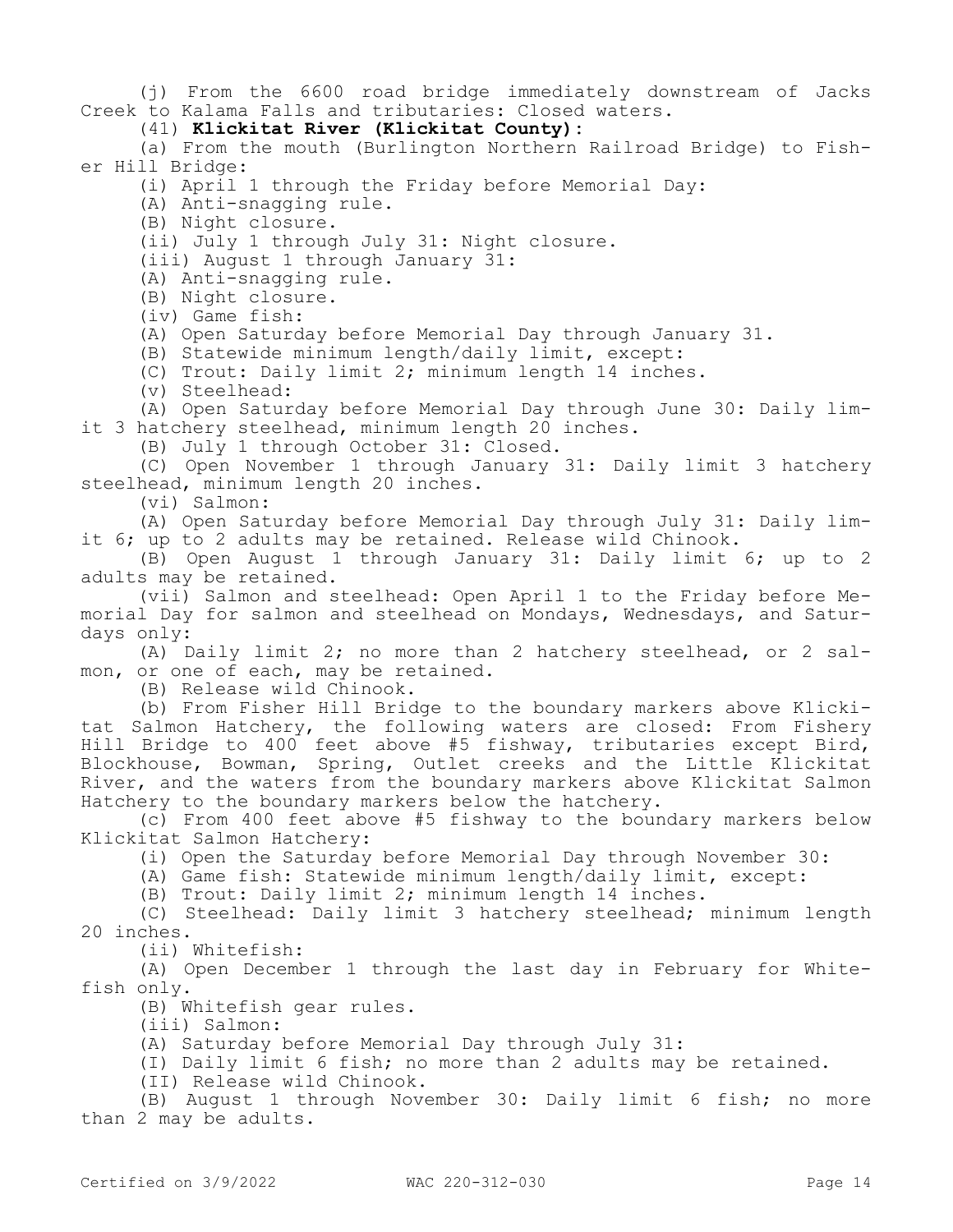(j) From the 6600 road bridge immediately downstream of Jacks Creek to Kalama Falls and tributaries: Closed waters.

(41) **Klickitat River (Klickitat County):**

(a) From the mouth (Burlington Northern Railroad Bridge) to Fisher Hill Bridge:

(i) April 1 through the Friday before Memorial Day:

(A) Anti-snagging rule.

(B) Night closure.

(ii) July 1 through July 31: Night closure.

(iii) August 1 through January 31:

(A) Anti-snagging rule.

(B) Night closure.

(iv) Game fish:

(A) Open Saturday before Memorial Day through January 31.

(B) Statewide minimum length/daily limit, except:

(C) Trout: Daily limit 2; minimum length 14 inches.

(v) Steelhead:

(A) Open Saturday before Memorial Day through June 30: Daily limit 3 hatchery steelhead, minimum length 20 inches.

(B) July 1 through October 31: Closed.

(C) Open November 1 through January 31: Daily limit 3 hatchery steelhead, minimum length 20 inches.

(vi) Salmon:

(A) Open Saturday before Memorial Day through July 31: Daily limit 6; up to 2 adults may be retained. Release wild Chinook.

(B) Open August 1 through January 31: Daily limit 6; up to 2 adults may be retained.

(vii) Salmon and steelhead: Open April 1 to the Friday before Memorial Day for salmon and steelhead on Mondays, Wednesdays, and Saturdays only:

(A) Daily limit 2; no more than 2 hatchery steelhead, or 2 salmon, or one of each, may be retained.

(B) Release wild Chinook.

(b) From Fisher Hill Bridge to the boundary markers above Klickitat Salmon Hatchery, the following waters are closed: From Fishery Hill Bridge to 400 feet above #5 fishway, tributaries except Bird, Blockhouse, Bowman, Spring, Outlet creeks and the Little Klickitat River, and the waters from the boundary markers above Klickitat Salmon Hatchery to the boundary markers below the hatchery.

(c) From 400 feet above #5 fishway to the boundary markers below Klickitat Salmon Hatchery:

(i) Open the Saturday before Memorial Day through November 30:

(A) Game fish: Statewide minimum length/daily limit, except:

(B) Trout: Daily limit 2; minimum length 14 inches.

(C) Steelhead: Daily limit 3 hatchery steelhead; minimum length 20 inches.

(ii) Whitefish:

(A) Open December 1 through the last day in February for Whitefish only.

(B) Whitefish gear rules.

(iii) Salmon:

(A) Saturday before Memorial Day through July 31:

(I) Daily limit 6 fish; no more than 2 adults may be retained.

(II) Release wild Chinook.

(B) August 1 through November 30: Daily limit 6 fish; no more than 2 may be adults.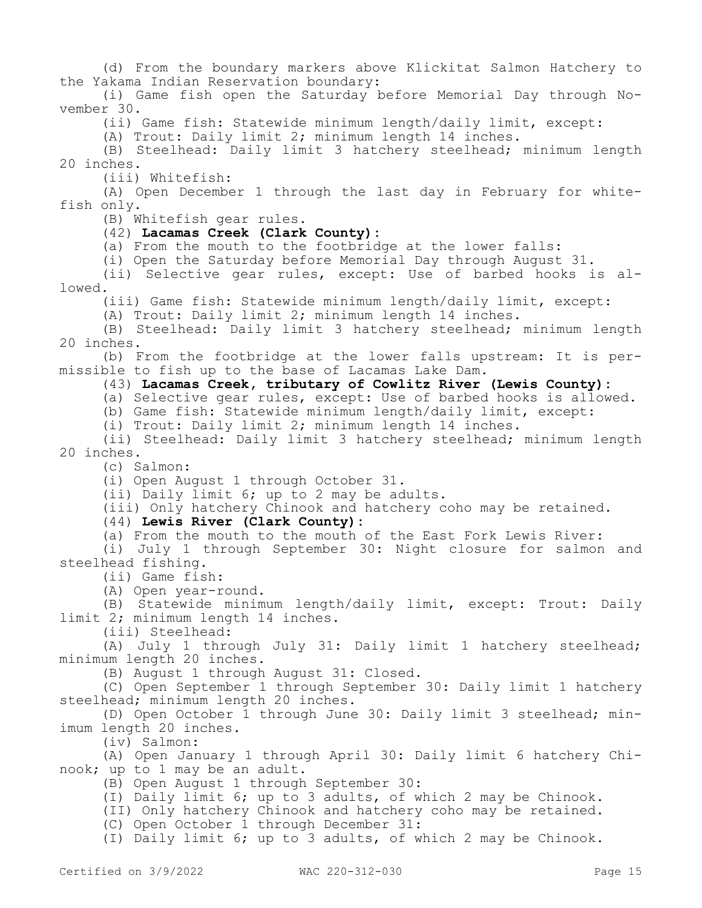(d) From the boundary markers above Klickitat Salmon Hatchery to the Yakama Indian Reservation boundary:

(i) Game fish open the Saturday before Memorial Day through November 30.

(ii) Game fish: Statewide minimum length/daily limit, except:

(A) Trout: Daily limit 2; minimum length 14 inches.

(B) Steelhead: Daily limit 3 hatchery steelhead; minimum length 20 inches.

(iii) Whitefish:

(A) Open December 1 through the last day in February for whitefish only.

(B) Whitefish gear rules.

(42) **Lacamas Creek (Clark County):**

(a) From the mouth to the footbridge at the lower falls:

(i) Open the Saturday before Memorial Day through August 31.

(ii) Selective gear rules, except: Use of barbed hooks is allowed.

(iii) Game fish: Statewide minimum length/daily limit, except:

(A) Trout: Daily limit 2; minimum length 14 inches.

(B) Steelhead: Daily limit 3 hatchery steelhead; minimum length 20 inches.

(b) From the footbridge at the lower falls upstream: It is permissible to fish up to the base of Lacamas Lake Dam.

(43) **Lacamas Creek, tributary of Cowlitz River (Lewis County):**

(a) Selective gear rules, except: Use of barbed hooks is allowed.

(b) Game fish: Statewide minimum length/daily limit, except:

(i) Trout: Daily limit 2; minimum length 14 inches.

(ii) Steelhead: Daily limit 3 hatchery steelhead; minimum length 20 inches.

(c) Salmon:

(i) Open August 1 through October 31.

(ii) Daily limit 6; up to 2 may be adults.

(iii) Only hatchery Chinook and hatchery coho may be retained.

(44) **Lewis River (Clark County):**

(a) From the mouth to the mouth of the East Fork Lewis River:

(i) July 1 through September 30: Night closure for salmon and steelhead fishing.

(ii) Game fish:

(A) Open year-round.

(B) Statewide minimum length/daily limit, except: Trout: Daily limit 2; minimum length 14 inches.

(iii) Steelhead:

(A) July 1 through July 31: Daily limit 1 hatchery steelhead; minimum length 20 inches.

(B) August 1 through August 31: Closed.

(C) Open September 1 through September 30: Daily limit 1 hatchery steelhead; minimum length 20 inches.

(D) Open October 1 through June 30: Daily limit 3 steelhead; minimum length 20 inches.

(iv) Salmon:

(A) Open January 1 through April 30: Daily limit 6 hatchery Chinook; up to 1 may be an adult.

(B) Open August 1 through September 30:

(I) Daily limit 6; up to 3 adults, of which 2 may be Chinook.

(II) Only hatchery Chinook and hatchery coho may be retained.

(C) Open October 1 through December 31:

(I) Daily limit 6; up to 3 adults, of which 2 may be Chinook.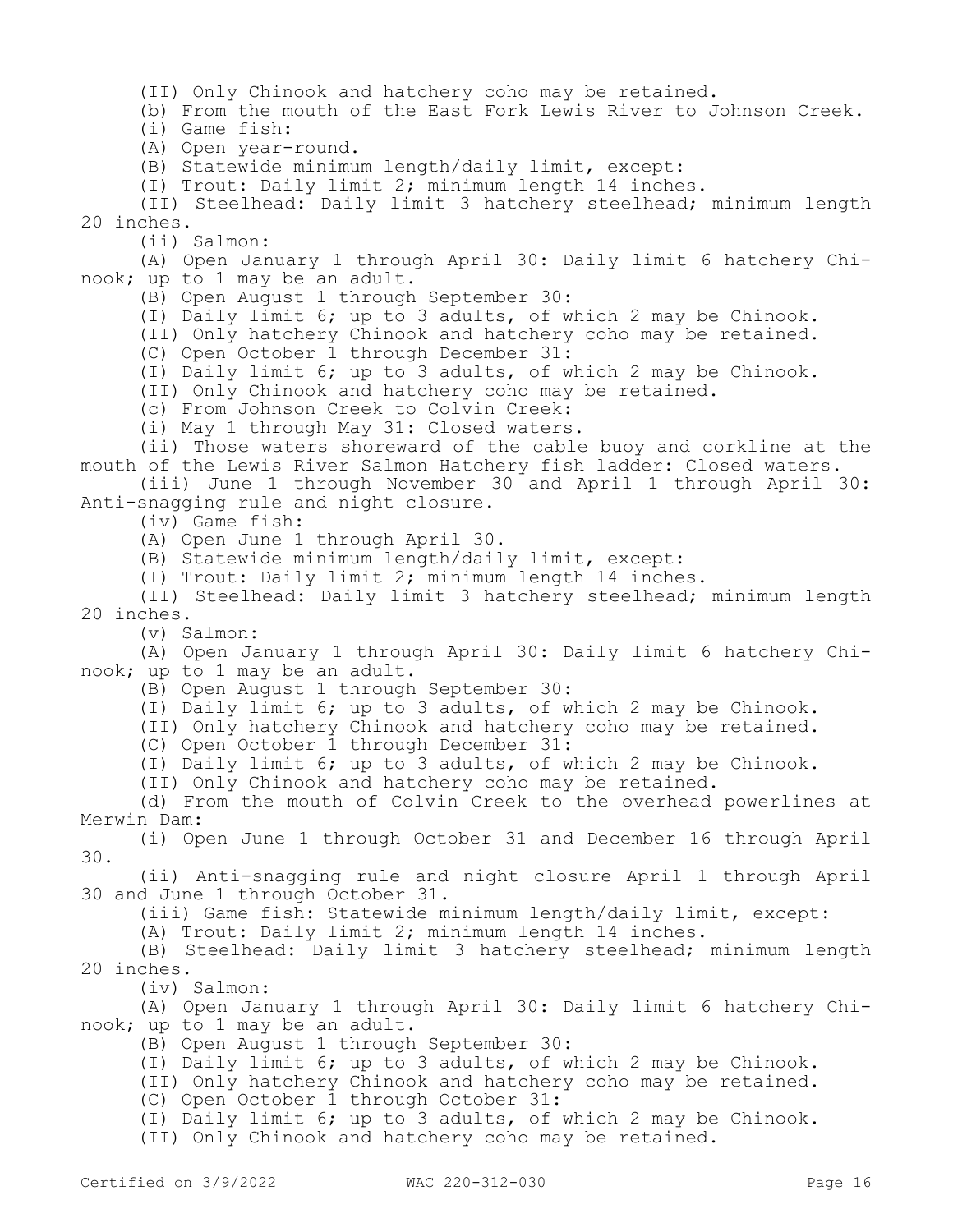(II) Only Chinook and hatchery coho may be retained.

(b) From the mouth of the East Fork Lewis River to Johnson Creek.

(i) Game fish:

(A) Open year-round.

(B) Statewide minimum length/daily limit, except:

(I) Trout: Daily limit 2; minimum length 14 inches.

(II) Steelhead: Daily limit 3 hatchery steelhead; minimum length 20 inches.

(ii) Salmon:

(A) Open January 1 through April 30: Daily limit 6 hatchery Chinook; up to 1 may be an adult.

(B) Open August 1 through September 30:

(I) Daily limit 6; up to 3 adults, of which 2 may be Chinook.

(II) Only hatchery Chinook and hatchery coho may be retained.

(C) Open October 1 through December 31:

(I) Daily limit 6; up to 3 adults, of which 2 may be Chinook.

(II) Only Chinook and hatchery coho may be retained.

(c) From Johnson Creek to Colvin Creek:

(i) May 1 through May 31: Closed waters.

(ii) Those waters shoreward of the cable buoy and corkline at the mouth of the Lewis River Salmon Hatchery fish ladder: Closed waters.

(iii) June 1 through November 30 and April 1 through April 30: Anti-snagging rule and night closure.

(iv) Game fish:

(A) Open June 1 through April 30.

(B) Statewide minimum length/daily limit, except:

(I) Trout: Daily limit 2; minimum length 14 inches.

(II) Steelhead: Daily limit 3 hatchery steelhead; minimum length 20 inches.

(v) Salmon:

(A) Open January 1 through April 30: Daily limit 6 hatchery Chinook; up to 1 may be an adult.

(B) Open August 1 through September 30:

(I) Daily limit 6; up to 3 adults, of which 2 may be Chinook.

(II) Only hatchery Chinook and hatchery coho may be retained.

(C) Open October 1 through December 31:

(I) Daily limit 6; up to 3 adults, of which 2 may be Chinook.

(II) Only Chinook and hatchery coho may be retained.

(d) From the mouth of Colvin Creek to the overhead powerlines at Merwin Dam:

(i) Open June 1 through October 31 and December 16 through April 30.

(ii) Anti-snagging rule and night closure April 1 through April 30 and June 1 through October 31.

(iii) Game fish: Statewide minimum length/daily limit, except:

(A) Trout: Daily limit 2; minimum length 14 inches.

(B) Steelhead: Daily limit 3 hatchery steelhead; minimum length 20 inches.

(iv) Salmon:

(A) Open January 1 through April 30: Daily limit 6 hatchery Chinook; up to 1 may be an adult.

(B) Open August 1 through September 30:

(I) Daily limit 6; up to 3 adults, of which 2 may be Chinook.

(II) Only hatchery Chinook and hatchery coho may be retained.

(C) Open October 1 through October 31:

(I) Daily limit 6; up to 3 adults, of which 2 may be Chinook.

(II) Only Chinook and hatchery coho may be retained.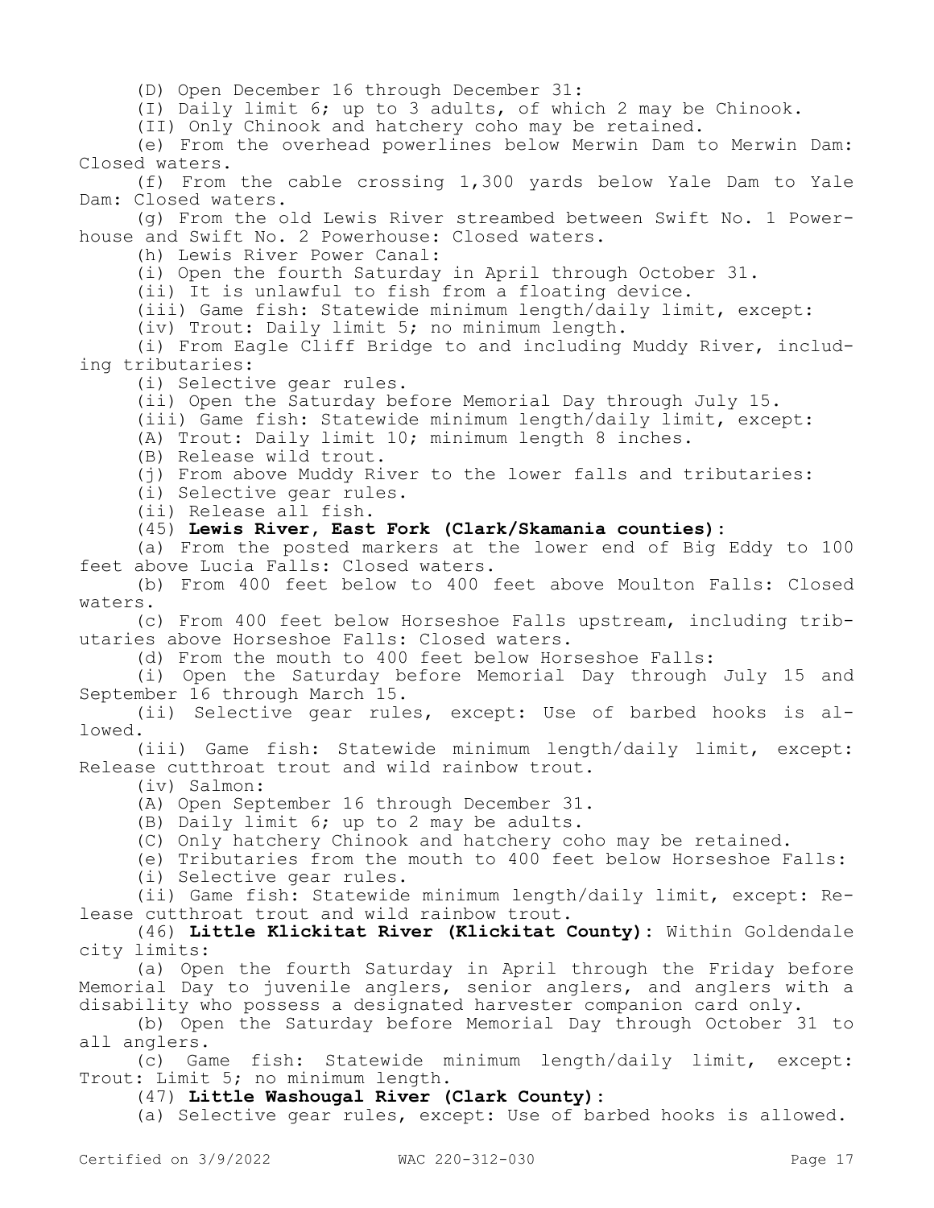(D) Open December 16 through December 31:

(I) Daily limit 6; up to 3 adults, of which 2 may be Chinook.

(II) Only Chinook and hatchery coho may be retained.

(e) From the overhead powerlines below Merwin Dam to Merwin Dam: Closed waters.

(f) From the cable crossing 1,300 yards below Yale Dam to Yale Dam: Closed waters.

(g) From the old Lewis River streambed between Swift No. 1 Powerhouse and Swift No. 2 Powerhouse: Closed waters.

(h) Lewis River Power Canal:

(i) Open the fourth Saturday in April through October 31.

(ii) It is unlawful to fish from a floating device.

(iii) Game fish: Statewide minimum length/daily limit, except:

(iv) Trout: Daily limit 5; no minimum length.

(i) From Eagle Cliff Bridge to and including Muddy River, including tributaries:

(i) Selective gear rules.

(ii) Open the Saturday before Memorial Day through July 15.

(iii) Game fish: Statewide minimum length/daily limit, except:

(A) Trout: Daily limit 10; minimum length 8 inches.

(B) Release wild trout.

(j) From above Muddy River to the lower falls and tributaries:

(i) Selective gear rules.

(ii) Release all fish.

(45) **Lewis River, East Fork (Clark/Skamania counties):**

(a) From the posted markers at the lower end of Big Eddy to 100 feet above Lucia Falls: Closed waters.

(b) From 400 feet below to 400 feet above Moulton Falls: Closed waters.

(c) From 400 feet below Horseshoe Falls upstream, including tributaries above Horseshoe Falls: Closed waters.

(d) From the mouth to 400 feet below Horseshoe Falls:

(i) Open the Saturday before Memorial Day through July 15 and September 16 through March 15.

(ii) Selective gear rules, except: Use of barbed hooks is allowed.

(iii) Game fish: Statewide minimum length/daily limit, except: Release cutthroat trout and wild rainbow trout.

(iv) Salmon:

(A) Open September 16 through December 31.

(B) Daily limit 6; up to 2 may be adults.

(C) Only hatchery Chinook and hatchery coho may be retained.

(e) Tributaries from the mouth to 400 feet below Horseshoe Falls:

(i) Selective gear rules.

(ii) Game fish: Statewide minimum length/daily limit, except: Release cutthroat trout and wild rainbow trout.

(46) **Little Klickitat River (Klickitat County):** Within Goldendale city limits:

(a) Open the fourth Saturday in April through the Friday before Memorial Day to juvenile anglers, senior anglers, and anglers with a disability who possess a designated harvester companion card only.

(b) Open the Saturday before Memorial Day through October 31 to all anglers.

(c) Game fish: Statewide minimum length/daily limit, except: Trout: Limit 5; no minimum length.

(47) **Little Washougal River (Clark County):**

(a) Selective gear rules, except: Use of barbed hooks is allowed.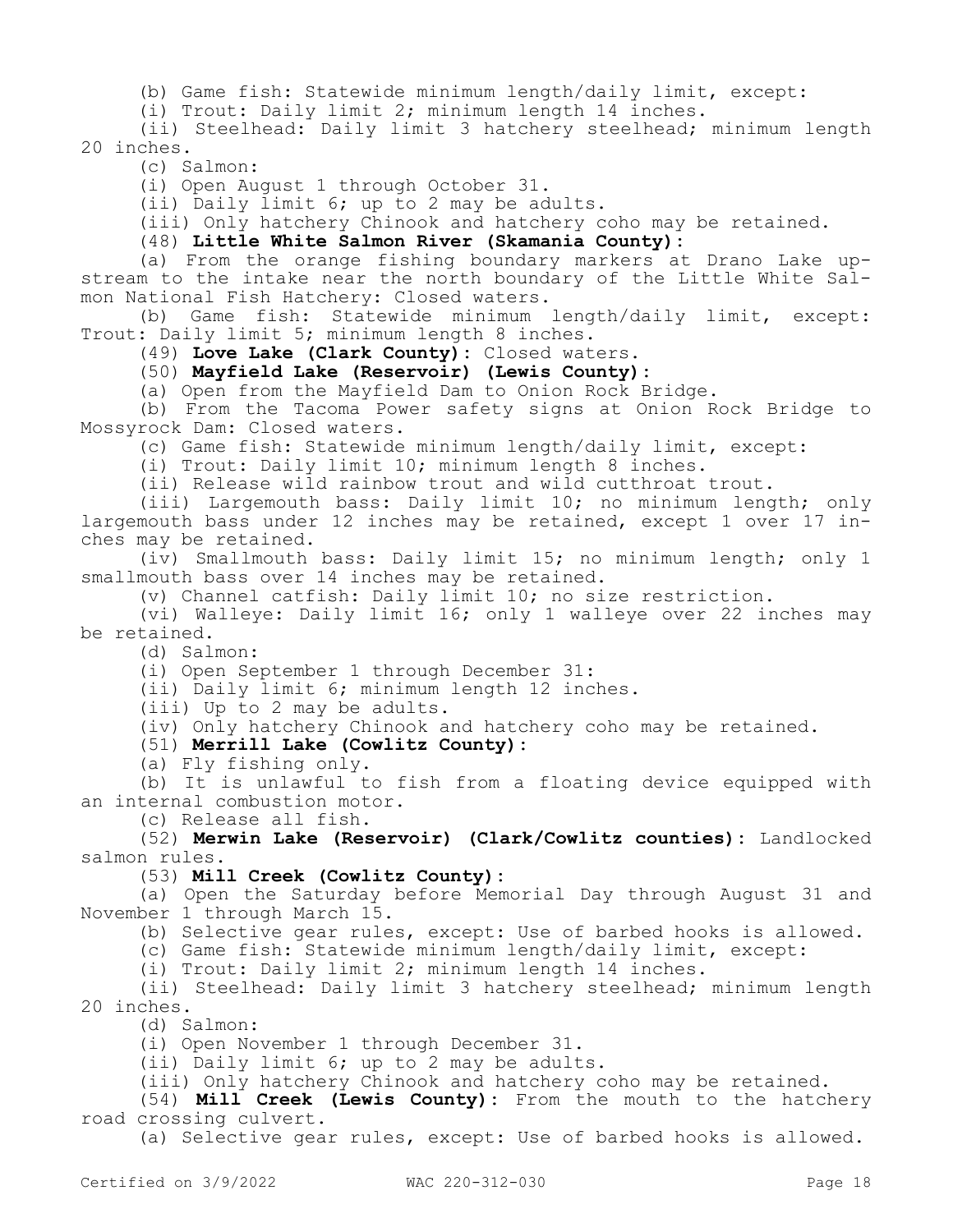(b) Game fish: Statewide minimum length/daily limit, except:

(i) Trout: Daily limit 2; minimum length 14 inches.

(ii) Steelhead: Daily limit 3 hatchery steelhead; minimum length 20 inches.

(c) Salmon:

(i) Open August 1 through October 31.

(ii) Daily limit 6; up to 2 may be adults.

(iii) Only hatchery Chinook and hatchery coho may be retained.

(48) **Little White Salmon River (Skamania County):**

(a) From the orange fishing boundary markers at Drano Lake upstream to the intake near the north boundary of the Little White Salmon National Fish Hatchery: Closed waters.

(b) Game fish: Statewide minimum length/daily limit, except: Trout: Daily limit 5; minimum length 8 inches.

(49) **Love Lake (Clark County):** Closed waters.

(50) **Mayfield Lake (Reservoir) (Lewis County):**

(a) Open from the Mayfield Dam to Onion Rock Bridge.

(b) From the Tacoma Power safety signs at Onion Rock Bridge to Mossyrock Dam: Closed waters.

(c) Game fish: Statewide minimum length/daily limit, except:

(i) Trout: Daily limit 10; minimum length 8 inches.

(ii) Release wild rainbow trout and wild cutthroat trout.

(iii) Largemouth bass: Daily limit 10; no minimum length; only largemouth bass under 12 inches may be retained, except 1 over 17 inches may be retained.

(iv) Smallmouth bass: Daily limit 15; no minimum length; only 1 smallmouth bass over 14 inches may be retained.

(v) Channel catfish: Daily limit 10; no size restriction.

(vi) Walleye: Daily limit 16; only 1 walleye over 22 inches may be retained.

(d) Salmon:

(i) Open September 1 through December 31:

(ii) Daily limit 6; minimum length 12 inches.

(iii) Up to 2 may be adults.

(iv) Only hatchery Chinook and hatchery coho may be retained.

(51) **Merrill Lake (Cowlitz County):**

(a) Fly fishing only.

(b) It is unlawful to fish from a floating device equipped with an internal combustion motor.

(c) Release all fish.

(52) **Merwin Lake (Reservoir) (Clark/Cowlitz counties):** Landlocked salmon rules.

(53) **Mill Creek (Cowlitz County):**

(a) Open the Saturday before Memorial Day through August 31 and November 1 through March 15.

(b) Selective gear rules, except: Use of barbed hooks is allowed.

(c) Game fish: Statewide minimum length/daily limit, except:

(i) Trout: Daily limit 2; minimum length 14 inches.

(ii) Steelhead: Daily limit 3 hatchery steelhead; minimum length 20 inches.

(d) Salmon:

(i) Open November 1 through December 31.

(ii) Daily limit 6; up to 2 may be adults.

(iii) Only hatchery Chinook and hatchery coho may be retained.

(54) **Mill Creek (Lewis County):** From the mouth to the hatchery road crossing culvert.

(a) Selective gear rules, except: Use of barbed hooks is allowed.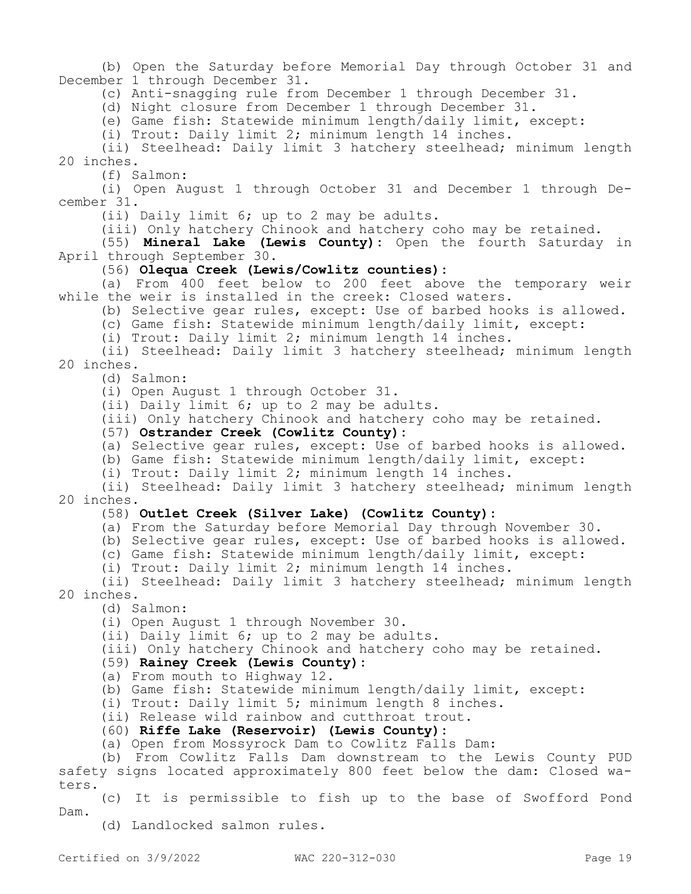(b) Open the Saturday before Memorial Day through October 31 and December 1 through December 31.

(c) Anti-snagging rule from December 1 through December 31.

(d) Night closure from December 1 through December 31.

(e) Game fish: Statewide minimum length/daily limit, except:

(i) Trout: Daily limit 2; minimum length 14 inches.

(ii) Steelhead: Daily limit 3 hatchery steelhead; minimum length 20 inches.

(f) Salmon:

(i) Open August 1 through October 31 and December 1 through December 31.

(ii) Daily limit 6; up to 2 may be adults.

(iii) Only hatchery Chinook and hatchery coho may be retained.

(55) **Mineral Lake (Lewis County)**: Open the fourth Saturday in April through September 30.

(56) **Olequa Creek (Lewis/Cowlitz counties)**:

(a) From 400 feet below to 200 feet above the temporary weir while the weir is installed in the creek: Closed waters.

(b) Selective gear rules, except: Use of barbed hooks is allowed.

(c) Game fish: Statewide minimum length/daily limit, except:

(i) Trout: Daily limit 2; minimum length 14 inches.

(ii) Steelhead: Daily limit 3 hatchery steelhead; minimum length 20 inches.

(d) Salmon:

(i) Open August 1 through October 31.

(ii) Daily limit 6; up to 2 may be adults.

(iii) Only hatchery Chinook and hatchery coho may be retained.

(57) **Ostrander Creek (Cowlitz County)**:

(a) Selective gear rules, except: Use of barbed hooks is allowed.

(b) Game fish: Statewide minimum length/daily limit, except:

(i) Trout: Daily limit 2; minimum length 14 inches.

(ii) Steelhead: Daily limit 3 hatchery steelhead; minimum length 20 inches.

(58) **Outlet Creek (Silver Lake) (Cowlitz County)**:

(a) From the Saturday before Memorial Day through November 30.

(b) Selective gear rules, except: Use of barbed hooks is allowed.

(c) Game fish: Statewide minimum length/daily limit, except:

(i) Trout: Daily limit 2; minimum length 14 inches.

(ii) Steelhead: Daily limit 3 hatchery steelhead; minimum length 20 inches.

(d) Salmon:

(i) Open August 1 through November 30.

(ii) Daily limit 6; up to 2 may be adults.

(iii) Only hatchery Chinook and hatchery coho may be retained.

(59) **Rainey Creek (Lewis County)**:

(a) From mouth to Highway 12.

(b) Game fish: Statewide minimum length/daily limit, except:

(i) Trout: Daily limit 5; minimum length 8 inches.

(ii) Release wild rainbow and cutthroat trout.

(60) **Riffe Lake (Reservoir) (Lewis County)**:

(a) Open from Mossyrock Dam to Cowlitz Falls Dam:

(b) From Cowlitz Falls Dam downstream to the Lewis County PUD safety signs located approximately 800 feet below the dam: Closed waters.

(c) It is permissible to fish up to the base of Swofford Pond Dam.

(d) Landlocked salmon rules.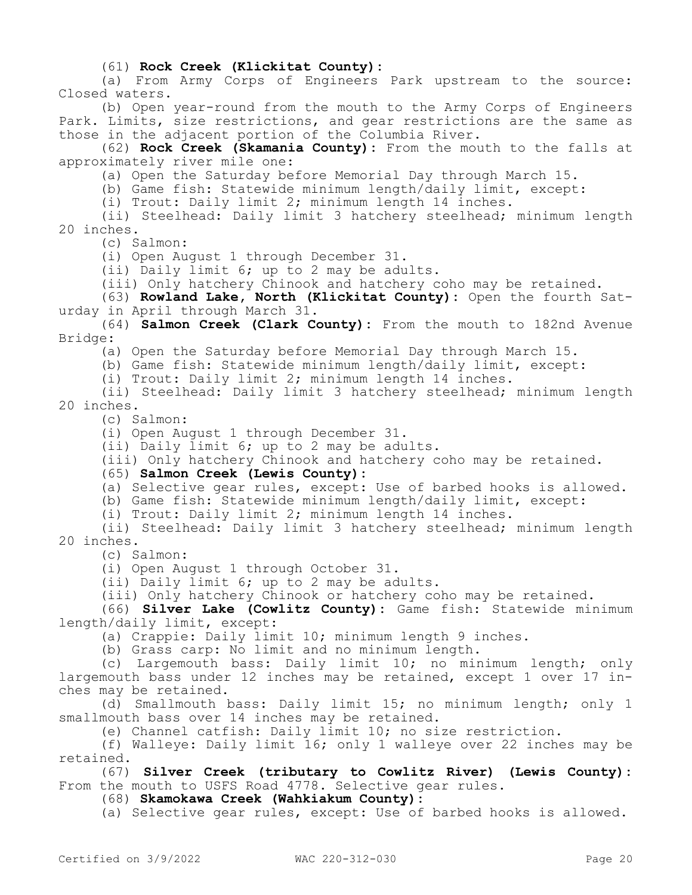(61) **Rock Creek (Klickitat County):**

(a) From Army Corps of Engineers Park upstream to the source: Closed waters.

(b) Open year-round from the mouth to the Army Corps of Engineers Park. Limits, size restrictions, and gear restrictions are the same as those in the adjacent portion of the Columbia River.

(62) **Rock Creek (Skamania County):** From the mouth to the falls at approximately river mile one:

(a) Open the Saturday before Memorial Day through March 15.

(b) Game fish: Statewide minimum length/daily limit, except:

(i) Trout: Daily limit 2; minimum length 14 inches.

(ii) Steelhead: Daily limit 3 hatchery steelhead; minimum length 20 inches.

(c) Salmon:

(i) Open August 1 through December 31.

(ii) Daily limit 6; up to 2 may be adults.

(iii) Only hatchery Chinook and hatchery coho may be retained.

(63) **Rowland Lake, North (Klickitat County):** Open the fourth Saturday in April through March 31.

(64) **Salmon Creek (Clark County):** From the mouth to 182nd Avenue Bridge:

(a) Open the Saturday before Memorial Day through March 15.

(b) Game fish: Statewide minimum length/daily limit, except:

(i) Trout: Daily limit 2; minimum length 14 inches.

(ii) Steelhead: Daily limit 3 hatchery steelhead; minimum length 20 inches.

(c) Salmon:

(i) Open August 1 through December 31.

(ii) Daily limit 6; up to 2 may be adults.

(iii) Only hatchery Chinook and hatchery coho may be retained.

(65) **Salmon Creek (Lewis County):**

(a) Selective gear rules, except: Use of barbed hooks is allowed.

(b) Game fish: Statewide minimum length/daily limit, except:

(i) Trout: Daily limit 2; minimum length 14 inches.

(ii) Steelhead: Daily limit 3 hatchery steelhead; minimum length 20 inches.

(c) Salmon:

(i) Open August 1 through October 31.

(ii) Daily limit 6; up to 2 may be adults.

(iii) Only hatchery Chinook or hatchery coho may be retained.

(66) **Silver Lake (Cowlitz County):** Game fish: Statewide minimum length/daily limit, except:

(a) Crappie: Daily limit 10; minimum length 9 inches.

(b) Grass carp: No limit and no minimum length.

(c) Largemouth bass: Daily limit 10; no minimum length; only largemouth bass under 12 inches may be retained, except 1 over 17 inches may be retained.

(d) Smallmouth bass: Daily limit 15; no minimum length; only 1 smallmouth bass over 14 inches may be retained.

(e) Channel catfish: Daily limit 10; no size restriction.

(f) Walleye: Daily limit 16; only 1 walleye over 22 inches may be retained.

(67) **Silver Creek (tributary to Cowlitz River) (Lewis County):** From the mouth to USFS Road 4778. Selective gear rules.

(68) **Skamokawa Creek (Wahkiakum County):**

(a) Selective gear rules, except: Use of barbed hooks is allowed.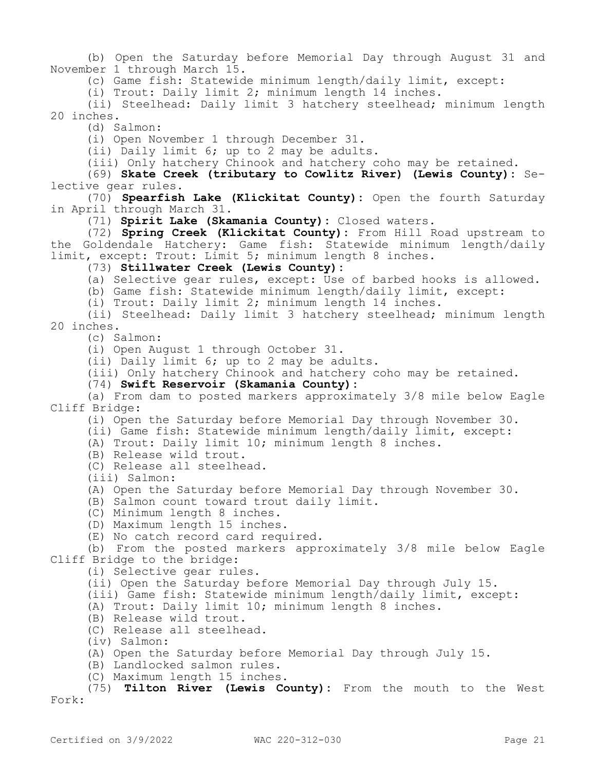(b) Open the Saturday before Memorial Day through August 31 and November 1 through March 15.

(c) Game fish: Statewide minimum length/daily limit, except:

(i) Trout: Daily limit 2; minimum length 14 inches.

(ii) Steelhead: Daily limit 3 hatchery steelhead; minimum length 20 inches.

(d) Salmon:

(i) Open November 1 through December 31.

(ii) Daily limit 6; up to 2 may be adults.

(iii) Only hatchery Chinook and hatchery coho may be retained.

(69) **Skate Creek (tributary to Cowlitz River) (Lewis County)**: Selective gear rules.

(70) **Spearfish Lake (Klickitat County)**: Open the fourth Saturday in April through March 31.

(71) **Spirit Lake (Skamania County)**: Closed waters.

(72) **Spring Creek (Klickitat County)**: From Hill Road upstream to the Goldendale Hatchery: Game fish: Statewide minimum length/daily limit, except: Trout: Limit 5; minimum length 8 inches.

(73) **Stillwater Creek (Lewis County)**:

(a) Selective gear rules, except: Use of barbed hooks is allowed.

(b) Game fish: Statewide minimum length/daily limit, except:

(i) Trout: Daily limit 2; minimum length 14 inches.

(ii) Steelhead: Daily limit 3 hatchery steelhead; minimum length 20 inches.

(c) Salmon:

(i) Open August 1 through October 31.

(ii) Daily limit 6; up to 2 may be adults.

(iii) Only hatchery Chinook and hatchery coho may be retained.

(74) **Swift Reservoir (Skamania County)**:

(a) From dam to posted markers approximately 3/8 mile below Eagle Cliff Bridge:

(i) Open the Saturday before Memorial Day through November 30.

(ii) Game fish: Statewide minimum length/daily limit, except:

(A) Trout: Daily limit 10; minimum length 8 inches.

(B) Release wild trout.

(C) Release all steelhead.

(iii) Salmon:

(A) Open the Saturday before Memorial Day through November 30.

(B) Salmon count toward trout daily limit.

(C) Minimum length 8 inches.

(D) Maximum length 15 inches.

(E) No catch record card required.

(b) From the posted markers approximately 3/8 mile below Eagle Cliff Bridge to the bridge:

(i) Selective gear rules.

(ii) Open the Saturday before Memorial Day through July 15.

(iii) Game fish: Statewide minimum length/daily limit, except:

(A) Trout: Daily limit 10; minimum length 8 inches.

(B) Release wild trout.

(C) Release all steelhead.

(iv) Salmon:

(A) Open the Saturday before Memorial Day through July 15.

(B) Landlocked salmon rules.

(C) Maximum length 15 inches.

(75) **Tilton River (Lewis County)**: From the mouth to the West Fork: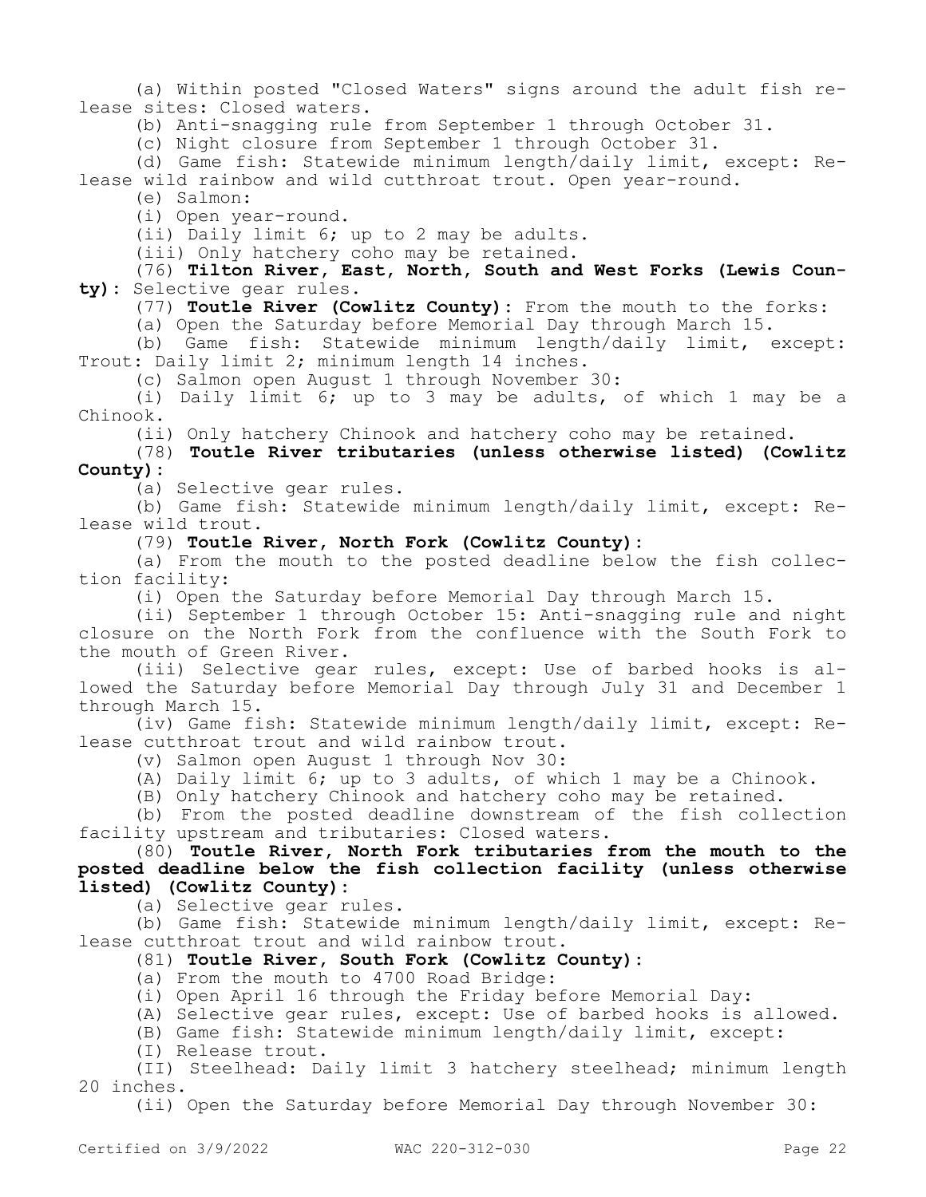(a) Within posted "Closed Waters" signs around the adult fish release sites: Closed waters.

(b) Anti-snagging rule from September 1 through October 31.

(c) Night closure from September 1 through October 31.

(d) Game fish: Statewide minimum length/daily limit, except: Release wild rainbow and wild cutthroat trout. Open year-round.

(e) Salmon:

(i) Open year-round.

(ii) Daily limit 6; up to 2 may be adults.

(iii) Only hatchery coho may be retained.

(76) **Tilton River, East, North, South and West Forks (Lewis County)**: Selective gear rules.

(77) **Toutle River (Cowlitz County)**: From the mouth to the forks:

(a) Open the Saturday before Memorial Day through March 15.

(b) Game fish: Statewide minimum length/daily limit, except: Trout: Daily limit 2; minimum length 14 inches.

(c) Salmon open August 1 through November 30:

(i) Daily limit 6; up to 3 may be adults, of which 1 may be a Chinook.

(ii) Only hatchery Chinook and hatchery coho may be retained.

(78) **Toutle River tributaries (unless otherwise listed) (Cowlitz County)**:

(a) Selective gear rules.

(b) Game fish: Statewide minimum length/daily limit, except: Release wild trout.

(79) **Toutle River, North Fork (Cowlitz County)**:

(a) From the mouth to the posted deadline below the fish collection facility:

(i) Open the Saturday before Memorial Day through March 15.

(ii) September 1 through October 15: Anti-snagging rule and night closure on the North Fork from the confluence with the South Fork to the mouth of Green River.

(iii) Selective gear rules, except: Use of barbed hooks is allowed the Saturday before Memorial Day through July 31 and December 1 through March 15.

(iv) Game fish: Statewide minimum length/daily limit, except: Release cutthroat trout and wild rainbow trout.

(v) Salmon open August 1 through Nov 30:

(A) Daily limit 6; up to 3 adults, of which 1 may be a Chinook.

(B) Only hatchery Chinook and hatchery coho may be retained.

(b) From the posted deadline downstream of the fish collection facility upstream and tributaries: Closed waters.

(80) **Toutle River, North Fork tributaries from the mouth to the posted deadline below the fish collection facility (unless otherwise listed) (Cowlitz County)**:

(a) Selective gear rules.

(b) Game fish: Statewide minimum length/daily limit, except: Release cutthroat trout and wild rainbow trout.

(81) **Toutle River, South Fork (Cowlitz County)**:

(a) From the mouth to 4700 Road Bridge:

(i) Open April 16 through the Friday before Memorial Day:

(A) Selective gear rules, except: Use of barbed hooks is allowed.

(B) Game fish: Statewide minimum length/daily limit, except:

(I) Release trout.

(II) Steelhead: Daily limit 3 hatchery steelhead; minimum length 20 inches.

(ii) Open the Saturday before Memorial Day through November 30: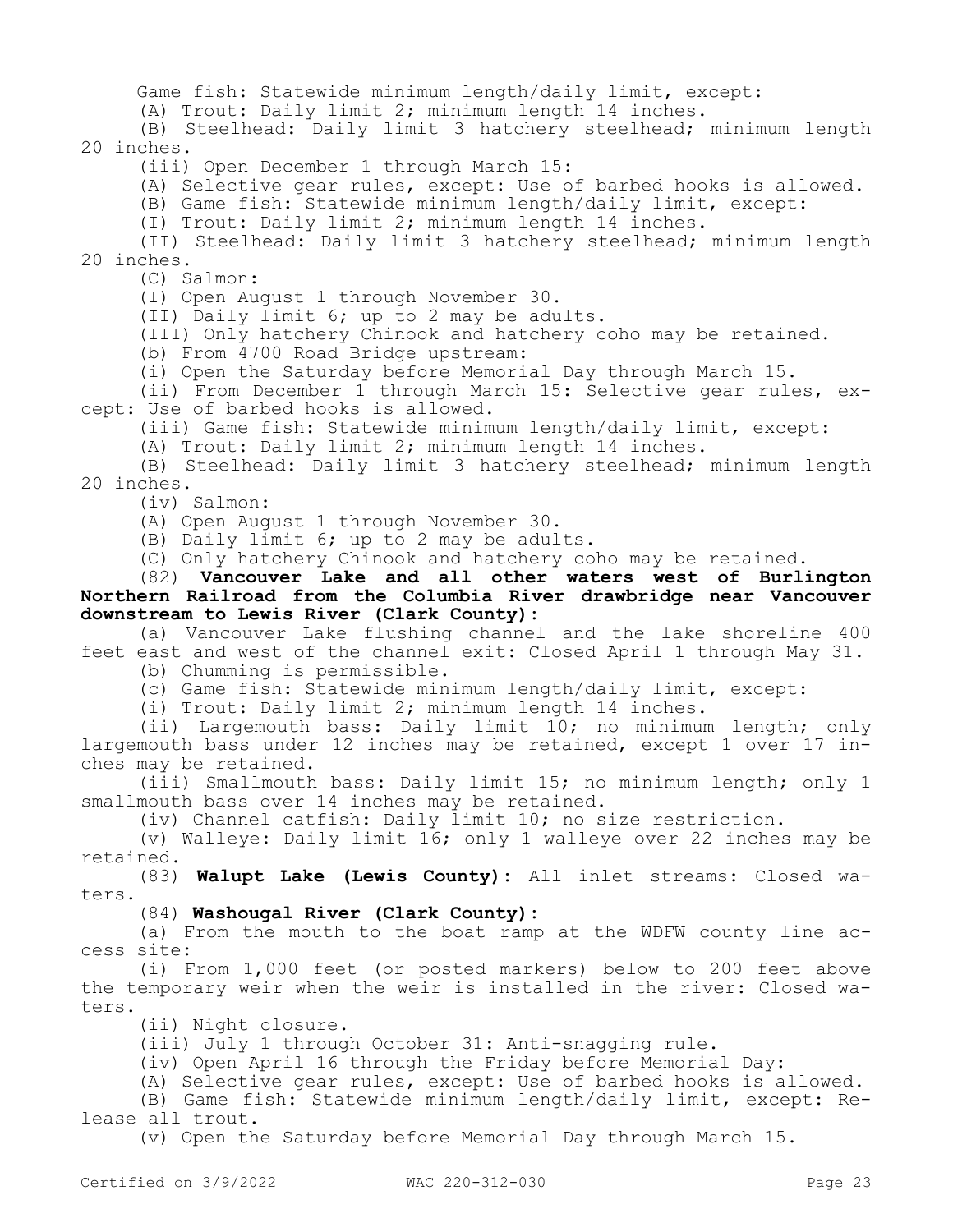Game fish: Statewide minimum length/daily limit, except:

(A) Trout: Daily limit 2; minimum length 14 inches.

(B) Steelhead: Daily limit 3 hatchery steelhead; minimum length 20 inches.

(iii) Open December 1 through March 15:

(A) Selective gear rules, except: Use of barbed hooks is allowed.

(B) Game fish: Statewide minimum length/daily limit, except:

(I) Trout: Daily limit 2; minimum length 14 inches.

(II) Steelhead: Daily limit 3 hatchery steelhead; minimum length 20 inches.

(C) Salmon:

(I) Open August 1 through November 30.

(II) Daily limit 6; up to 2 may be adults.

(III) Only hatchery Chinook and hatchery coho may be retained.

(b) From 4700 Road Bridge upstream:

(i) Open the Saturday before Memorial Day through March 15.

(ii) From December 1 through March 15: Selective gear rules, except: Use of barbed hooks is allowed.

(iii) Game fish: Statewide minimum length/daily limit, except:

(A) Trout: Daily limit 2; minimum length 14 inches.

(B) Steelhead: Daily limit 3 hatchery steelhead; minimum length 20 inches.

(iv) Salmon:

(A) Open August 1 through November 30.

(B) Daily limit 6; up to 2 may be adults.

(C) Only hatchery Chinook and hatchery coho may be retained.

(82) **Vancouver Lake and all other waters west of Burlington Northern Railroad from the Columbia River drawbridge near Vancouver downstream to Lewis River (Clark County):**

(a) Vancouver Lake flushing channel and the lake shoreline 400 feet east and west of the channel exit: Closed April 1 through May 31.

(b) Chumming is permissible.

(c) Game fish: Statewide minimum length/daily limit, except:

(i) Trout: Daily limit 2; minimum length 14 inches.

(ii) Largemouth bass: Daily limit 10; no minimum length; only largemouth bass under 12 inches may be retained, except 1 over 17 inches may be retained.

(iii) Smallmouth bass: Daily limit 15; no minimum length; only 1 smallmouth bass over 14 inches may be retained.

(iv) Channel catfish: Daily limit 10; no size restriction.

(v) Walleye: Daily limit 16; only 1 walleye over 22 inches may be retained.

(83) **Walupt Lake (Lewis County):** All inlet streams: Closed waters.

(84) **Washougal River (Clark County):**

(a) From the mouth to the boat ramp at the WDFW county line access site:

(i) From 1,000 feet (or posted markers) below to 200 feet above the temporary weir when the weir is installed in the river: Closed waters.

(ii) Night closure.

(iii) July 1 through October 31: Anti-snagging rule.

(iv) Open April 16 through the Friday before Memorial Day:

(A) Selective gear rules, except: Use of barbed hooks is allowed.

(B) Game fish: Statewide minimum length/daily limit, except: Release all trout.

(v) Open the Saturday before Memorial Day through March 15.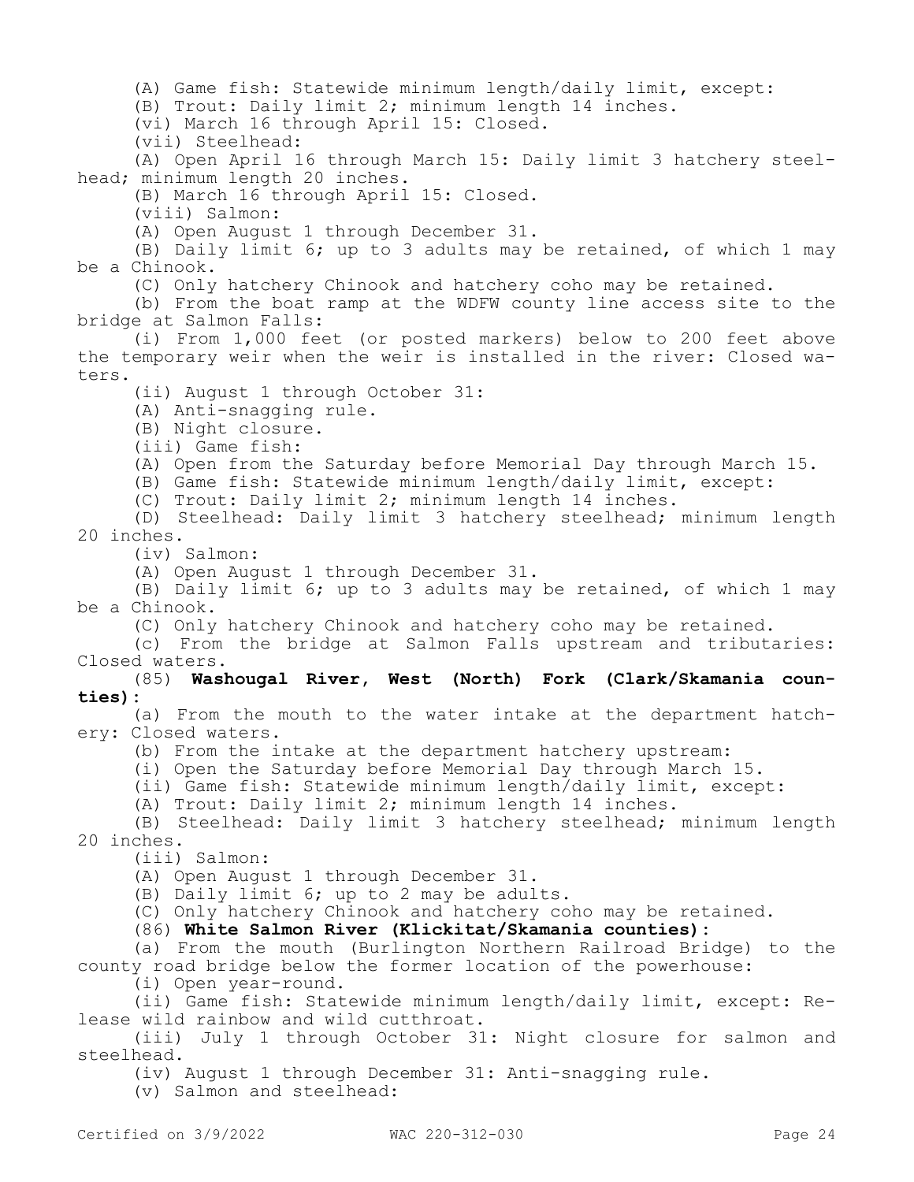(A) Game fish: Statewide minimum length/daily limit, except:

(B) Trout: Daily limit 2; minimum length 14 inches.

(vi) March 16 through April 15: Closed.

(vii) Steelhead:

(A) Open April 16 through March 15: Daily limit 3 hatchery steelhead; minimum length 20 inches.

(B) March 16 through April 15: Closed.

(viii) Salmon:

(A) Open August 1 through December 31.

(B) Daily limit 6; up to 3 adults may be retained, of which 1 may be a Chinook.

(C) Only hatchery Chinook and hatchery coho may be retained.

(b) From the boat ramp at the WDFW county line access site to the bridge at Salmon Falls:

(i) From 1,000 feet (or posted markers) below to 200 feet above the temporary weir when the weir is installed in the river: Closed waters.

(ii) August 1 through October 31:

(A) Anti-snagging rule.

(B) Night closure.

(iii) Game fish:

(A) Open from the Saturday before Memorial Day through March 15.

(B) Game fish: Statewide minimum length/daily limit, except:

(C) Trout: Daily limit 2; minimum length 14 inches.

(D) Steelhead: Daily limit 3 hatchery steelhead; minimum length 20 inches.

(iv) Salmon:

(A) Open August 1 through December 31.

(B) Daily limit 6; up to 3 adults may be retained, of which 1 may be a Chinook.

(C) Only hatchery Chinook and hatchery coho may be retained.

(c) From the bridge at Salmon Falls upstream and tributaries: Closed waters.

(85) **Washougal River, West (North) Fork (Clark/Skamania counties):**

(a) From the mouth to the water intake at the department hatchery: Closed waters.

(b) From the intake at the department hatchery upstream:

(i) Open the Saturday before Memorial Day through March 15.

(ii) Game fish: Statewide minimum length/daily limit, except:

(A) Trout: Daily limit 2; minimum length 14 inches.

(B) Steelhead: Daily limit 3 hatchery steelhead; minimum length 20 inches.

(iii) Salmon:

(A) Open August 1 through December 31.

(B) Daily limit 6; up to 2 may be adults.

(C) Only hatchery Chinook and hatchery coho may be retained.

(86) **White Salmon River (Klickitat/Skamania counties):**

(a) From the mouth (Burlington Northern Railroad Bridge) to the county road bridge below the former location of the powerhouse:

(i) Open year-round.

(ii) Game fish: Statewide minimum length/daily limit, except: Release wild rainbow and wild cutthroat.

(iii) July 1 through October 31: Night closure for salmon and steelhead.

(iv) August 1 through December 31: Anti-snagging rule.

(v) Salmon and steelhead: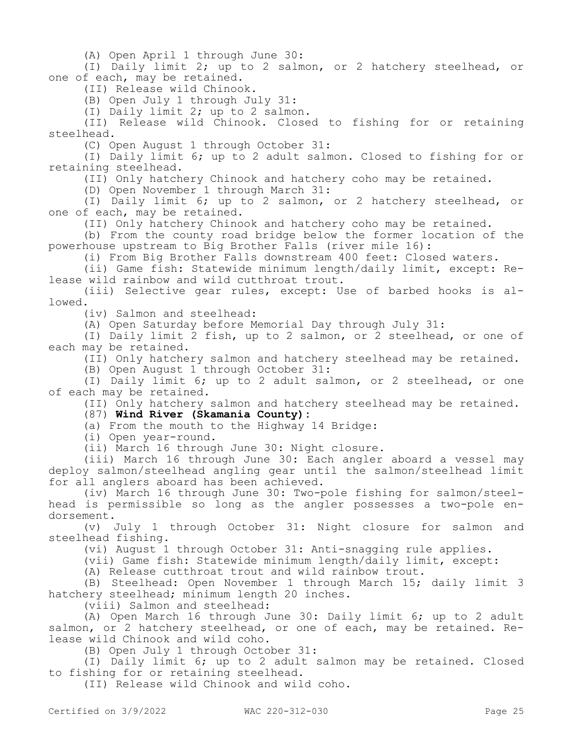(A) Open April 1 through June 30:

(I) Daily limit 2; up to 2 salmon, or 2 hatchery steelhead, or one of each, may be retained.

(II) Release wild Chinook.

(B) Open July 1 through July 31:

(I) Daily limit 2; up to 2 salmon.

(II) Release wild Chinook. Closed to fishing for or retaining steelhead.

(C) Open August 1 through October 31:

(I) Daily limit 6; up to 2 adult salmon. Closed to fishing for or retaining steelhead.

(II) Only hatchery Chinook and hatchery coho may be retained.

(D) Open November 1 through March 31:

(I) Daily limit 6; up to 2 salmon, or 2 hatchery steelhead, or one of each, may be retained.

(II) Only hatchery Chinook and hatchery coho may be retained.

(b) From the county road bridge below the former location of the powerhouse upstream to Big Brother Falls (river mile 16):

(i) From Big Brother Falls downstream 400 feet: Closed waters.

(ii) Game fish: Statewide minimum length/daily limit, except: Release wild rainbow and wild cutthroat trout.

(iii) Selective gear rules, except: Use of barbed hooks is allowed.

(iv) Salmon and steelhead:

(A) Open Saturday before Memorial Day through July 31:

(I) Daily limit 2 fish, up to 2 salmon, or 2 steelhead, or one of each may be retained.

(II) Only hatchery salmon and hatchery steelhead may be retained.

(B) Open August 1 through October 31:

(I) Daily limit 6; up to 2 adult salmon, or 2 steelhead, or one of each may be retained.

(II) Only hatchery salmon and hatchery steelhead may be retained.

(87) **Wind River (Skamania County):**

(a) From the mouth to the Highway 14 Bridge:

(i) Open year-round.

(ii) March 16 through June 30: Night closure.

(iii) March 16 through June 30: Each angler aboard a vessel may deploy salmon/steelhead angling gear until the salmon/steelhead limit for all anglers aboard has been achieved.

(iv) March 16 through June 30: Two-pole fishing for salmon/steelhead is permissible so long as the angler possesses a two-pole endorsement.

(v) July 1 through October 31: Night closure for salmon and steelhead fishing.

(vi) August 1 through October 31: Anti-snagging rule applies.

(vii) Game fish: Statewide minimum length/daily limit, except:

(A) Release cutthroat trout and wild rainbow trout.

(B) Steelhead: Open November 1 through March 15; daily limit 3 hatchery steelhead; minimum length 20 inches.

(viii) Salmon and steelhead:

(A) Open March 16 through June 30: Daily limit 6; up to 2 adult salmon, or 2 hatchery steelhead, or one of each, may be retained. Release wild Chinook and wild coho.

(B) Open July 1 through October 31:

(I) Daily limit 6; up to 2 adult salmon may be retained. Closed to fishing for or retaining steelhead.

(II) Release wild Chinook and wild coho.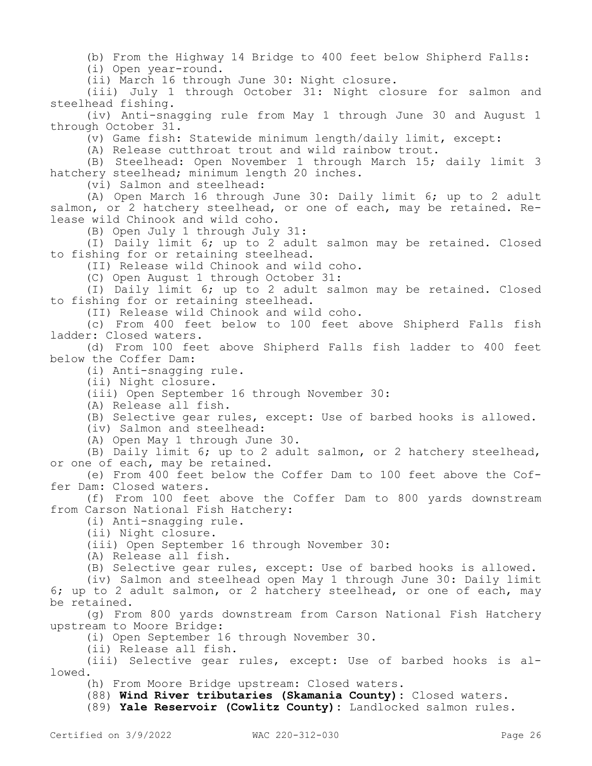(b) From the Highway 14 Bridge to 400 feet below Shipherd Falls:

(i) Open year-round.

(ii) March 16 through June 30: Night closure.

(iii) July 1 through October 31: Night closure for salmon and steelhead fishing.

(iv) Anti-snagging rule from May 1 through June 30 and August 1 through October 31.

(v) Game fish: Statewide minimum length/daily limit, except:

(A) Release cutthroat trout and wild rainbow trout.

(B) Steelhead: Open November 1 through March 15; daily limit 3 hatchery steelhead; minimum length 20 inches.

(vi) Salmon and steelhead:

(A) Open March 16 through June 30: Daily limit 6; up to 2 adult salmon, or 2 hatchery steelhead, or one of each, may be retained. Release wild Chinook and wild coho.

(B) Open July 1 through July 31:

(I) Daily limit 6; up to 2 adult salmon may be retained. Closed to fishing for or retaining steelhead.

(II) Release wild Chinook and wild coho.

(C) Open August 1 through October 31:

(I) Daily limit 6; up to 2 adult salmon may be retained. Closed to fishing for or retaining steelhead.

(II) Release wild Chinook and wild coho.

(c) From 400 feet below to 100 feet above Shipherd Falls fish ladder: Closed waters.

(d) From 100 feet above Shipherd Falls fish ladder to 400 feet below the Coffer Dam:

(i) Anti-snagging rule.

(ii) Night closure.

(iii) Open September 16 through November 30:

(A) Release all fish.

(B) Selective gear rules, except: Use of barbed hooks is allowed.

(iv) Salmon and steelhead:

(A) Open May 1 through June 30.

(B) Daily limit 6; up to 2 adult salmon, or 2 hatchery steelhead, or one of each, may be retained.

(e) From 400 feet below the Coffer Dam to 100 feet above the Coffer Dam: Closed waters.

(f) From 100 feet above the Coffer Dam to 800 yards downstream from Carson National Fish Hatchery:

(i) Anti-snagging rule.

(ii) Night closure.

(iii) Open September 16 through November 30:

(A) Release all fish.

(B) Selective gear rules, except: Use of barbed hooks is allowed.

(iv) Salmon and steelhead open May 1 through June 30: Daily limit 6; up to 2 adult salmon, or 2 hatchery steelhead, or one of each, may be retained.

(g) From 800 yards downstream from Carson National Fish Hatchery upstream to Moore Bridge:

(i) Open September 16 through November 30.

(ii) Release all fish.

(iii) Selective gear rules, except: Use of barbed hooks is allowed.

(h) From Moore Bridge upstream: Closed waters.

(88) **Wind River tributaries (Skamania County)**: Closed waters.

(89) **Yale Reservoir (Cowlitz County)**: Landlocked salmon rules.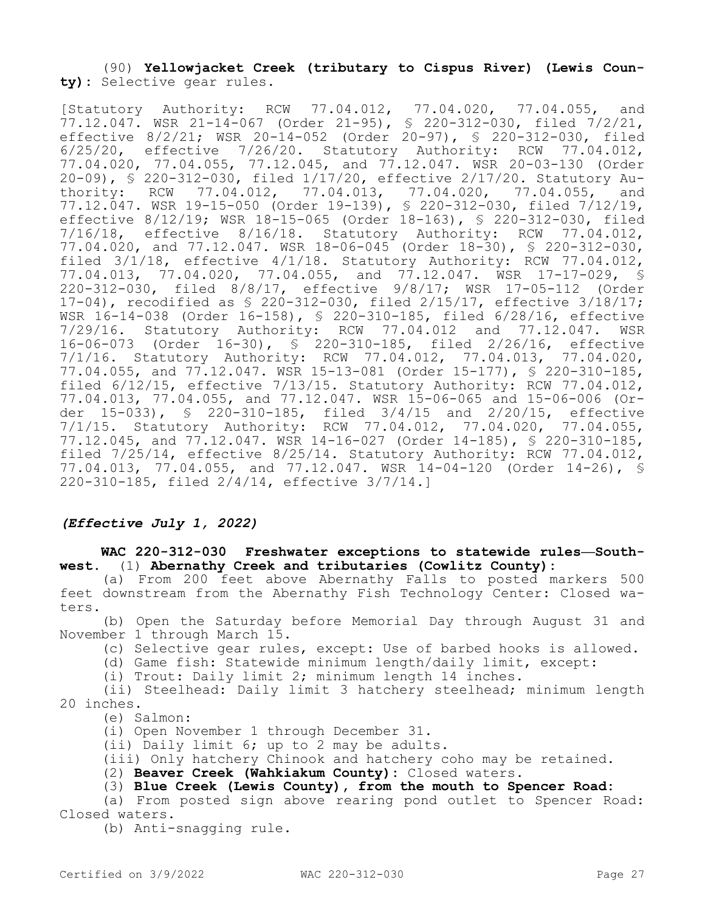(90) **Yellowjacket Creek (tributary to Cispus River) (Lewis County):** Selective gear rules.

[Statutory Authority: RCW 77.04.012, 77.04.020, 77.04.055, and 77.12.047. WSR 21-14-067 (Order 21-95), § 220-312-030, filed 7/2/21, effective 8/2/21; WSR 20-14-052 (Order 20-97), § 220-312-030, filed 6/25/20, effective 7/26/20. Statutory Authority: RCW 77.04.012, 77.04.020, 77.04.055, 77.12.045, and 77.12.047. WSR 20-03-130 (Order 20-09), § 220-312-030, filed 1/17/20, effective 2/17/20. Statutory Authority: RCW 77.04.012, 77.04.013, 77.04.020, 77.04.055, and 77.12.047. WSR 19-15-050 (Order 19-139), § 220-312-030, filed 7/12/19, effective 8/12/19; WSR 18-15-065 (Order 18-163), § 220-312-030, filed 7/16/18, effective 8/16/18. Statutory Authority: RCW 77.04.012, 77.04.020, and 77.12.047. WSR 18-06-045 (Order 18-30), § 220-312-030, filed 3/1/18, effective 4/1/18. Statutory Authority: RCW 77.04.012, 77.04.013, 77.04.020, 77.04.055, and 77.12.047. WSR 17-17-029, § 220-312-030, filed 8/8/17, effective 9/8/17; WSR 17-05-112 (Order 17-04), recodified as § 220-312-030, filed 2/15/17, effective 3/18/17; WSR 16-14-038 (Order 16-158), § 220-310-185, filed 6/28/16, effective 7/29/16. Statutory Authority: RCW 77.04.012 and 77.12.047. WSR 16-06-073 (Order 16-30), § 220-310-185, filed 2/26/16, effective 7/1/16. Statutory Authority: RCW 77.04.012, 77.04.013, 77.04.020, 77.04.055, and 77.12.047. WSR 15-13-081 (Order 15-177), § 220-310-185, filed 6/12/15, effective 7/13/15. Statutory Authority: RCW 77.04.012, 77.04.013, 77.04.055, and 77.12.047. WSR 15-06-065 and 15-06-006 (Order 15-033), § 220-310-185, filed 3/4/15 and 2/20/15, effective 7/1/15. Statutory Authority: RCW 77.04.012, 77.04.020, 77.04.055, 77.12.045, and 77.12.047. WSR 14-16-027 (Order 14-185), § 220-310-185, filed 7/25/14, effective 8/25/14. Statutory Authority: RCW 77.04.012, 77.04.013, 77.04.055, and 77.12.047. WSR 14-04-120 (Order 14-26), § 220-310-185, filed 2/4/14, effective 3/7/14.]

***(Effective July 1, 2022)***

**WAC 220-312-030 Freshwater exceptions to statewide rules—Southwest.** (1) **Abernathy Creek and tributaries (Cowlitz County):**

(a) From 200 feet above Abernathy Falls to posted markers 500 feet downstream from the Abernathy Fish Technology Center: Closed waters.

(b) Open the Saturday before Memorial Day through August 31 and November 1 through March 15.

(c) Selective gear rules, except: Use of barbed hooks is allowed.

(d) Game fish: Statewide minimum length/daily limit, except:

(i) Trout: Daily limit 2; minimum length 14 inches.

(ii) Steelhead: Daily limit 3 hatchery steelhead; minimum length 20 inches.

(e) Salmon:

(i) Open November 1 through December 31.

(ii) Daily limit 6; up to 2 may be adults.

(iii) Only hatchery Chinook and hatchery coho may be retained.

(2) **Beaver Creek (Wahkiakum County):** Closed waters.

(3) **Blue Creek (Lewis County), from the mouth to Spencer Road:**

(a) From posted sign above rearing pond outlet to Spencer Road: Closed waters.

(b) Anti-snagging rule.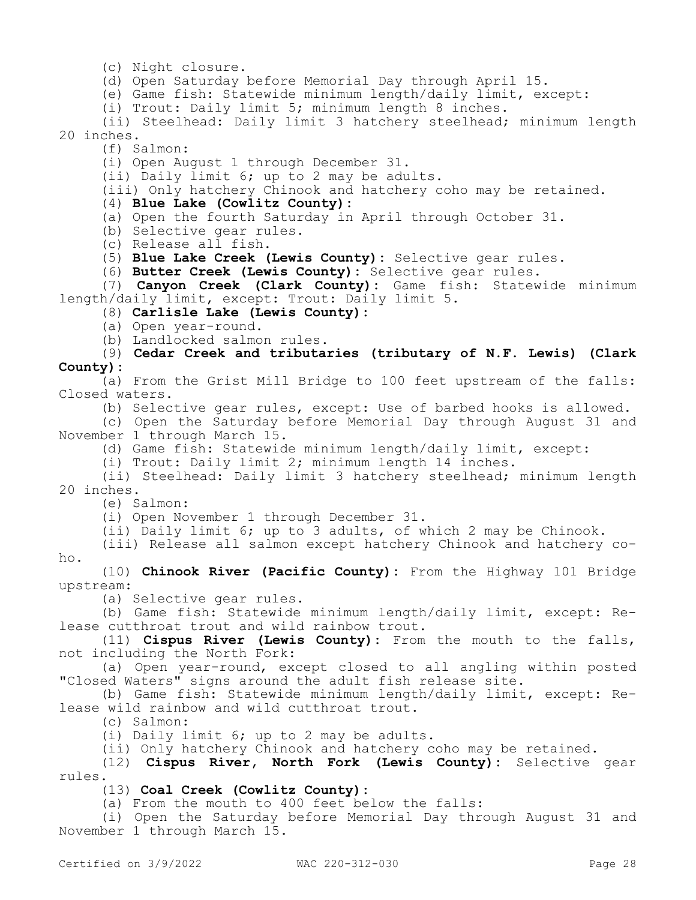(c) Night closure.

(d) Open Saturday before Memorial Day through April 15.

(e) Game fish: Statewide minimum length/daily limit, except:

(i) Trout: Daily limit 5; minimum length 8 inches.

(ii) Steelhead: Daily limit 3 hatchery steelhead; minimum length 20 inches.

(f) Salmon:

(i) Open August 1 through December 31.

(ii) Daily limit 6; up to 2 may be adults.

(iii) Only hatchery Chinook and hatchery coho may be retained.

(4) **Blue Lake (Cowlitz County):**

(a) Open the fourth Saturday in April through October 31.

(b) Selective gear rules.

(c) Release all fish.

(5) **Blue Lake Creek (Lewis County):** Selective gear rules.

(6) **Butter Creek (Lewis County):** Selective gear rules.

(7) **Canyon Creek (Clark County):** Game fish: Statewide minimum length/daily limit, except: Trout: Daily limit 5.

(8) **Carlisle Lake (Lewis County):**

(a) Open year-round.

(b) Landlocked salmon rules.

(9) **Cedar Creek and tributaries (tributary of N.F. Lewis) (Clark County):**

(a) From the Grist Mill Bridge to 100 feet upstream of the falls: Closed waters.

(b) Selective gear rules, except: Use of barbed hooks is allowed.

(c) Open the Saturday before Memorial Day through August 31 and November 1 through March 15.

(d) Game fish: Statewide minimum length/daily limit, except:

(i) Trout: Daily limit 2; minimum length 14 inches.

(ii) Steelhead: Daily limit 3 hatchery steelhead; minimum length 20 inches.

(e) Salmon:

(i) Open November 1 through December 31.

(ii) Daily limit 6; up to 3 adults, of which 2 may be Chinook.

(iii) Release all salmon except hatchery Chinook and hatchery coho.

(10) **Chinook River (Pacific County):** From the Highway 101 Bridge upstream:

(a) Selective gear rules.

(b) Game fish: Statewide minimum length/daily limit, except: Release cutthroat trout and wild rainbow trout.

(11) **Cispus River (Lewis County):** From the mouth to the falls, not including the North Fork:

(a) Open year-round, except closed to all angling within posted "Closed Waters" signs around the adult fish release site.

(b) Game fish: Statewide minimum length/daily limit, except: Release wild rainbow and wild cutthroat trout.

(c) Salmon:

(i) Daily limit 6; up to 2 may be adults.

(ii) Only hatchery Chinook and hatchery coho may be retained.

(12) **Cispus River, North Fork (Lewis County):** Selective gear rules.

(13) **Coal Creek (Cowlitz County):**

(a) From the mouth to 400 feet below the falls:

(i) Open the Saturday before Memorial Day through August 31 and November 1 through March 15.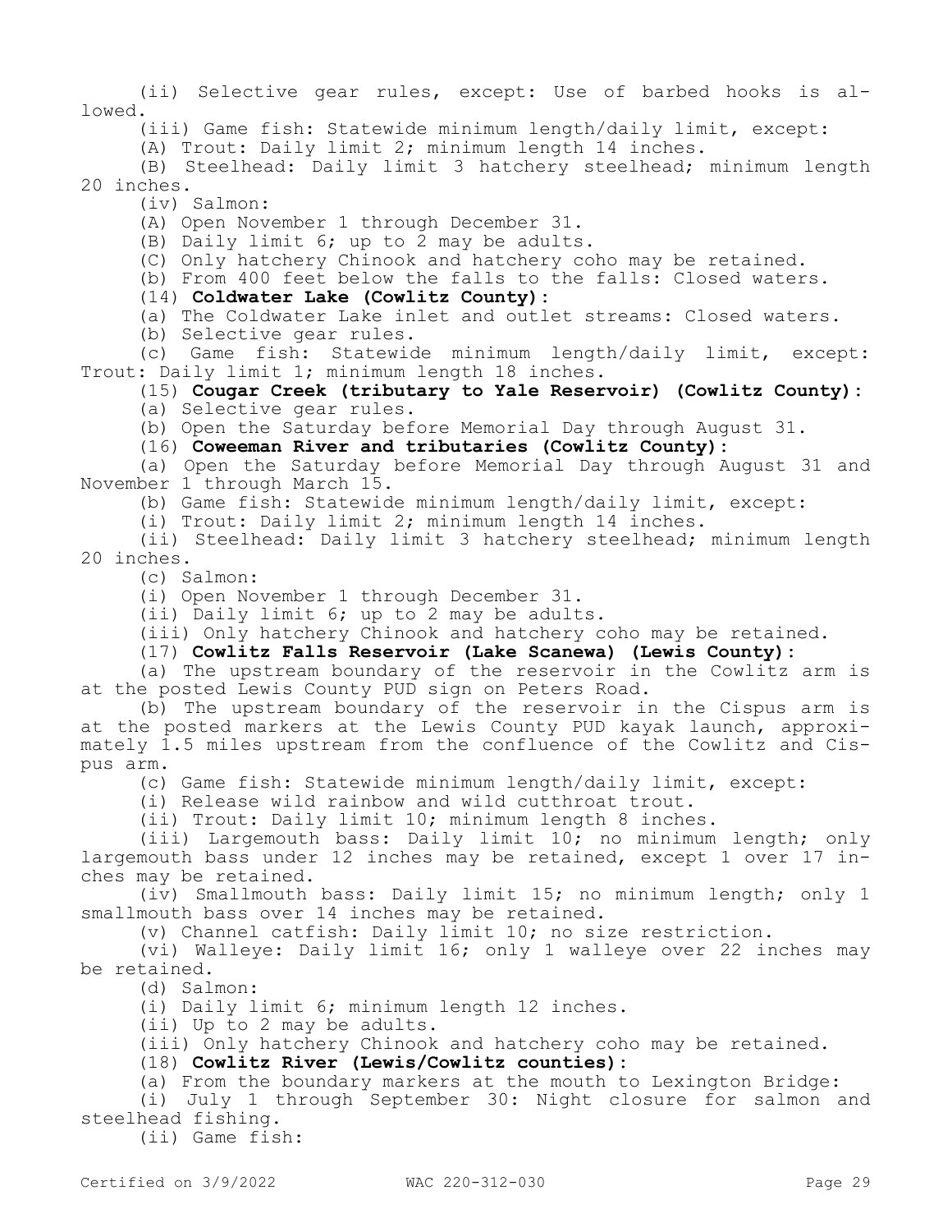(ii) Selective gear rules, except: Use of barbed hooks is allowed.

(iii) Game fish: Statewide minimum length/daily limit, except:

(A) Trout: Daily limit 2; minimum length 14 inches.

(B) Steelhead: Daily limit 3 hatchery steelhead; minimum length 20 inches.

(iv) Salmon:

(A) Open November 1 through December 31.

(B) Daily limit 6; up to 2 may be adults.

(C) Only hatchery Chinook and hatchery coho may be retained.

(b) From 400 feet below the falls to the falls: Closed waters.

(14) **Coldwater Lake (Cowlitz County):**

(a) The Coldwater Lake inlet and outlet streams: Closed waters.

(b) Selective gear rules.

(c) Game fish: Statewide minimum length/daily limit, except: Trout: Daily limit 1; minimum length 18 inches.

(15) **Cougar Creek (tributary to Yale Reservoir) (Cowlitz County):**

(a) Selective gear rules.

(b) Open the Saturday before Memorial Day through August 31.

(16) **Coweeman River and tributaries (Cowlitz County):**

(a) Open the Saturday before Memorial Day through August 31 and November 1 through March 15.

(b) Game fish: Statewide minimum length/daily limit, except:

(i) Trout: Daily limit 2; minimum length 14 inches.

(ii) Steelhead: Daily limit 3 hatchery steelhead; minimum length 20 inches.

(c) Salmon:

(i) Open November 1 through December 31.

(ii) Daily limit 6; up to 2 may be adults.

(iii) Only hatchery Chinook and hatchery coho may be retained.

(17) **Cowlitz Falls Reservoir (Lake Scanewa) (Lewis County):**

(a) The upstream boundary of the reservoir in the Cowlitz arm is at the posted Lewis County PUD sign on Peters Road.

(b) The upstream boundary of the reservoir in the Cispus arm is at the posted markers at the Lewis County PUD kayak launch, approximately 1.5 miles upstream from the confluence of the Cowlitz and Cispus arm.

(c) Game fish: Statewide minimum length/daily limit, except:

(i) Release wild rainbow and wild cutthroat trout.

(ii) Trout: Daily limit 10; minimum length 8 inches.

(iii) Largemouth bass: Daily limit 10; no minimum length; only largemouth bass under 12 inches may be retained, except 1 over 17 inches may be retained.

(iv) Smallmouth bass: Daily limit 15; no minimum length; only 1 smallmouth bass over 14 inches may be retained.

(v) Channel catfish: Daily limit 10; no size restriction.

(vi) Walleye: Daily limit 16; only 1 walleye over 22 inches may be retained.

(d) Salmon:

(i) Daily limit 6; minimum length 12 inches.

(ii) Up to 2 may be adults.

(iii) Only hatchery Chinook and hatchery coho may be retained.

(18) **Cowlitz River (Lewis/Cowlitz counties):**

(a) From the boundary markers at the mouth to Lexington Bridge:

(i) July 1 through September 30: Night closure for salmon and steelhead fishing.

(ii) Game fish: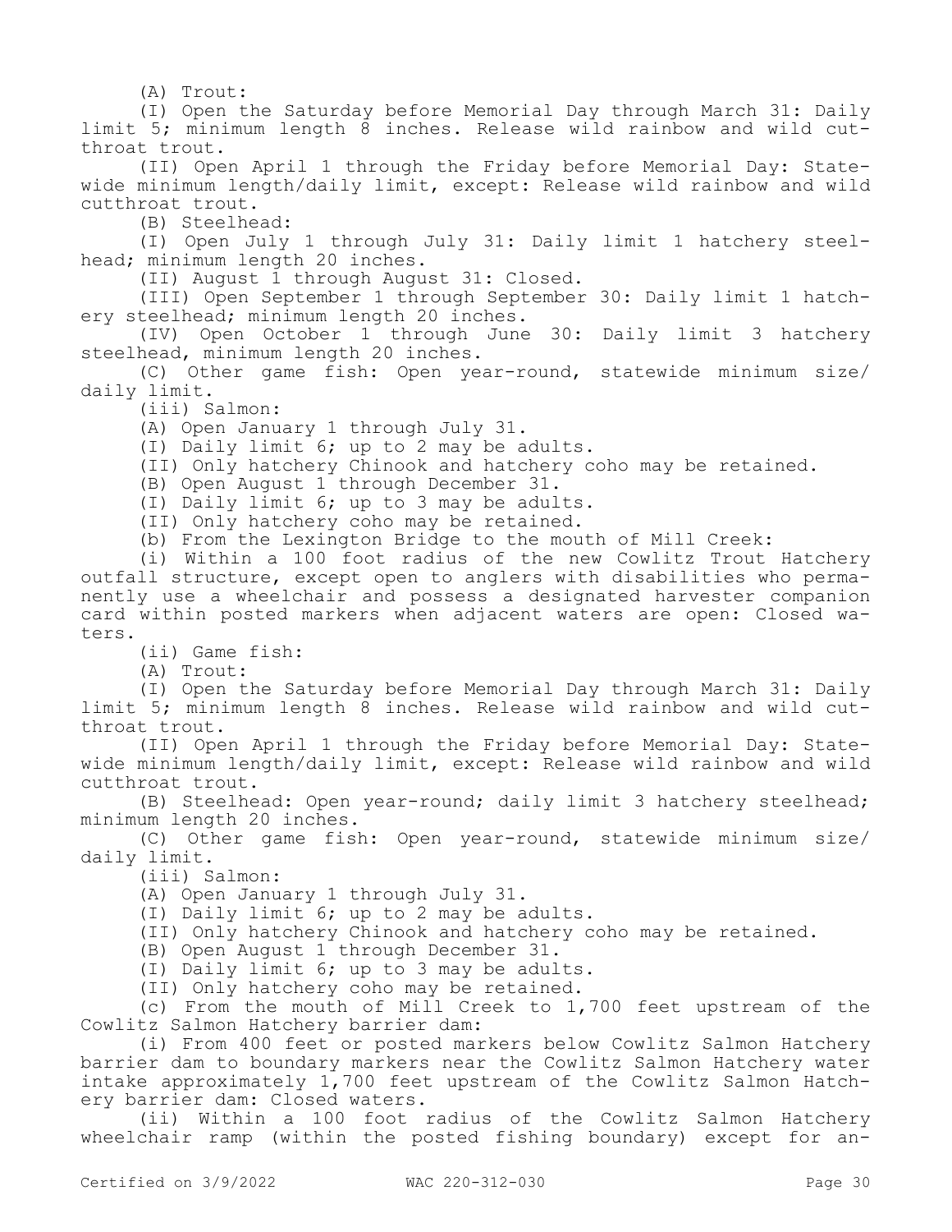(A) Trout:

(I) Open the Saturday before Memorial Day through March 31: Daily limit 5; minimum length 8 inches. Release wild rainbow and wild cutthroat trout.

(II) Open April 1 through the Friday before Memorial Day: Statewide minimum length/daily limit, except: Release wild rainbow and wild cutthroat trout.

(B) Steelhead:

(I) Open July 1 through July 31: Daily limit 1 hatchery steelhead; minimum length 20 inches.

(II) August 1 through August 31: Closed.

(III) Open September 1 through September 30: Daily limit 1 hatchery steelhead; minimum length 20 inches.

(IV) Open October 1 through June 30: Daily limit 3 hatchery steelhead, minimum length 20 inches.

(C) Other game fish: Open year-round, statewide minimum size/daily limit.

(iii) Salmon:

(A) Open January 1 through July 31.

(I) Daily limit 6; up to 2 may be adults.

(II) Only hatchery Chinook and hatchery coho may be retained.

(B) Open August 1 through December 31.

(I) Daily limit 6; up to 3 may be adults.

(II) Only hatchery coho may be retained.

(b) From the Lexington Bridge to the mouth of Mill Creek:

(i) Within a 100 foot radius of the new Cowlitz Trout Hatchery outfall structure, except open to anglers with disabilities who permanently use a wheelchair and possess a designated harvester companion card within posted markers when adjacent waters are open: Closed waters.

(ii) Game fish:

(A) Trout:

(I) Open the Saturday before Memorial Day through March 31: Daily limit 5; minimum length 8 inches. Release wild rainbow and wild cutthroat trout.

(II) Open April 1 through the Friday before Memorial Day: Statewide minimum length/daily limit, except: Release wild rainbow and wild cutthroat trout.

(B) Steelhead: Open year-round; daily limit 3 hatchery steelhead; minimum length 20 inches.

(C) Other game fish: Open year-round, statewide minimum size/daily limit.

(iii) Salmon:

(A) Open January 1 through July 31.

(I) Daily limit 6; up to 2 may be adults.

(II) Only hatchery Chinook and hatchery coho may be retained.

(B) Open August 1 through December 31.

(I) Daily limit 6; up to 3 may be adults.

(II) Only hatchery coho may be retained.

(c) From the mouth of Mill Creek to 1,700 feet upstream of the Cowlitz Salmon Hatchery barrier dam:

(i) From 400 feet or posted markers below Cowlitz Salmon Hatchery barrier dam to boundary markers near the Cowlitz Salmon Hatchery water intake approximately 1,700 feet upstream of the Cowlitz Salmon Hatchery barrier dam: Closed waters.

(ii) Within a 100 foot radius of the Cowlitz Salmon Hatchery wheelchair ramp (within the posted fishing boundary) except for an-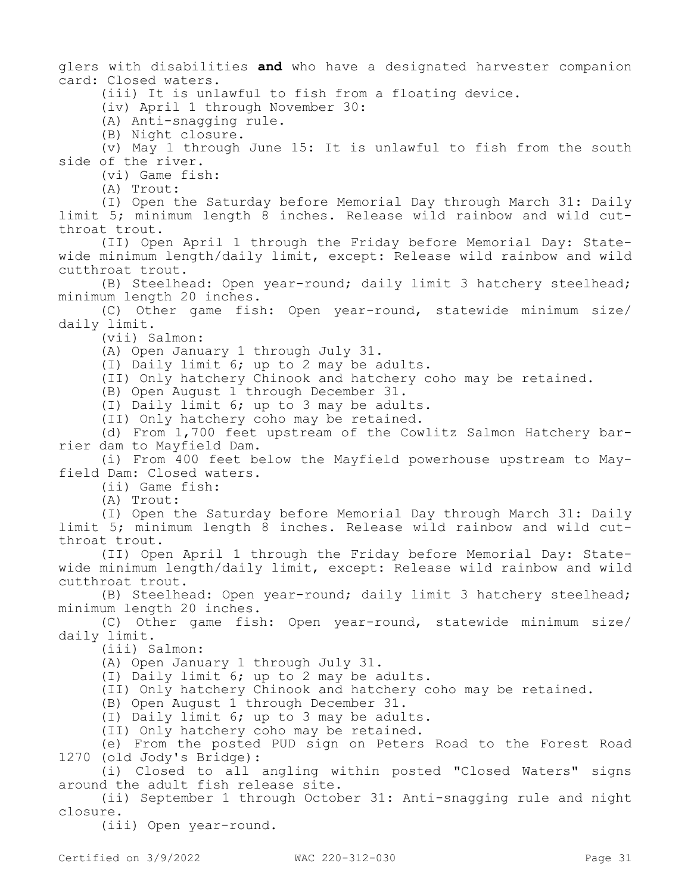glers with disabilities **and** who have a designated harvester companion card: Closed waters.

(iii) It is unlawful to fish from a floating device.

(iv) April 1 through November 30:

(A) Anti-snagging rule.

(B) Night closure.

(v) May 1 through June 15: It is unlawful to fish from the south side of the river.

(vi) Game fish:

(A) Trout:

(I) Open the Saturday before Memorial Day through March 31: Daily limit 5; minimum length 8 inches. Release wild rainbow and wild cutthroat trout.

(II) Open April 1 through the Friday before Memorial Day: Statewide minimum length/daily limit, except: Release wild rainbow and wild cutthroat trout.

(B) Steelhead: Open year-round; daily limit 3 hatchery steelhead; minimum length 20 inches.

(C) Other game fish: Open year-round, statewide minimum size/daily limit.

(vii) Salmon:

(A) Open January 1 through July 31.

(I) Daily limit 6; up to 2 may be adults.

(II) Only hatchery Chinook and hatchery coho may be retained.

(B) Open August 1 through December 31.

(I) Daily limit 6; up to 3 may be adults.

(II) Only hatchery coho may be retained.

(d) From 1,700 feet upstream of the Cowlitz Salmon Hatchery barrier dam to Mayfield Dam.

(i) From 400 feet below the Mayfield powerhouse upstream to Mayfield Dam: Closed waters.

(ii) Game fish:

(A) Trout:

(I) Open the Saturday before Memorial Day through March 31: Daily limit 5; minimum length 8 inches. Release wild rainbow and wild cutthroat trout.

(II) Open April 1 through the Friday before Memorial Day: Statewide minimum length/daily limit, except: Release wild rainbow and wild cutthroat trout.

(B) Steelhead: Open year-round; daily limit 3 hatchery steelhead; minimum length 20 inches.

(C) Other game fish: Open year-round, statewide minimum size/daily limit.

(iii) Salmon:

(A) Open January 1 through July 31.

(I) Daily limit 6; up to 2 may be adults.

(II) Only hatchery Chinook and hatchery coho may be retained.

(B) Open August 1 through December 31.

(I) Daily limit 6; up to 3 may be adults.

(II) Only hatchery coho may be retained.

(e) From the posted PUD sign on Peters Road to the Forest Road 1270 (old Jody's Bridge):

(i) Closed to all angling within posted "Closed Waters" signs around the adult fish release site.

(ii) September 1 through October 31: Anti-snagging rule and night closure.

(iii) Open year-round.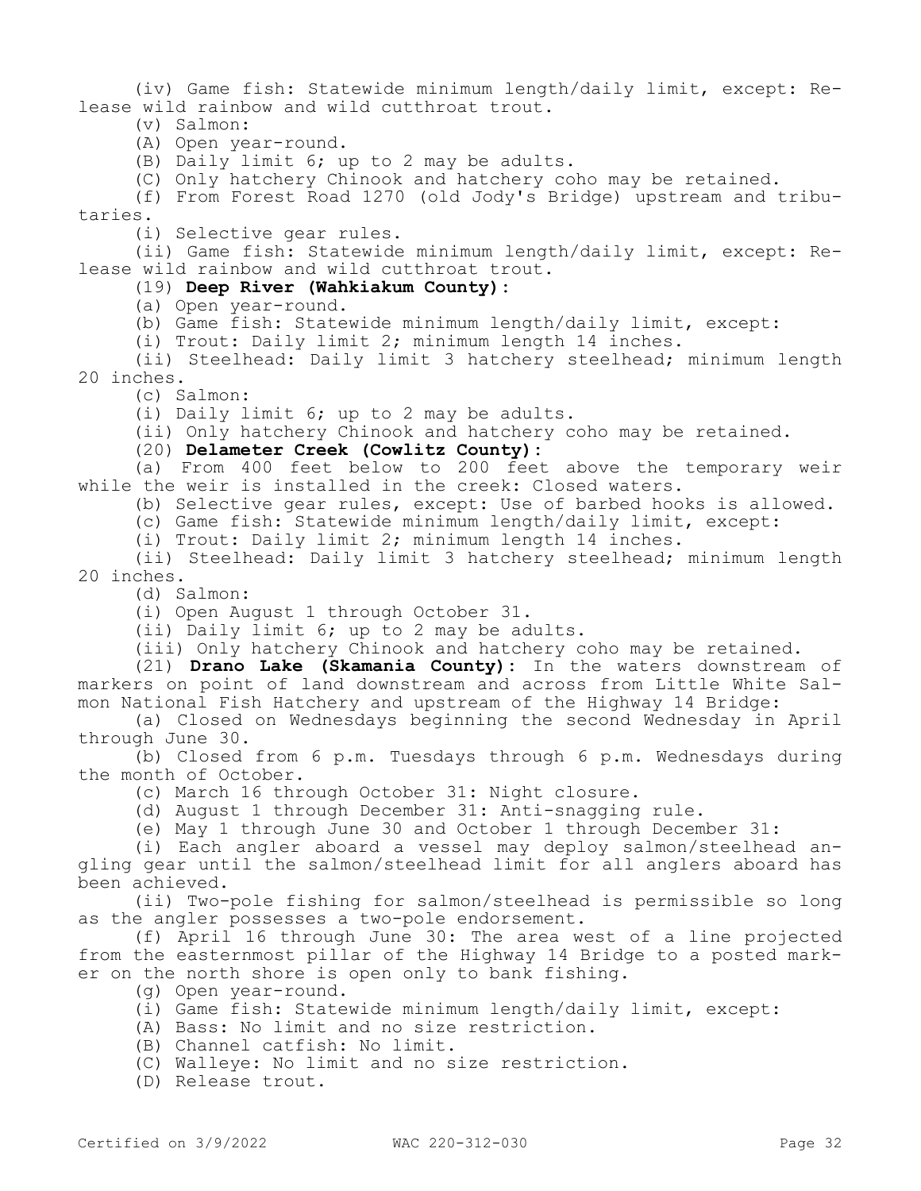(iv) Game fish: Statewide minimum length/daily limit, except: Release wild rainbow and wild cutthroat trout.

(v) Salmon:

(A) Open year-round.

(B) Daily limit 6; up to 2 may be adults.

(C) Only hatchery Chinook and hatchery coho may be retained.

(f) From Forest Road 1270 (old Jody's Bridge) upstream and tributaries.

(i) Selective gear rules.

(ii) Game fish: Statewide minimum length/daily limit, except: Release wild rainbow and wild cutthroat trout.

(19) **Deep River (Wahkiakum County):**

(a) Open year-round.

(b) Game fish: Statewide minimum length/daily limit, except:

(i) Trout: Daily limit 2; minimum length 14 inches.

(ii) Steelhead: Daily limit 3 hatchery steelhead; minimum length 20 inches.

(c) Salmon:

(i) Daily limit 6; up to 2 may be adults.

(ii) Only hatchery Chinook and hatchery coho may be retained.

(20) **Delameter Creek (Cowlitz County):**

(a) From 400 feet below to 200 feet above the temporary weir while the weir is installed in the creek: Closed waters.

(b) Selective gear rules, except: Use of barbed hooks is allowed.

(c) Game fish: Statewide minimum length/daily limit, except:

(i) Trout: Daily limit 2; minimum length 14 inches.

(ii) Steelhead: Daily limit 3 hatchery steelhead; minimum length 20 inches.

(d) Salmon:

(i) Open August 1 through October 31.

(ii) Daily limit 6; up to 2 may be adults.

(iii) Only hatchery Chinook and hatchery coho may be retained.

(21) **Drano Lake (Skamania County):** In the waters downstream of markers on point of land downstream and across from Little White Salmon National Fish Hatchery and upstream of the Highway 14 Bridge:

(a) Closed on Wednesdays beginning the second Wednesday in April through June 30.

(b) Closed from 6 p.m. Tuesdays through 6 p.m. Wednesdays during the month of October.

(c) March 16 through October 31: Night closure.

(d) August 1 through December 31: Anti-snagging rule.

(e) May 1 through June 30 and October 1 through December 31:

(i) Each angler aboard a vessel may deploy salmon/steelhead angling gear until the salmon/steelhead limit for all anglers aboard has been achieved.

(ii) Two-pole fishing for salmon/steelhead is permissible so long as the angler possesses a two-pole endorsement.

(f) April 16 through June 30: The area west of a line projected from the easternmost pillar of the Highway 14 Bridge to a posted marker on the north shore is open only to bank fishing.

(g) Open year-round.

(i) Game fish: Statewide minimum length/daily limit, except:

(A) Bass: No limit and no size restriction.

(B) Channel catfish: No limit.

(C) Walleye: No limit and no size restriction.

(D) Release trout.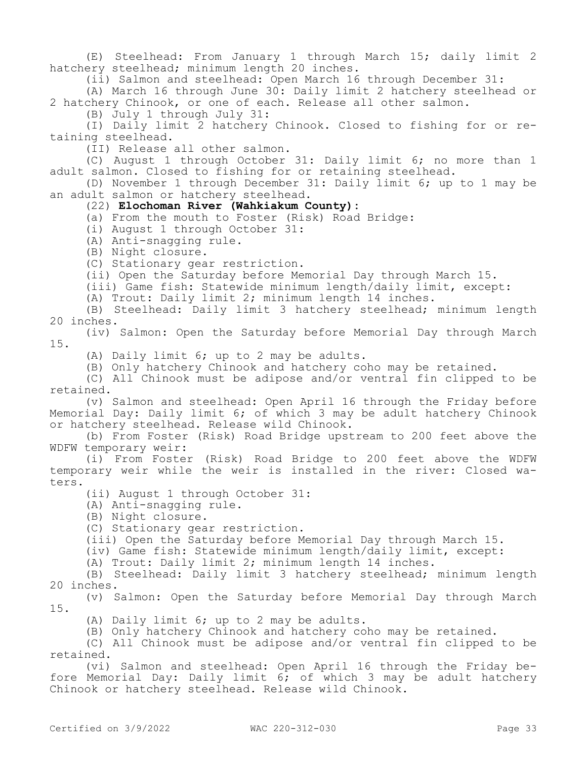(E) Steelhead: From January 1 through March 15; daily limit 2 hatchery steelhead; minimum length 20 inches.

(ii) Salmon and steelhead: Open March 16 through December 31:

(A) March 16 through June 30: Daily limit 2 hatchery steelhead or 2 hatchery Chinook, or one of each. Release all other salmon.

(B) July 1 through July 31:

(I) Daily limit 2 hatchery Chinook. Closed to fishing for or retaining steelhead.

(II) Release all other salmon.

(C) August 1 through October 31: Daily limit 6; no more than 1 adult salmon. Closed to fishing for or retaining steelhead.

(D) November 1 through December 31: Daily limit 6; up to 1 may be an adult salmon or hatchery steelhead.

(22) **Elochoman River (Wahkiakum County):**

(a) From the mouth to Foster (Risk) Road Bridge:

(i) August 1 through October 31:

(A) Anti-snagging rule.

(B) Night closure.

(C) Stationary gear restriction.

(ii) Open the Saturday before Memorial Day through March 15.

(iii) Game fish: Statewide minimum length/daily limit, except:

(A) Trout: Daily limit 2; minimum length 14 inches.

(B) Steelhead: Daily limit 3 hatchery steelhead; minimum length 20 inches.

(iv) Salmon: Open the Saturday before Memorial Day through March 15.

(A) Daily limit 6; up to 2 may be adults.

(B) Only hatchery Chinook and hatchery coho may be retained.

(C) All Chinook must be adipose and/or ventral fin clipped to be retained.

(v) Salmon and steelhead: Open April 16 through the Friday before Memorial Day: Daily limit 6; of which 3 may be adult hatchery Chinook or hatchery steelhead. Release wild Chinook.

(b) From Foster (Risk) Road Bridge upstream to 200 feet above the WDFW temporary weir:

(i) From Foster (Risk) Road Bridge to 200 feet above the WDFW temporary weir while the weir is installed in the river: Closed waters.

(ii) August 1 through October 31:

(A) Anti-snagging rule.

(B) Night closure.

(C) Stationary gear restriction.

(iii) Open the Saturday before Memorial Day through March 15.

(iv) Game fish: Statewide minimum length/daily limit, except:

(A) Trout: Daily limit 2; minimum length 14 inches.

(B) Steelhead: Daily limit 3 hatchery steelhead; minimum length 20 inches.

(v) Salmon: Open the Saturday before Memorial Day through March 15.

(A) Daily limit 6; up to 2 may be adults.

(B) Only hatchery Chinook and hatchery coho may be retained.

(C) All Chinook must be adipose and/or ventral fin clipped to be retained.

(vi) Salmon and steelhead: Open April 16 through the Friday before Memorial Day: Daily limit 6; of which 3 may be adult hatchery Chinook or hatchery steelhead. Release wild Chinook.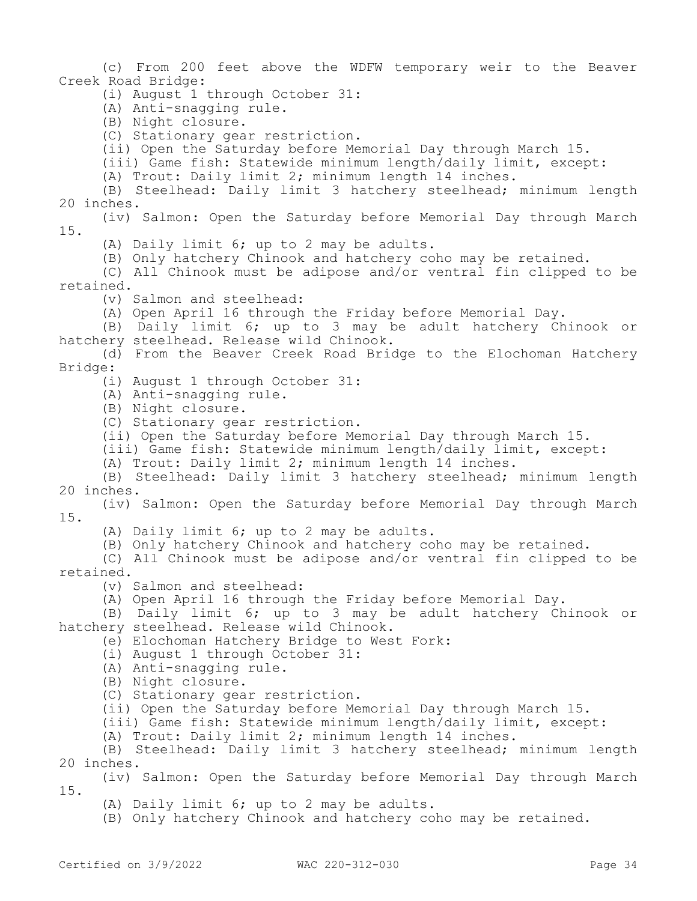(c) From 200 feet above the WDFW temporary weir to the Beaver Creek Road Bridge:

(i) August 1 through October 31:

(A) Anti-snagging rule.

(B) Night closure.

(C) Stationary gear restriction.

(ii) Open the Saturday before Memorial Day through March 15.

(iii) Game fish: Statewide minimum length/daily limit, except:

(A) Trout: Daily limit 2; minimum length 14 inches.

(B) Steelhead: Daily limit 3 hatchery steelhead; minimum length 20 inches.

(iv) Salmon: Open the Saturday before Memorial Day through March 15.

(A) Daily limit 6; up to 2 may be adults.

(B) Only hatchery Chinook and hatchery coho may be retained.

(C) All Chinook must be adipose and/or ventral fin clipped to be retained.

(v) Salmon and steelhead:

(A) Open April 16 through the Friday before Memorial Day.

(B) Daily limit 6; up to 3 may be adult hatchery Chinook or hatchery steelhead. Release wild Chinook.

(d) From the Beaver Creek Road Bridge to the Elochoman Hatchery Bridge:

(i) August 1 through October 31:

(A) Anti-snagging rule.

(B) Night closure.

(C) Stationary gear restriction.

(ii) Open the Saturday before Memorial Day through March 15.

(iii) Game fish: Statewide minimum length/daily limit, except:

(A) Trout: Daily limit 2; minimum length 14 inches.

(B) Steelhead: Daily limit 3 hatchery steelhead; minimum length 20 inches.

(iv) Salmon: Open the Saturday before Memorial Day through March 15.

(A) Daily limit 6; up to 2 may be adults.

(B) Only hatchery Chinook and hatchery coho may be retained.

(C) All Chinook must be adipose and/or ventral fin clipped to be retained.

(v) Salmon and steelhead:

(A) Open April 16 through the Friday before Memorial Day.

(B) Daily limit 6; up to 3 may be adult hatchery Chinook or hatchery steelhead. Release wild Chinook.

(e) Elochoman Hatchery Bridge to West Fork:

(i) August 1 through October 31:

(A) Anti-snagging rule.

(B) Night closure.

(C) Stationary gear restriction.

(ii) Open the Saturday before Memorial Day through March 15.

(iii) Game fish: Statewide minimum length/daily limit, except:

(A) Trout: Daily limit 2; minimum length 14 inches.

(B) Steelhead: Daily limit 3 hatchery steelhead; minimum length 20 inches.

(iv) Salmon: Open the Saturday before Memorial Day through March 15.

(A) Daily limit 6; up to 2 may be adults.

(B) Only hatchery Chinook and hatchery coho may be retained.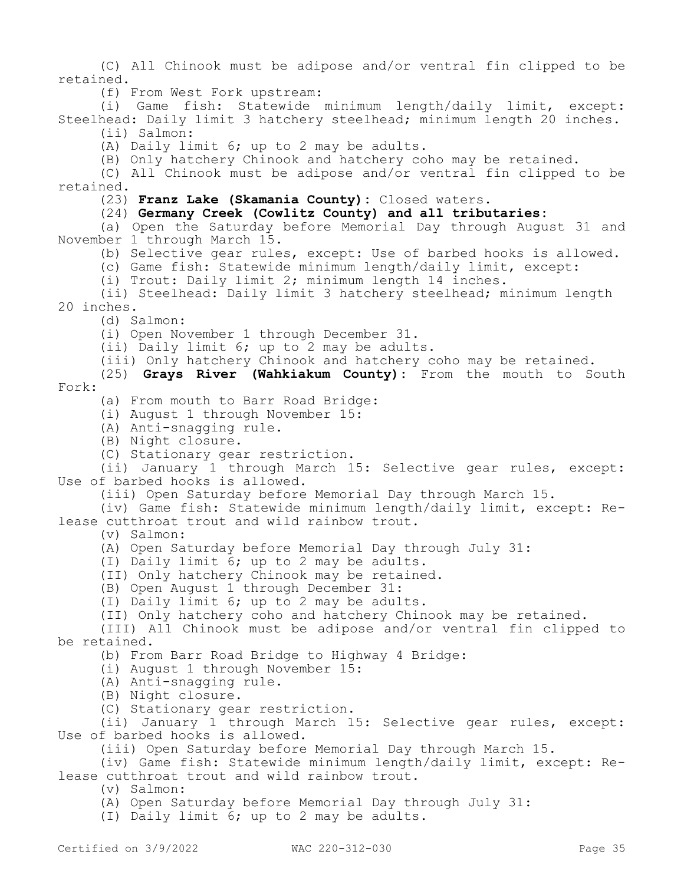(C) All Chinook must be adipose and/or ventral fin clipped to be retained.

(f) From West Fork upstream:

(i) Game fish: Statewide minimum length/daily limit, except: Steelhead: Daily limit 3 hatchery steelhead; minimum length 20 inches.

(ii) Salmon:

(A) Daily limit 6; up to 2 may be adults.

(B) Only hatchery Chinook and hatchery coho may be retained.

(C) All Chinook must be adipose and/or ventral fin clipped to be retained.

(23) **Franz Lake (Skamania County):** Closed waters.

(24) **Germany Creek (Cowlitz County) and all tributaries:**

(a) Open the Saturday before Memorial Day through August 31 and November 1 through March 15.

(b) Selective gear rules, except: Use of barbed hooks is allowed.

(c) Game fish: Statewide minimum length/daily limit, except:

(i) Trout: Daily limit 2; minimum length 14 inches.

(ii) Steelhead: Daily limit 3 hatchery steelhead; minimum length 20 inches.

(d) Salmon:

(i) Open November 1 through December 31.

(ii) Daily limit 6; up to 2 may be adults.

(iii) Only hatchery Chinook and hatchery coho may be retained.

(25) **Grays River (Wahkiakum County):** From the mouth to South Fork:

(a) From mouth to Barr Road Bridge:

(i) August 1 through November 15:

(A) Anti-snagging rule.

(B) Night closure.

(C) Stationary gear restriction.

(ii) January 1 through March 15: Selective gear rules, except: Use of barbed hooks is allowed.

(iii) Open Saturday before Memorial Day through March 15.

(iv) Game fish: Statewide minimum length/daily limit, except: Release cutthroat trout and wild rainbow trout.

(v) Salmon:

(A) Open Saturday before Memorial Day through July 31:

(I) Daily limit 6; up to 2 may be adults.

(II) Only hatchery Chinook may be retained.

(B) Open August 1 through December 31:

(I) Daily limit 6; up to 2 may be adults.

(II) Only hatchery coho and hatchery Chinook may be retained.

(III) All Chinook must be adipose and/or ventral fin clipped to be retained.

(b) From Barr Road Bridge to Highway 4 Bridge:

(i) August 1 through November 15:

(A) Anti-snagging rule.

(B) Night closure.

(C) Stationary gear restriction.

(ii) January 1 through March 15: Selective gear rules, except: Use of barbed hooks is allowed.

(iii) Open Saturday before Memorial Day through March 15.

(iv) Game fish: Statewide minimum length/daily limit, except: Release cutthroat trout and wild rainbow trout.

(v) Salmon:

(A) Open Saturday before Memorial Day through July 31:

(I) Daily limit 6; up to 2 may be adults.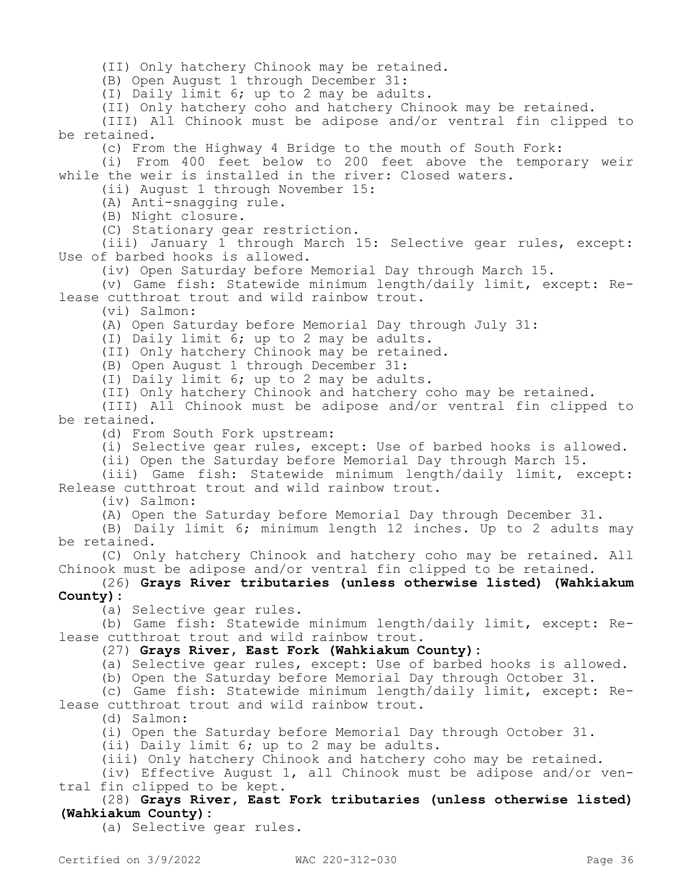(II) Only hatchery Chinook may be retained.

(B) Open August 1 through December 31:

(I) Daily limit 6; up to 2 may be adults.

(II) Only hatchery coho and hatchery Chinook may be retained.

(III) All Chinook must be adipose and/or ventral fin clipped to be retained.

(c) From the Highway 4 Bridge to the mouth of South Fork:

(i) From 400 feet below to 200 feet above the temporary weir while the weir is installed in the river: Closed waters.

(ii) August 1 through November 15:

(A) Anti-snagging rule.

(B) Night closure.

(C) Stationary gear restriction.

(iii) January 1 through March 15: Selective gear rules, except: Use of barbed hooks is allowed.

(iv) Open Saturday before Memorial Day through March 15.

(v) Game fish: Statewide minimum length/daily limit, except: Release cutthroat trout and wild rainbow trout.

(vi) Salmon:

(A) Open Saturday before Memorial Day through July 31:

(I) Daily limit 6; up to 2 may be adults.

(II) Only hatchery Chinook may be retained.

(B) Open August 1 through December 31:

(I) Daily limit 6; up to 2 may be adults.

(II) Only hatchery Chinook and hatchery coho may be retained.

(III) All Chinook must be adipose and/or ventral fin clipped to be retained.

(d) From South Fork upstream:

(i) Selective gear rules, except: Use of barbed hooks is allowed.

(ii) Open the Saturday before Memorial Day through March 15.

(iii) Game fish: Statewide minimum length/daily limit, except: Release cutthroat trout and wild rainbow trout.

(iv) Salmon:

(A) Open the Saturday before Memorial Day through December 31.

(B) Daily limit 6; minimum length 12 inches. Up to 2 adults may be retained.

(C) Only hatchery Chinook and hatchery coho may be retained. All Chinook must be adipose and/or ventral fin clipped to be retained.

(26) **Grays River tributaries (unless otherwise listed) (Wahkiakum County):**

(a) Selective gear rules.

(b) Game fish: Statewide minimum length/daily limit, except: Release cutthroat trout and wild rainbow trout.

(27) **Grays River, East Fork (Wahkiakum County):**

(a) Selective gear rules, except: Use of barbed hooks is allowed.

(b) Open the Saturday before Memorial Day through October 31.

(c) Game fish: Statewide minimum length/daily limit, except: Release cutthroat trout and wild rainbow trout.

(d) Salmon:

(i) Open the Saturday before Memorial Day through October 31.

(ii) Daily limit 6; up to 2 may be adults.

(iii) Only hatchery Chinook and hatchery coho may be retained.

(iv) Effective August 1, all Chinook must be adipose and/or ventral fin clipped to be kept.

(28) **Grays River, East Fork tributaries (unless otherwise listed) (Wahkiakum County):**

(a) Selective gear rules.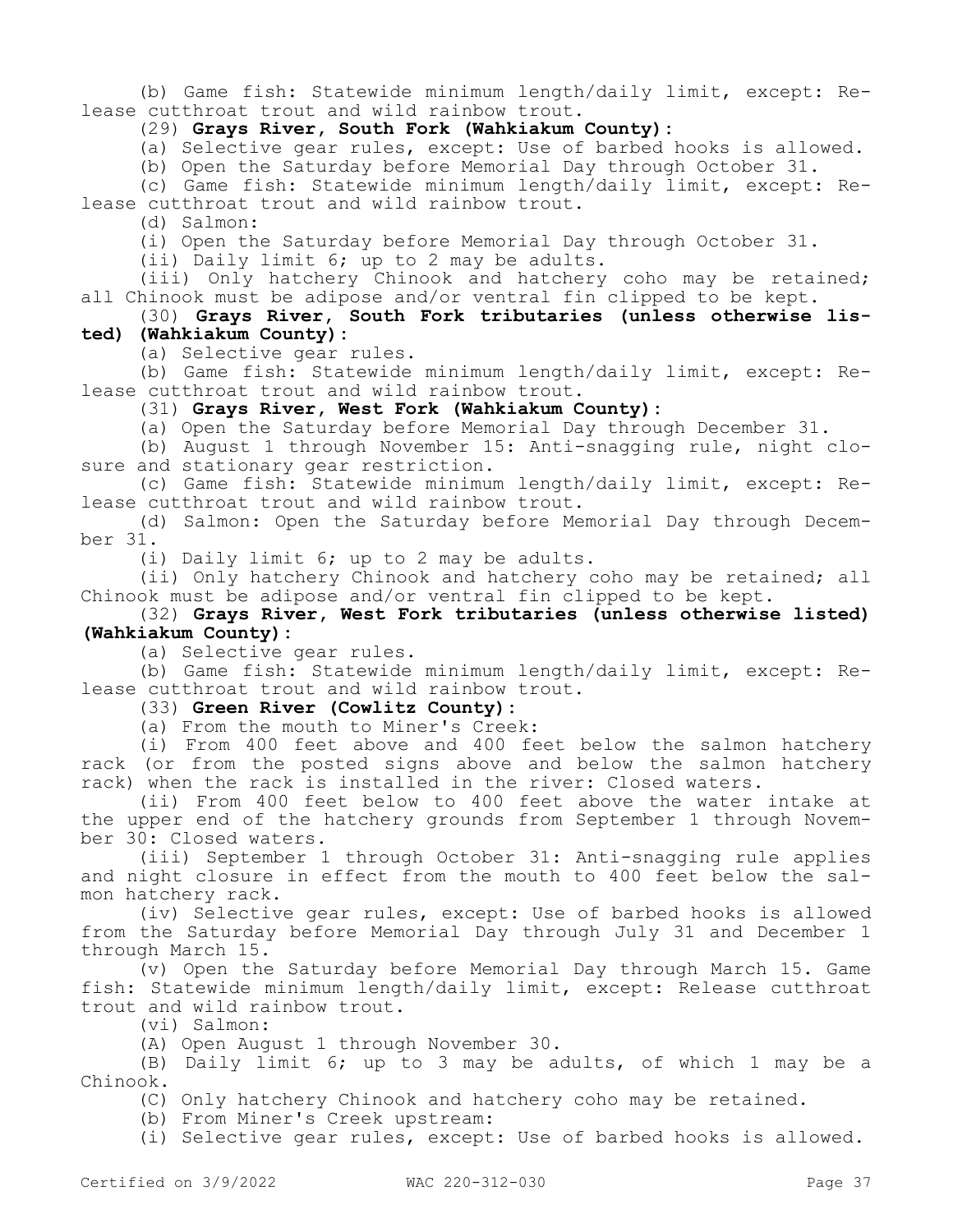(b) Game fish: Statewide minimum length/daily limit, except: Release cutthroat trout and wild rainbow trout.

(29) **Grays River, South Fork (Wahkiakum County):**

(a) Selective gear rules, except: Use of barbed hooks is allowed.

(b) Open the Saturday before Memorial Day through October 31.

(c) Game fish: Statewide minimum length/daily limit, except: Release cutthroat trout and wild rainbow trout.

(d) Salmon:

(i) Open the Saturday before Memorial Day through October 31.

(ii) Daily limit 6; up to 2 may be adults.

(iii) Only hatchery Chinook and hatchery coho may be retained; all Chinook must be adipose and/or ventral fin clipped to be kept.

(30) **Grays River, South Fork tributaries (unless otherwise listed) (Wahkiakum County):**

(a) Selective gear rules.

(b) Game fish: Statewide minimum length/daily limit, except: Release cutthroat trout and wild rainbow trout.

(31) **Grays River, West Fork (Wahkiakum County):**

(a) Open the Saturday before Memorial Day through December 31.

(b) August 1 through November 15: Anti-snagging rule, night closure and stationary gear restriction.

(c) Game fish: Statewide minimum length/daily limit, except: Release cutthroat trout and wild rainbow trout.

(d) Salmon: Open the Saturday before Memorial Day through December 31.

(i) Daily limit 6; up to 2 may be adults.

(ii) Only hatchery Chinook and hatchery coho may be retained; all Chinook must be adipose and/or ventral fin clipped to be kept.

(32) **Grays River, West Fork tributaries (unless otherwise listed) (Wahkiakum County):**

(a) Selective gear rules.

(b) Game fish: Statewide minimum length/daily limit, except: Release cutthroat trout and wild rainbow trout.

(33) **Green River (Cowlitz County):**

(a) From the mouth to Miner's Creek:

(i) From 400 feet above and 400 feet below the salmon hatchery rack (or from the posted signs above and below the salmon hatchery rack) when the rack is installed in the river: Closed waters.

(ii) From 400 feet below to 400 feet above the water intake at the upper end of the hatchery grounds from September 1 through November 30: Closed waters.

(iii) September 1 through October 31: Anti-snagging rule applies and night closure in effect from the mouth to 400 feet below the salmon hatchery rack.

(iv) Selective gear rules, except: Use of barbed hooks is allowed from the Saturday before Memorial Day through July 31 and December 1 through March 15.

(v) Open the Saturday before Memorial Day through March 15. Game fish: Statewide minimum length/daily limit, except: Release cutthroat trout and wild rainbow trout.

(vi) Salmon:

(A) Open August 1 through November 30.

(B) Daily limit 6; up to 3 may be adults, of which 1 may be a Chinook.

(C) Only hatchery Chinook and hatchery coho may be retained.

(b) From Miner's Creek upstream:

(i) Selective gear rules, except: Use of barbed hooks is allowed.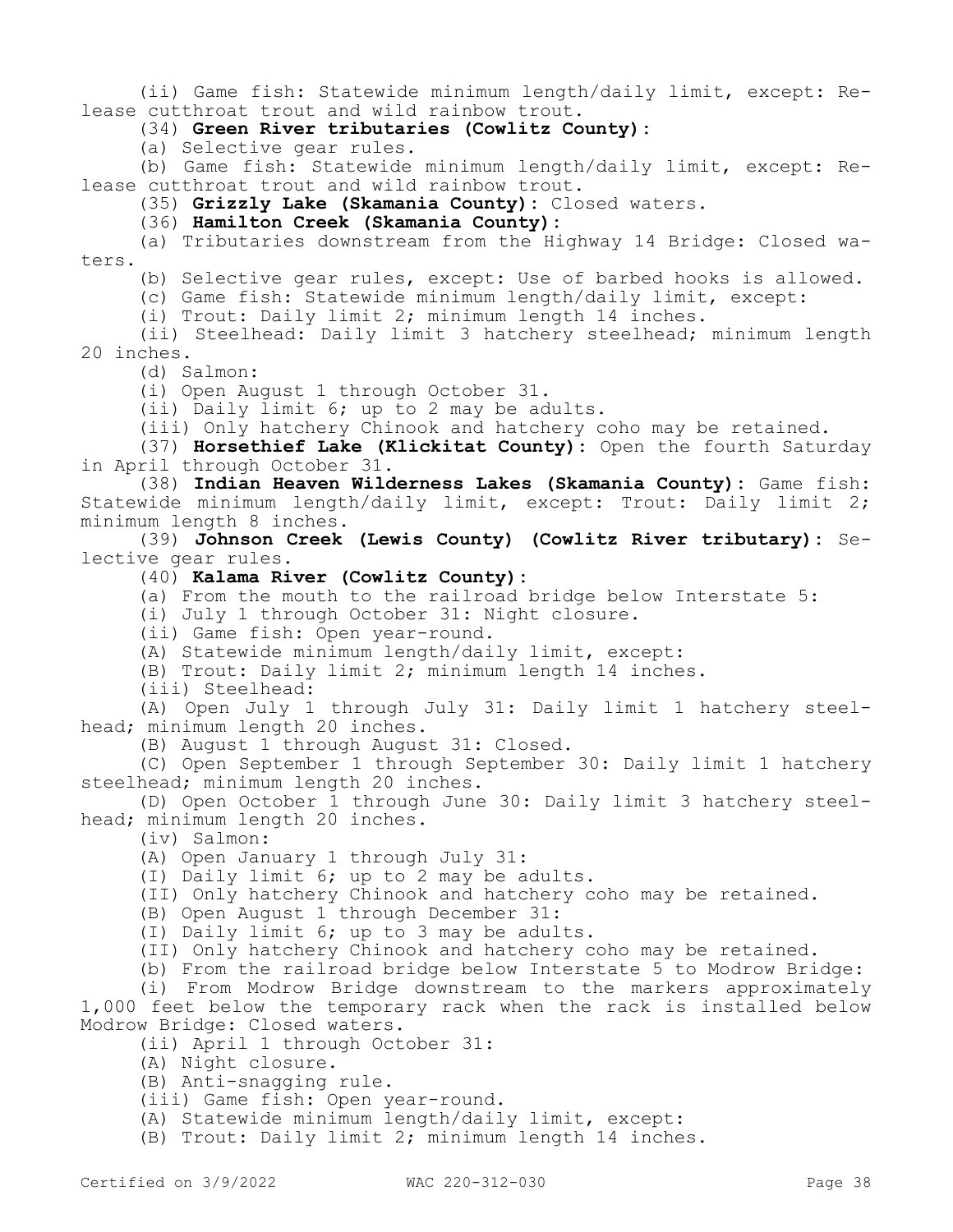(ii) Game fish: Statewide minimum length/daily limit, except: Release cutthroat trout and wild rainbow trout.

(34) **Green River tributaries (Cowlitz County)**:

(a) Selective gear rules.

(b) Game fish: Statewide minimum length/daily limit, except: Release cutthroat trout and wild rainbow trout.

(35) **Grizzly Lake (Skamania County)**: Closed waters.

(36) **Hamilton Creek (Skamania County)**:

(a) Tributaries downstream from the Highway 14 Bridge: Closed waters.

(b) Selective gear rules, except: Use of barbed hooks is allowed.

(c) Game fish: Statewide minimum length/daily limit, except:

(i) Trout: Daily limit 2; minimum length 14 inches.

(ii) Steelhead: Daily limit 3 hatchery steelhead; minimum length 20 inches.

(d) Salmon:

(i) Open August 1 through October 31.

(ii) Daily limit 6; up to 2 may be adults.

(iii) Only hatchery Chinook and hatchery coho may be retained.

(37) **Horsethief Lake (Klickitat County)**: Open the fourth Saturday in April through October 31.

(38) **Indian Heaven Wilderness Lakes (Skamania County)**: Game fish: Statewide minimum length/daily limit, except: Trout: Daily limit 2; minimum length 8 inches.

(39) **Johnson Creek (Lewis County) (Cowlitz River tributary)**: Selective gear rules.

(40) **Kalama River (Cowlitz County)**:

(a) From the mouth to the railroad bridge below Interstate 5:

(i) July 1 through October 31: Night closure.

(ii) Game fish: Open year-round.

(A) Statewide minimum length/daily limit, except:

(B) Trout: Daily limit 2; minimum length 14 inches.

(iii) Steelhead:

(A) Open July 1 through July 31: Daily limit 1 hatchery steelhead; minimum length 20 inches.

(B) August 1 through August 31: Closed.

(C) Open September 1 through September 30: Daily limit 1 hatchery steelhead; minimum length 20 inches.

(D) Open October 1 through June 30: Daily limit 3 hatchery steelhead; minimum length 20 inches.

(iv) Salmon:

(A) Open January 1 through July 31:

(I) Daily limit 6; up to 2 may be adults.

(II) Only hatchery Chinook and hatchery coho may be retained.

(B) Open August 1 through December 31:

(I) Daily limit 6; up to 3 may be adults.

(II) Only hatchery Chinook and hatchery coho may be retained.

(b) From the railroad bridge below Interstate 5 to Modrow Bridge:

(i) From Modrow Bridge downstream to the markers approximately 1,000 feet below the temporary rack when the rack is installed below Modrow Bridge: Closed waters.

(ii) April 1 through October 31:

(A) Night closure.

(B) Anti-snagging rule.

(iii) Game fish: Open year-round.

(A) Statewide minimum length/daily limit, except:

(B) Trout: Daily limit 2; minimum length 14 inches.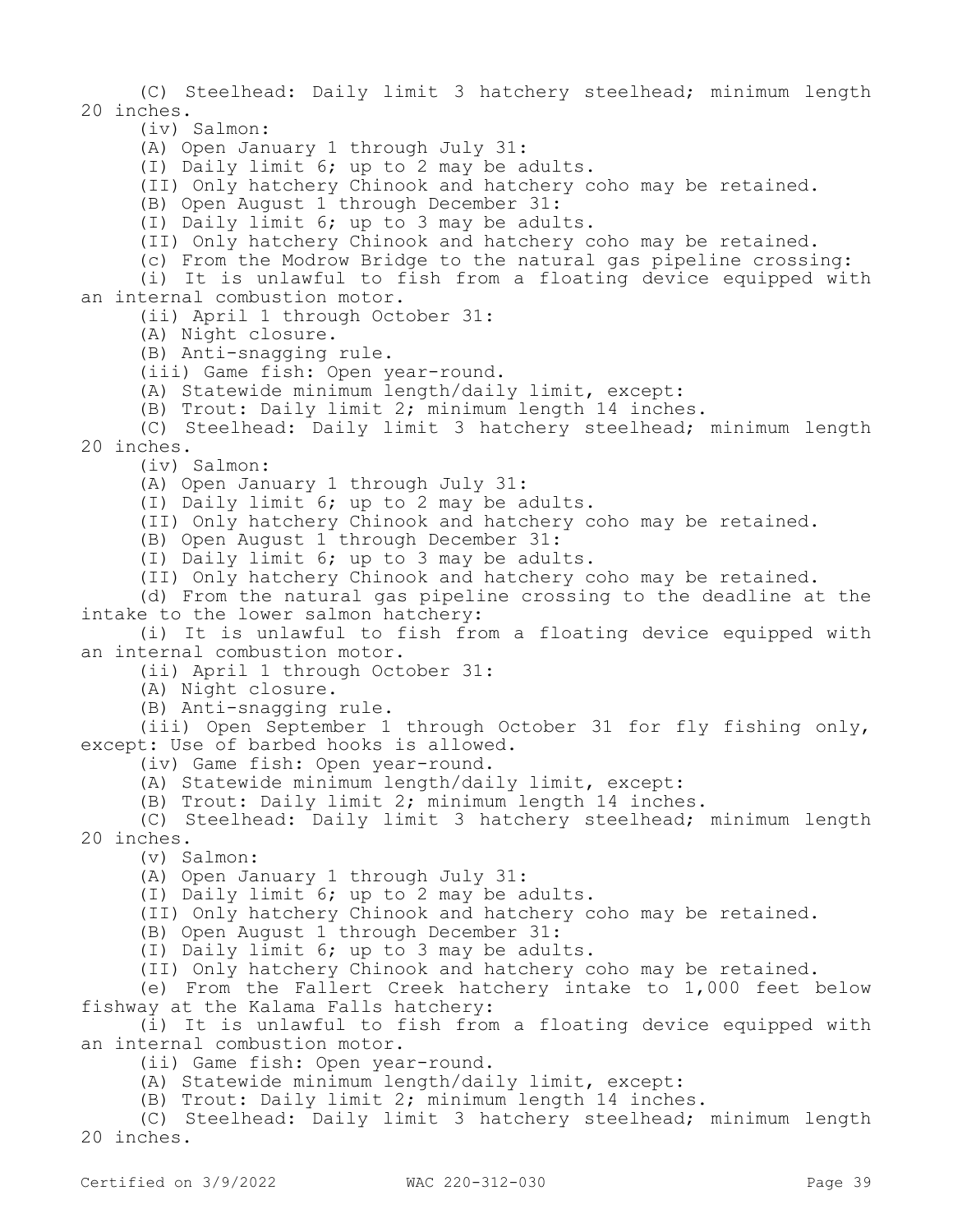(C) Steelhead: Daily limit 3 hatchery steelhead; minimum length 20 inches.

(iv) Salmon:

(A) Open January 1 through July 31:

(I) Daily limit 6; up to 2 may be adults.

(II) Only hatchery Chinook and hatchery coho may be retained.

(B) Open August 1 through December 31:

(I) Daily limit 6; up to 3 may be adults.

(II) Only hatchery Chinook and hatchery coho may be retained.

(c) From the Modrow Bridge to the natural gas pipeline crossing:

(i) It is unlawful to fish from a floating device equipped with an internal combustion motor.

(ii) April 1 through October 31:

(A) Night closure.

(B) Anti-snagging rule.

(iii) Game fish: Open year-round.

(A) Statewide minimum length/daily limit, except:

(B) Trout: Daily limit 2; minimum length 14 inches.

(C) Steelhead: Daily limit 3 hatchery steelhead; minimum length 20 inches.

(iv) Salmon:

(A) Open January 1 through July 31:

(I) Daily limit 6; up to 2 may be adults.

(II) Only hatchery Chinook and hatchery coho may be retained.

(B) Open August 1 through December 31:

(I) Daily limit 6; up to 3 may be adults.

(II) Only hatchery Chinook and hatchery coho may be retained.

(d) From the natural gas pipeline crossing to the deadline at the intake to the lower salmon hatchery:

(i) It is unlawful to fish from a floating device equipped with an internal combustion motor.

(ii) April 1 through October 31:

(A) Night closure.

(B) Anti-snagging rule.

(iii) Open September 1 through October 31 for fly fishing only, except: Use of barbed hooks is allowed.

(iv) Game fish: Open year-round.

(A) Statewide minimum length/daily limit, except:

(B) Trout: Daily limit 2; minimum length 14 inches.

(C) Steelhead: Daily limit 3 hatchery steelhead; minimum length 20 inches.

(v) Salmon:

(A) Open January 1 through July 31:

(I) Daily limit 6; up to 2 may be adults.

(II) Only hatchery Chinook and hatchery coho may be retained.

(B) Open August 1 through December 31:

(I) Daily limit 6; up to 3 may be adults.

(II) Only hatchery Chinook and hatchery coho may be retained.

(e) From the Fallert Creek hatchery intake to 1,000 feet below fishway at the Kalama Falls hatchery:

(i) It is unlawful to fish from a floating device equipped with an internal combustion motor.

(ii) Game fish: Open year-round.

(A) Statewide minimum length/daily limit, except:

(B) Trout: Daily limit 2; minimum length 14 inches.

(C) Steelhead: Daily limit 3 hatchery steelhead; minimum length 20 inches.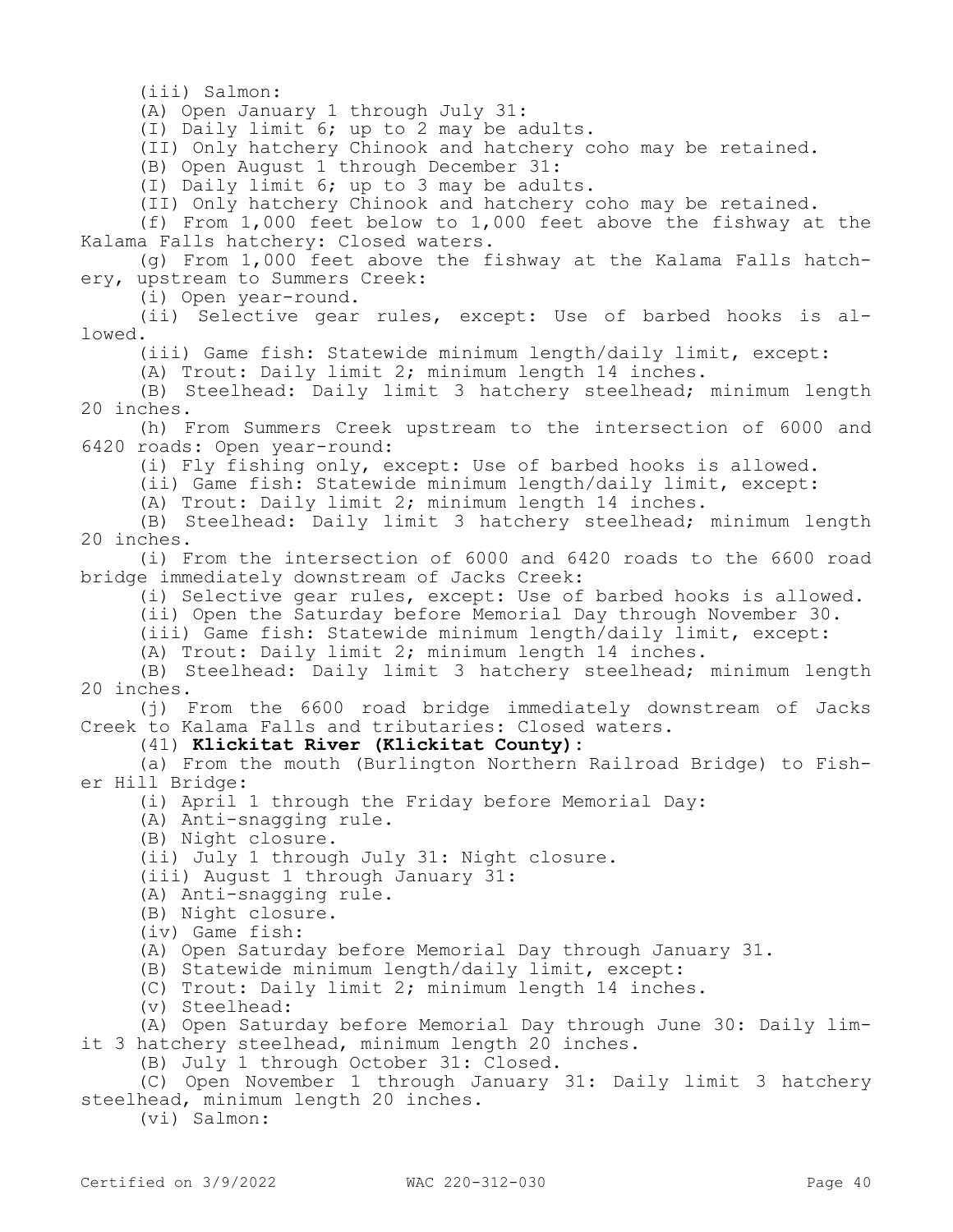(iii) Salmon:

(A) Open January 1 through July 31:

(I) Daily limit 6; up to 2 may be adults.

(II) Only hatchery Chinook and hatchery coho may be retained.

(B) Open August 1 through December 31:

(I) Daily limit 6; up to 3 may be adults.

(II) Only hatchery Chinook and hatchery coho may be retained.

(f) From 1,000 feet below to 1,000 feet above the fishway at the Kalama Falls hatchery: Closed waters.

(g) From 1,000 feet above the fishway at the Kalama Falls hatchery, upstream to Summers Creek:

(i) Open year-round.

(ii) Selective gear rules, except: Use of barbed hooks is allowed.

(iii) Game fish: Statewide minimum length/daily limit, except:

(A) Trout: Daily limit 2; minimum length 14 inches.

(B) Steelhead: Daily limit 3 hatchery steelhead; minimum length 20 inches.

(h) From Summers Creek upstream to the intersection of 6000 and 6420 roads: Open year-round:

(i) Fly fishing only, except: Use of barbed hooks is allowed.

(ii) Game fish: Statewide minimum length/daily limit, except:

(A) Trout: Daily limit 2; minimum length 14 inches.

(B) Steelhead: Daily limit 3 hatchery steelhead; minimum length 20 inches.

(i) From the intersection of 6000 and 6420 roads to the 6600 road bridge immediately downstream of Jacks Creek:

(i) Selective gear rules, except: Use of barbed hooks is allowed.

(ii) Open the Saturday before Memorial Day through November 30.

(iii) Game fish: Statewide minimum length/daily limit, except:

(A) Trout: Daily limit 2; minimum length 14 inches.

(B) Steelhead: Daily limit 3 hatchery steelhead; minimum length 20 inches.

(j) From the 6600 road bridge immediately downstream of Jacks Creek to Kalama Falls and tributaries: Closed waters.

(41) **Klickitat River (Klickitat County):**

(a) From the mouth (Burlington Northern Railroad Bridge) to Fisher Hill Bridge:

(i) April 1 through the Friday before Memorial Day:

(A) Anti-snagging rule.

(B) Night closure.

(ii) July 1 through July 31: Night closure.

(iii) August 1 through January 31:

(A) Anti-snagging rule.

(B) Night closure.

(iv) Game fish:

(A) Open Saturday before Memorial Day through January 31.

(B) Statewide minimum length/daily limit, except:

(C) Trout: Daily limit 2; minimum length 14 inches.

(v) Steelhead:

(A) Open Saturday before Memorial Day through June 30: Daily limit 3 hatchery steelhead, minimum length 20 inches.

(B) July 1 through October 31: Closed.

(C) Open November 1 through January 31: Daily limit 3 hatchery steelhead, minimum length 20 inches.

(vi) Salmon: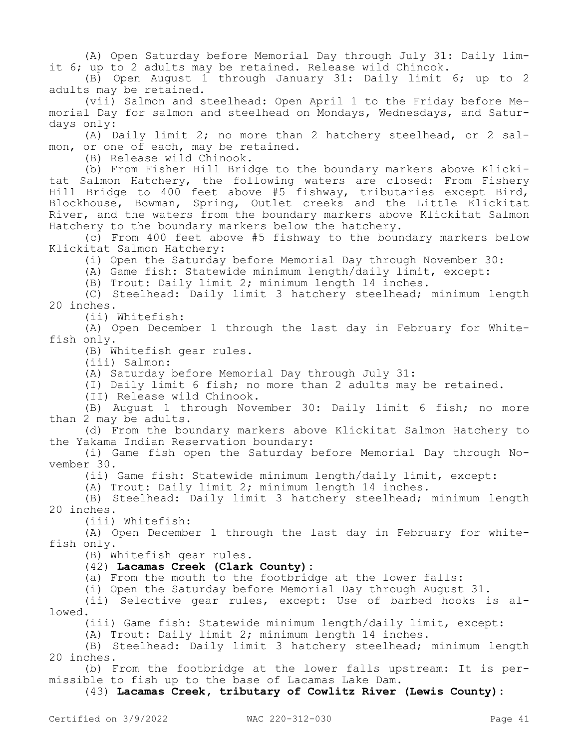(A) Open Saturday before Memorial Day through July 31: Daily limit 6; up to 2 adults may be retained. Release wild Chinook.

(B) Open August 1 through January 31: Daily limit 6; up to 2 adults may be retained.

(vii) Salmon and steelhead: Open April 1 to the Friday before Memorial Day for salmon and steelhead on Mondays, Wednesdays, and Saturdays only:

(A) Daily limit 2; no more than 2 hatchery steelhead, or 2 salmon, or one of each, may be retained.

(B) Release wild Chinook.

(b) From Fisher Hill Bridge to the boundary markers above Klickitat Salmon Hatchery, the following waters are closed: From Fishery Hill Bridge to 400 feet above #5 fishway, tributaries except Bird, Blockhouse, Bowman, Spring, Outlet creeks and the Little Klickitat River, and the waters from the boundary markers above Klickitat Salmon Hatchery to the boundary markers below the hatchery.

(c) From 400 feet above #5 fishway to the boundary markers below Klickitat Salmon Hatchery:

(i) Open the Saturday before Memorial Day through November 30:

(A) Game fish: Statewide minimum length/daily limit, except:

(B) Trout: Daily limit 2; minimum length 14 inches.

(C) Steelhead: Daily limit 3 hatchery steelhead; minimum length 20 inches.

(ii) Whitefish:

(A) Open December 1 through the last day in February for Whitefish only.

(B) Whitefish gear rules.

(iii) Salmon:

(A) Saturday before Memorial Day through July 31:

(I) Daily limit 6 fish; no more than 2 adults may be retained.

(II) Release wild Chinook.

(B) August 1 through November 30: Daily limit 6 fish; no more than 2 may be adults.

(d) From the boundary markers above Klickitat Salmon Hatchery to the Yakama Indian Reservation boundary:

(i) Game fish open the Saturday before Memorial Day through November 30.

(ii) Game fish: Statewide minimum length/daily limit, except:

(A) Trout: Daily limit 2; minimum length 14 inches.

(B) Steelhead: Daily limit 3 hatchery steelhead; minimum length 20 inches.

(iii) Whitefish:

(A) Open December 1 through the last day in February for whitefish only.

(B) Whitefish gear rules.

(42) **Lacamas Creek (Clark County):**

(a) From the mouth to the footbridge at the lower falls:

(i) Open the Saturday before Memorial Day through August 31.

(ii) Selective gear rules, except: Use of barbed hooks is allowed.

(iii) Game fish: Statewide minimum length/daily limit, except:

(A) Trout: Daily limit 2; minimum length 14 inches.

(B) Steelhead: Daily limit 3 hatchery steelhead; minimum length 20 inches.

(b) From the footbridge at the lower falls upstream: It is permissible to fish up to the base of Lacamas Lake Dam.

(43) **Lacamas Creek, tributary of Cowlitz River (Lewis County):**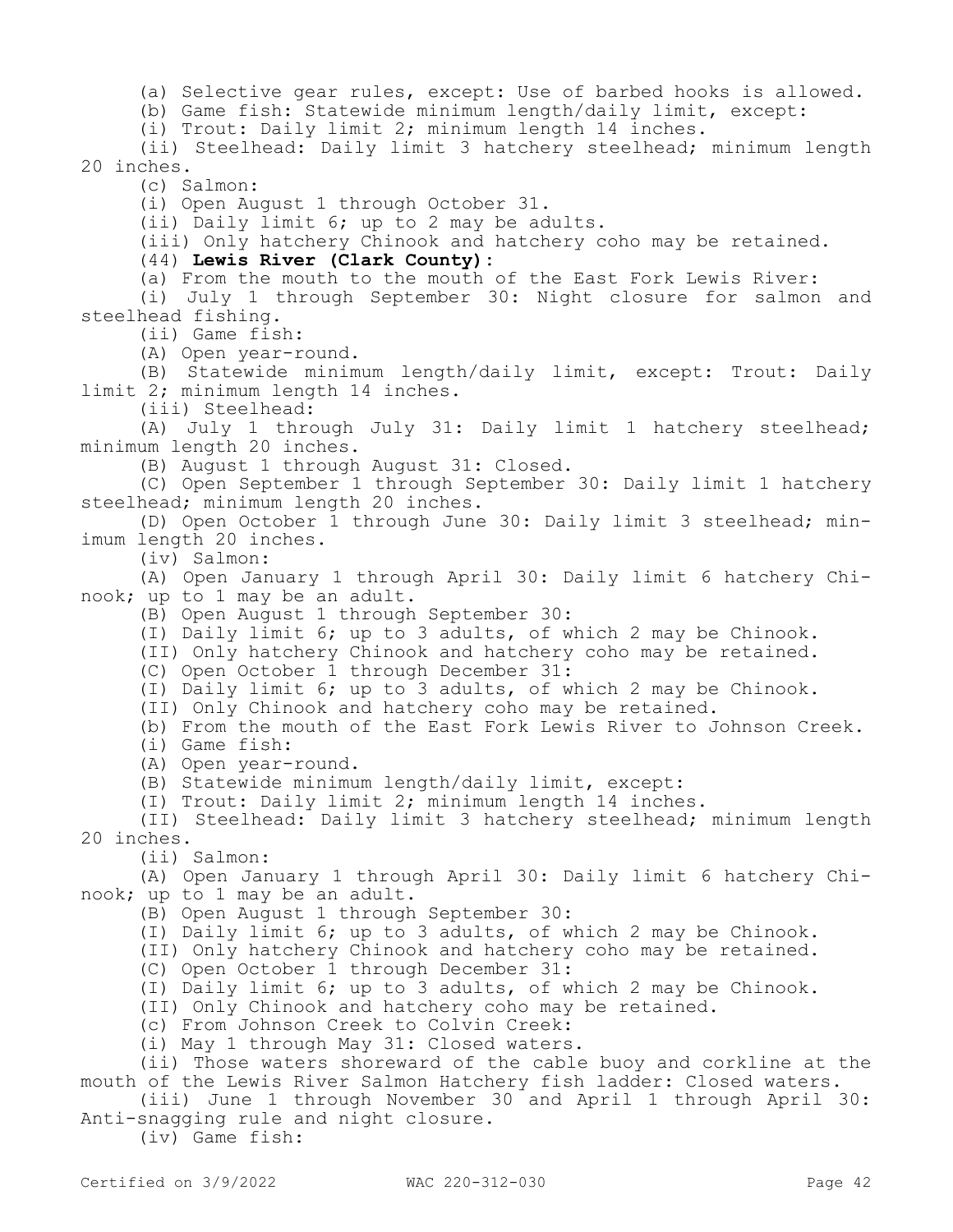(a) Selective gear rules, except: Use of barbed hooks is allowed.

(b) Game fish: Statewide minimum length/daily limit, except:

(i) Trout: Daily limit 2; minimum length 14 inches.

(ii) Steelhead: Daily limit 3 hatchery steelhead; minimum length 20 inches.

(c) Salmon:

(i) Open August 1 through October 31.

(ii) Daily limit 6; up to 2 may be adults.

(iii) Only hatchery Chinook and hatchery coho may be retained.

(44) **Lewis River (Clark County)**:

(a) From the mouth to the mouth of the East Fork Lewis River:

(i) July 1 through September 30: Night closure for salmon and steelhead fishing.

(ii) Game fish:

(A) Open year-round.

(B) Statewide minimum length/daily limit, except: Trout: Daily limit 2; minimum length 14 inches.

(iii) Steelhead:

(A) July 1 through July 31: Daily limit 1 hatchery steelhead; minimum length 20 inches.

(B) August 1 through August 31: Closed.

(C) Open September 1 through September 30: Daily limit 1 hatchery steelhead; minimum length 20 inches.

(D) Open October 1 through June 30: Daily limit 3 steelhead; minimum length 20 inches.

(iv) Salmon:

(A) Open January 1 through April 30: Daily limit 6 hatchery Chinook; up to 1 may be an adult.

(B) Open August 1 through September 30:

(I) Daily limit 6; up to 3 adults, of which 2 may be Chinook.

(II) Only hatchery Chinook and hatchery coho may be retained.

(C) Open October 1 through December 31:

(I) Daily limit 6; up to 3 adults, of which 2 may be Chinook.

(II) Only Chinook and hatchery coho may be retained.

(b) From the mouth of the East Fork Lewis River to Johnson Creek.

(i) Game fish:

(A) Open year-round.

(B) Statewide minimum length/daily limit, except:

(I) Trout: Daily limit 2; minimum length 14 inches.

(II) Steelhead: Daily limit 3 hatchery steelhead; minimum length 20 inches.

(ii) Salmon:

(A) Open January 1 through April 30: Daily limit 6 hatchery Chinook; up to 1 may be an adult.

(B) Open August 1 through September 30:

(I) Daily limit 6; up to 3 adults, of which 2 may be Chinook.

(II) Only hatchery Chinook and hatchery coho may be retained.

(C) Open October 1 through December 31:

(I) Daily limit 6; up to 3 adults, of which 2 may be Chinook.

(II) Only Chinook and hatchery coho may be retained.

(c) From Johnson Creek to Colvin Creek:

(i) May 1 through May 31: Closed waters.

(ii) Those waters shoreward of the cable buoy and corkline at the mouth of the Lewis River Salmon Hatchery fish ladder: Closed waters.

(iii) June 1 through November 30 and April 1 through April 30: Anti-snagging rule and night closure.

(iv) Game fish: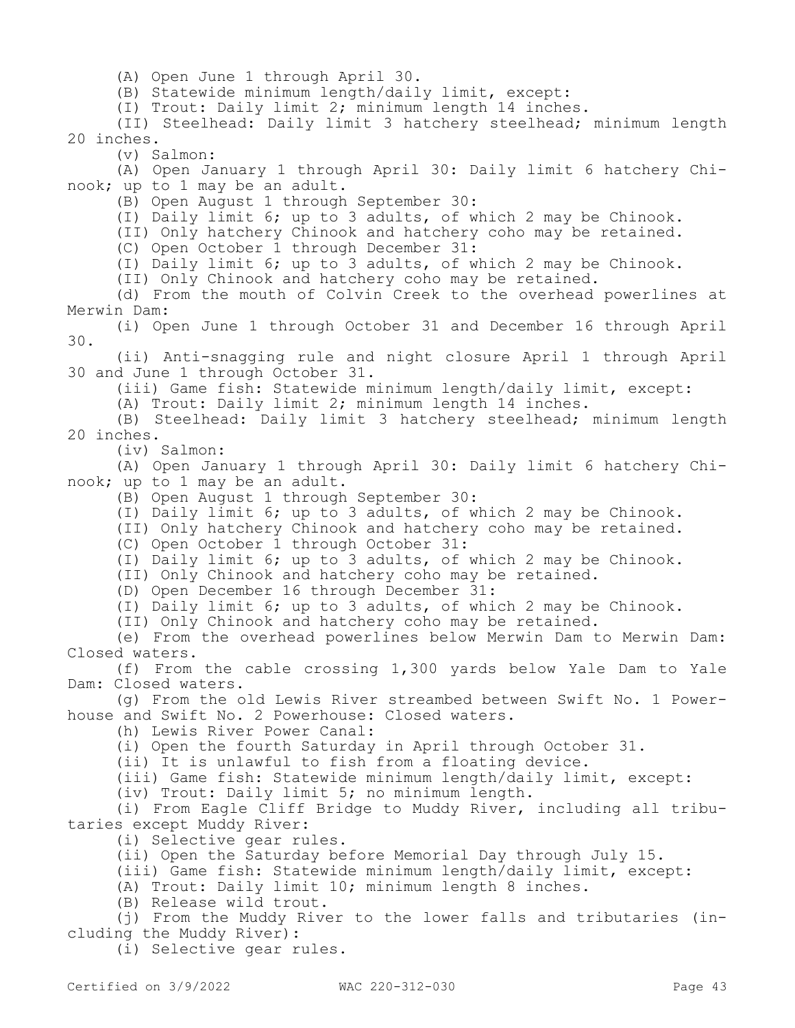(A) Open June 1 through April 30.

(B) Statewide minimum length/daily limit, except:

(I) Trout: Daily limit 2; minimum length 14 inches.

(II) Steelhead: Daily limit 3 hatchery steelhead; minimum length 20 inches.

(v) Salmon:

(A) Open January 1 through April 30: Daily limit 6 hatchery Chinook; up to 1 may be an adult.

(B) Open August 1 through September 30:

(I) Daily limit 6; up to 3 adults, of which 2 may be Chinook.

(II) Only hatchery Chinook and hatchery coho may be retained.

(C) Open October 1 through December 31:

(I) Daily limit 6; up to 3 adults, of which 2 may be Chinook.

(II) Only Chinook and hatchery coho may be retained.

(d) From the mouth of Colvin Creek to the overhead powerlines at Merwin Dam:

(i) Open June 1 through October 31 and December 16 through April 30.

(ii) Anti-snagging rule and night closure April 1 through April 30 and June 1 through October 31.

(iii) Game fish: Statewide minimum length/daily limit, except:

(A) Trout: Daily limit 2; minimum length 14 inches.

(B) Steelhead: Daily limit 3 hatchery steelhead; minimum length 20 inches.

(iv) Salmon:

(A) Open January 1 through April 30: Daily limit 6 hatchery Chinook; up to 1 may be an adult.

(B) Open August 1 through September 30:

(I) Daily limit 6; up to 3 adults, of which 2 may be Chinook.

(II) Only hatchery Chinook and hatchery coho may be retained.

(C) Open October 1 through October 31:

(I) Daily limit 6; up to 3 adults, of which 2 may be Chinook.

(II) Only Chinook and hatchery coho may be retained.

(D) Open December 16 through December 31:

(I) Daily limit 6; up to 3 adults, of which 2 may be Chinook.

(II) Only Chinook and hatchery coho may be retained.

(e) From the overhead powerlines below Merwin Dam to Merwin Dam: Closed waters.

(f) From the cable crossing 1,300 yards below Yale Dam to Yale Dam: Closed waters.

(g) From the old Lewis River streambed between Swift No. 1 Powerhouse and Swift No. 2 Powerhouse: Closed waters.

(h) Lewis River Power Canal:

(i) Open the fourth Saturday in April through October 31.

(ii) It is unlawful to fish from a floating device.

(iii) Game fish: Statewide minimum length/daily limit, except:

(iv) Trout: Daily limit 5; no minimum length.

(i) From Eagle Cliff Bridge to Muddy River, including all tributaries except Muddy River:

(i) Selective gear rules.

(ii) Open the Saturday before Memorial Day through July 15.

(iii) Game fish: Statewide minimum length/daily limit, except:

(A) Trout: Daily limit 10; minimum length 8 inches.

(B) Release wild trout.

(j) From the Muddy River to the lower falls and tributaries (including the Muddy River):

(i) Selective gear rules.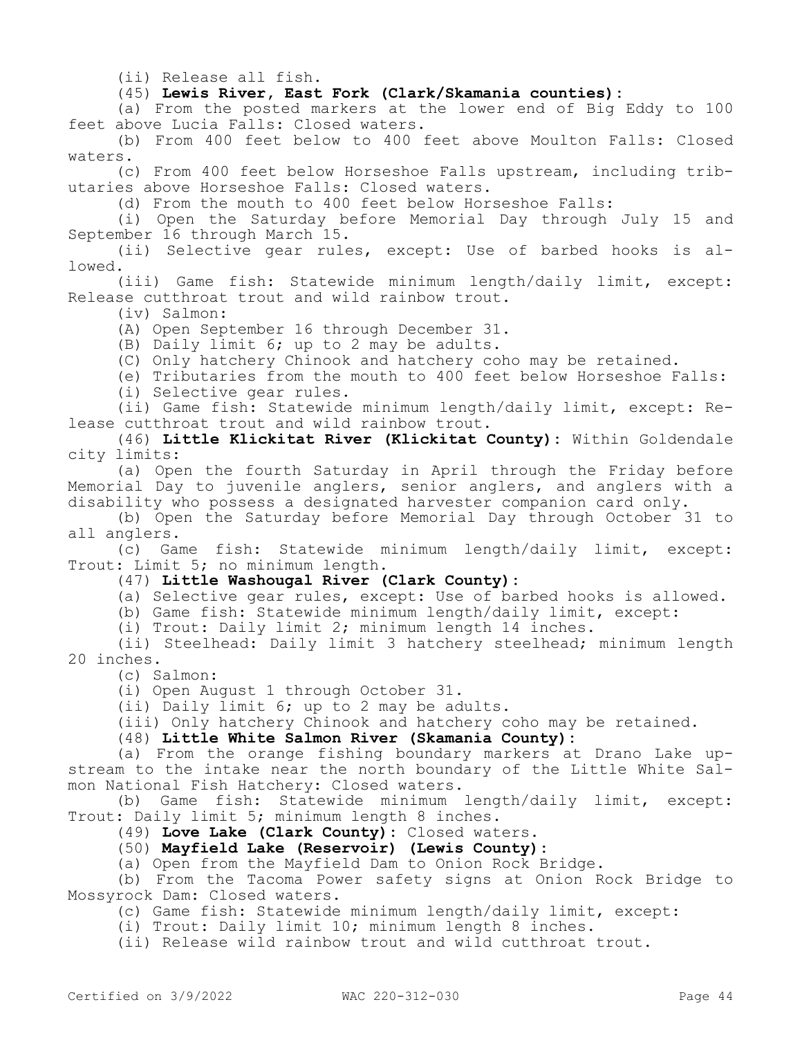(ii) Release all fish.

(45) **Lewis River, East Fork (Clark/Skamania counties):**

(a) From the posted markers at the lower end of Big Eddy to 100 feet above Lucia Falls: Closed waters.

(b) From 400 feet below to 400 feet above Moulton Falls: Closed waters.

(c) From 400 feet below Horseshoe Falls upstream, including tributaries above Horseshoe Falls: Closed waters.

(d) From the mouth to 400 feet below Horseshoe Falls:

(i) Open the Saturday before Memorial Day through July 15 and September 16 through March 15.

(ii) Selective gear rules, except: Use of barbed hooks is allowed.

(iii) Game fish: Statewide minimum length/daily limit, except: Release cutthroat trout and wild rainbow trout.

(iv) Salmon:

(A) Open September 16 through December 31.

(B) Daily limit 6; up to 2 may be adults.

(C) Only hatchery Chinook and hatchery coho may be retained.

(e) Tributaries from the mouth to 400 feet below Horseshoe Falls:

(i) Selective gear rules.

(ii) Game fish: Statewide minimum length/daily limit, except: Release cutthroat trout and wild rainbow trout.

(46) **Little Klickitat River (Klickitat County):** Within Goldendale city limits:

(a) Open the fourth Saturday in April through the Friday before Memorial Day to juvenile anglers, senior anglers, and anglers with a disability who possess a designated harvester companion card only.

(b) Open the Saturday before Memorial Day through October 31 to all anglers.

(c) Game fish: Statewide minimum length/daily limit, except: Trout: Limit 5; no minimum length.

(47) **Little Washougal River (Clark County):**

(a) Selective gear rules, except: Use of barbed hooks is allowed.

(b) Game fish: Statewide minimum length/daily limit, except:

(i) Trout: Daily limit 2; minimum length 14 inches.

(ii) Steelhead: Daily limit 3 hatchery steelhead; minimum length 20 inches.

(c) Salmon:

(i) Open August 1 through October 31.

(ii) Daily limit 6; up to 2 may be adults.

(iii) Only hatchery Chinook and hatchery coho may be retained.

(48) **Little White Salmon River (Skamania County):**

(a) From the orange fishing boundary markers at Drano Lake upstream to the intake near the north boundary of the Little White Salmon National Fish Hatchery: Closed waters.

(b) Game fish: Statewide minimum length/daily limit, except: Trout: Daily limit 5; minimum length 8 inches.

(49) **Love Lake (Clark County):** Closed waters.

(50) **Mayfield Lake (Reservoir) (Lewis County):**

(a) Open from the Mayfield Dam to Onion Rock Bridge.

(b) From the Tacoma Power safety signs at Onion Rock Bridge to Mossyrock Dam: Closed waters.

(c) Game fish: Statewide minimum length/daily limit, except:

(i) Trout: Daily limit 10; minimum length 8 inches.

(ii) Release wild rainbow trout and wild cutthroat trout.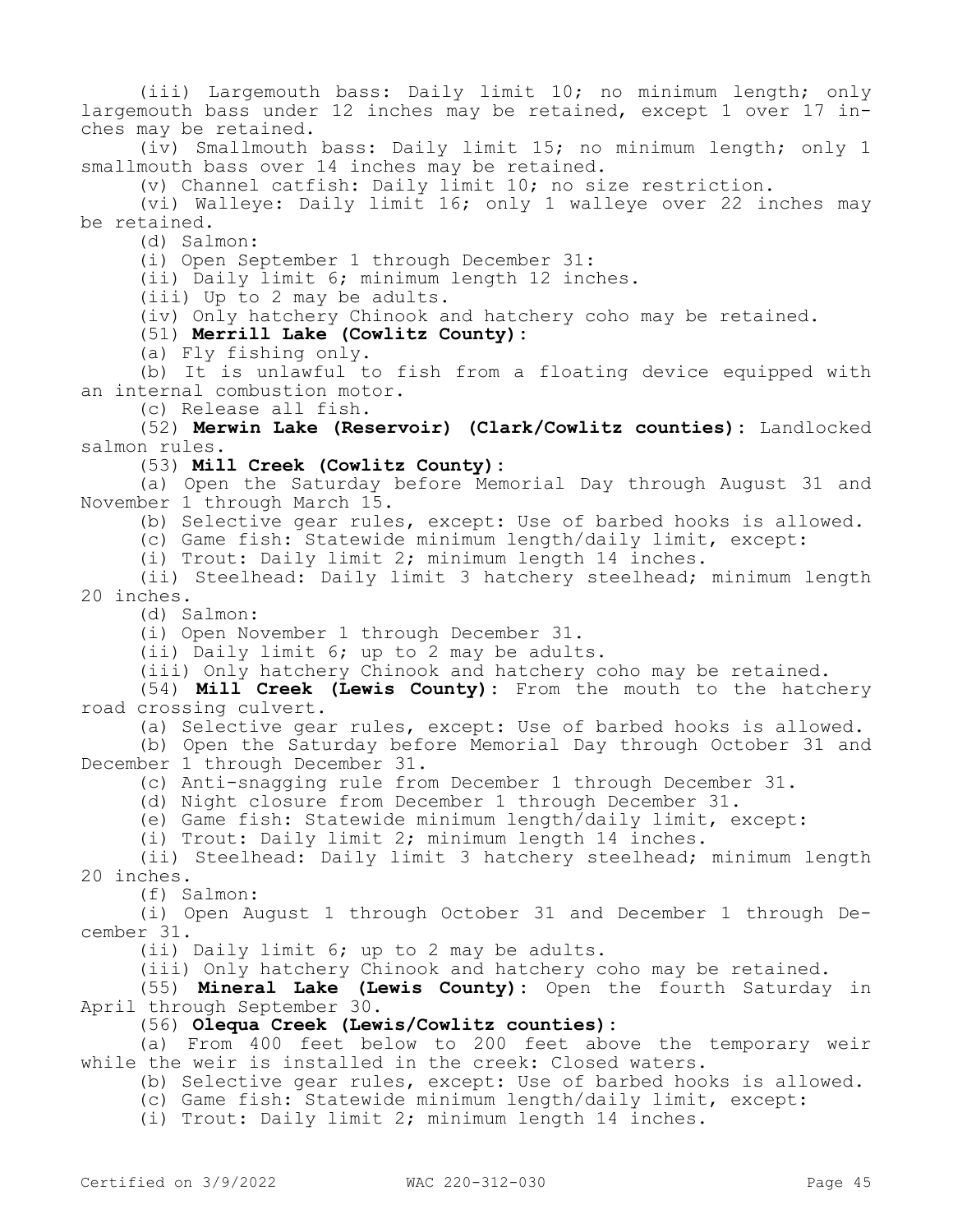(iii) Largemouth bass: Daily limit 10; no minimum length; only largemouth bass under 12 inches may be retained, except 1 over 17 inches may be retained.

(iv) Smallmouth bass: Daily limit 15; no minimum length; only 1 smallmouth bass over 14 inches may be retained.

(v) Channel catfish: Daily limit 10; no size restriction.

(vi) Walleye: Daily limit 16; only 1 walleye over 22 inches may be retained.

(d) Salmon:

(i) Open September 1 through December 31:

(ii) Daily limit 6; minimum length 12 inches.

(iii) Up to 2 may be adults.

(iv) Only hatchery Chinook and hatchery coho may be retained.

(51) **Merrill Lake (Cowlitz County):**

(a) Fly fishing only.

(b) It is unlawful to fish from a floating device equipped with an internal combustion motor.

(c) Release all fish.

(52) **Merwin Lake (Reservoir) (Clark/Cowlitz counties):** Landlocked salmon rules.

(53) **Mill Creek (Cowlitz County):**

(a) Open the Saturday before Memorial Day through August 31 and November 1 through March 15.

(b) Selective gear rules, except: Use of barbed hooks is allowed.

(c) Game fish: Statewide minimum length/daily limit, except:

(i) Trout: Daily limit 2; minimum length 14 inches.

(ii) Steelhead: Daily limit 3 hatchery steelhead; minimum length 20 inches.

(d) Salmon:

(i) Open November 1 through December 31.

(ii) Daily limit 6; up to 2 may be adults.

(iii) Only hatchery Chinook and hatchery coho may be retained.

(54) **Mill Creek (Lewis County):** From the mouth to the hatchery road crossing culvert.

(a) Selective gear rules, except: Use of barbed hooks is allowed.

(b) Open the Saturday before Memorial Day through October 31 and December 1 through December 31.

(c) Anti-snagging rule from December 1 through December 31.

(d) Night closure from December 1 through December 31.

(e) Game fish: Statewide minimum length/daily limit, except:

(i) Trout: Daily limit 2; minimum length 14 inches.

(ii) Steelhead: Daily limit 3 hatchery steelhead; minimum length 20 inches.

(f) Salmon:

(i) Open August 1 through October 31 and December 1 through December 31.

(ii) Daily limit 6; up to 2 may be adults.

(iii) Only hatchery Chinook and hatchery coho may be retained.

(55) **Mineral Lake (Lewis County):** Open the fourth Saturday in April through September 30.

(56) **Olequa Creek (Lewis/Cowlitz counties):**

(a) From 400 feet below to 200 feet above the temporary weir while the weir is installed in the creek: Closed waters.

(b) Selective gear rules, except: Use of barbed hooks is allowed.

(c) Game fish: Statewide minimum length/daily limit, except:

(i) Trout: Daily limit 2; minimum length 14 inches.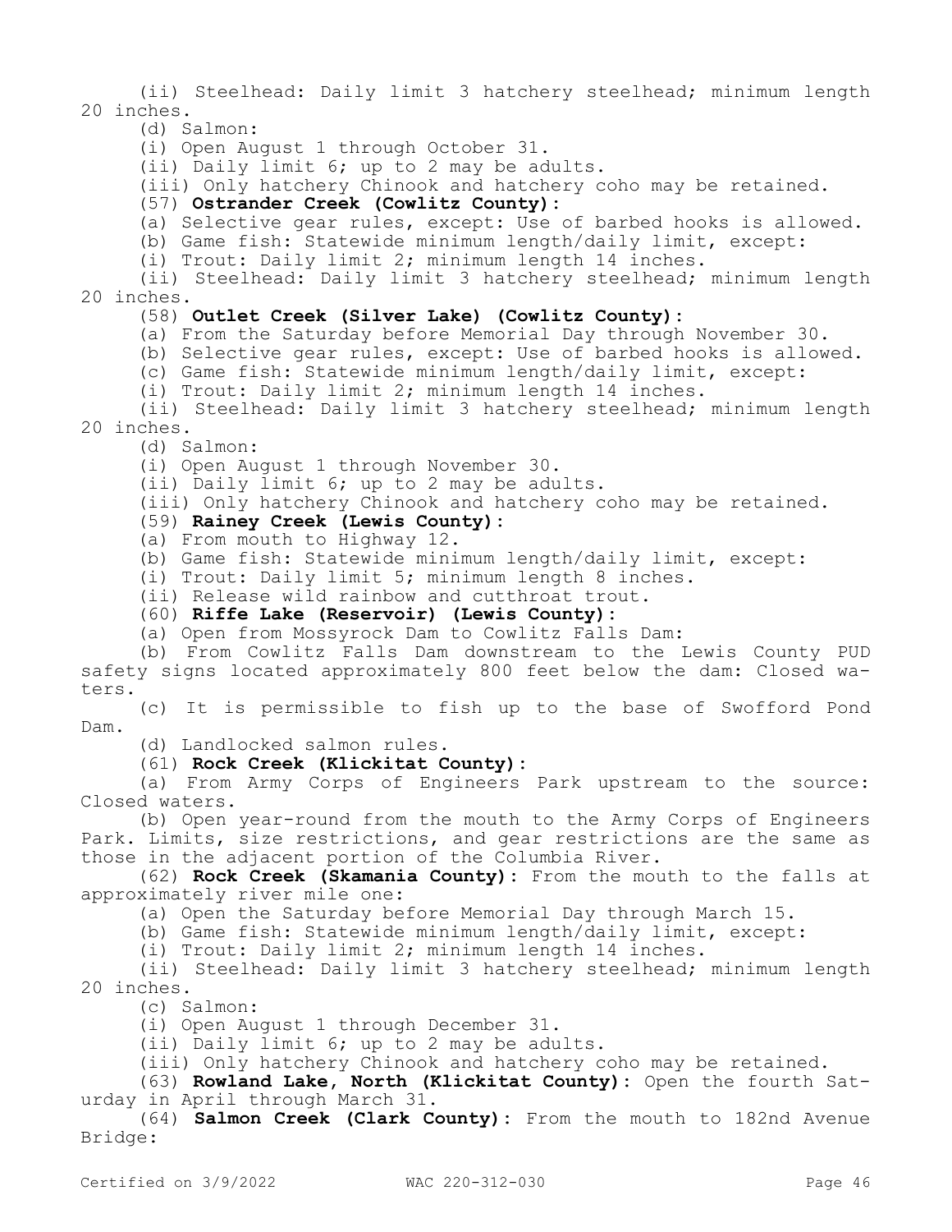(ii) Steelhead: Daily limit 3 hatchery steelhead; minimum length 20 inches.

(d) Salmon:

(i) Open August 1 through October 31.

(ii) Daily limit 6; up to 2 may be adults.

(iii) Only hatchery Chinook and hatchery coho may be retained.

(57) **Ostrander Creek (Cowlitz County):**

(a) Selective gear rules, except: Use of barbed hooks is allowed.

(b) Game fish: Statewide minimum length/daily limit, except:

(i) Trout: Daily limit 2; minimum length 14 inches.

(ii) Steelhead: Daily limit 3 hatchery steelhead; minimum length 20 inches.

(58) **Outlet Creek (Silver Lake) (Cowlitz County):**

(a) From the Saturday before Memorial Day through November 30.

(b) Selective gear rules, except: Use of barbed hooks is allowed.

(c) Game fish: Statewide minimum length/daily limit, except:

(i) Trout: Daily limit 2; minimum length 14 inches.

(ii) Steelhead: Daily limit 3 hatchery steelhead; minimum length 20 inches.

(d) Salmon:

(i) Open August 1 through November 30.

(ii) Daily limit 6; up to 2 may be adults.

(iii) Only hatchery Chinook and hatchery coho may be retained.

(59) **Rainey Creek (Lewis County):**

(a) From mouth to Highway 12.

(b) Game fish: Statewide minimum length/daily limit, except:

(i) Trout: Daily limit 5; minimum length 8 inches.

(ii) Release wild rainbow and cutthroat trout.

(60) **Riffe Lake (Reservoir) (Lewis County):**

(a) Open from Mossyrock Dam to Cowlitz Falls Dam:

(b) From Cowlitz Falls Dam downstream to the Lewis County PUD safety signs located approximately 800 feet below the dam: Closed waters.

(c) It is permissible to fish up to the base of Swofford Pond Dam.

(d) Landlocked salmon rules.

(61) **Rock Creek (Klickitat County):**

(a) From Army Corps of Engineers Park upstream to the source: Closed waters.

(b) Open year-round from the mouth to the Army Corps of Engineers Park. Limits, size restrictions, and gear restrictions are the same as those in the adjacent portion of the Columbia River.

(62) **Rock Creek (Skamania County):** From the mouth to the falls at approximately river mile one:

(a) Open the Saturday before Memorial Day through March 15.

(b) Game fish: Statewide minimum length/daily limit, except:

(i) Trout: Daily limit 2; minimum length 14 inches.

(ii) Steelhead: Daily limit 3 hatchery steelhead; minimum length 20 inches.

(c) Salmon:

(i) Open August 1 through December 31.

(ii) Daily limit 6; up to 2 may be adults.

(iii) Only hatchery Chinook and hatchery coho may be retained.

(63) **Rowland Lake, North (Klickitat County):** Open the fourth Saturday in April through March 31.

(64) **Salmon Creek (Clark County):** From the mouth to 182nd Avenue Bridge: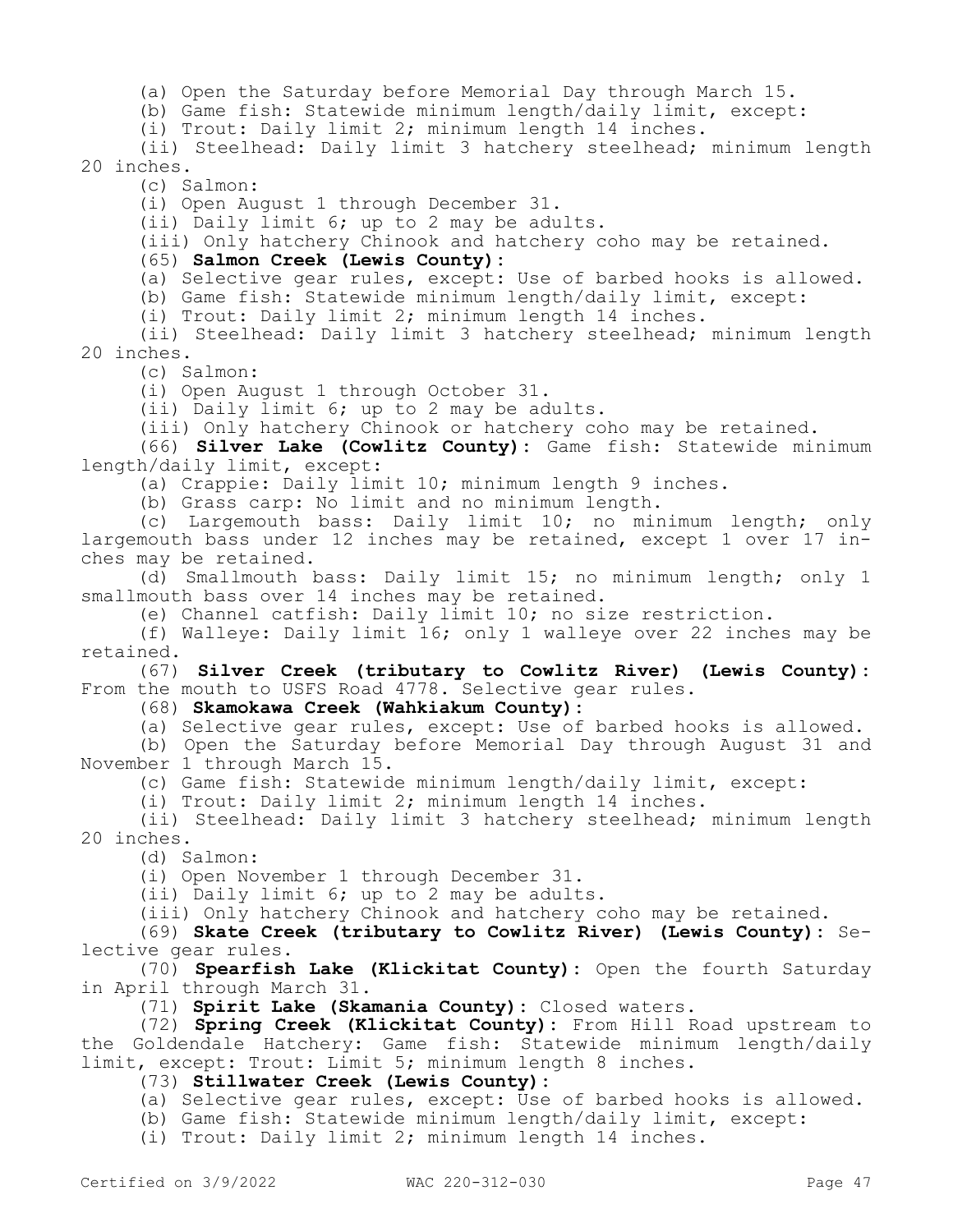(a) Open the Saturday before Memorial Day through March 15.

(b) Game fish: Statewide minimum length/daily limit, except:

(i) Trout: Daily limit 2; minimum length 14 inches.

(ii) Steelhead: Daily limit 3 hatchery steelhead; minimum length 20 inches.

(c) Salmon:

(i) Open August 1 through December 31.

(ii) Daily limit 6; up to 2 may be adults.

(iii) Only hatchery Chinook and hatchery coho may be retained.

(65) **Salmon Creek (Lewis County):**

(a) Selective gear rules, except: Use of barbed hooks is allowed.

(b) Game fish: Statewide minimum length/daily limit, except:

(i) Trout: Daily limit 2; minimum length 14 inches.

(ii) Steelhead: Daily limit 3 hatchery steelhead; minimum length 20 inches.

(c) Salmon:

(i) Open August 1 through October 31.

(ii) Daily limit 6; up to 2 may be adults.

(iii) Only hatchery Chinook or hatchery coho may be retained.

(66) **Silver Lake (Cowlitz County):** Game fish: Statewide minimum length/daily limit, except:

(a) Crappie: Daily limit 10; minimum length 9 inches.

(b) Grass carp: No limit and no minimum length.

(c) Largemouth bass: Daily limit 10; no minimum length; only largemouth bass under 12 inches may be retained, except 1 over 17 inches may be retained.

(d) Smallmouth bass: Daily limit 15; no minimum length; only 1 smallmouth bass over 14 inches may be retained.

(e) Channel catfish: Daily limit 10; no size restriction.

(f) Walleye: Daily limit 16; only 1 walleye over 22 inches may be retained.

(67) **Silver Creek (tributary to Cowlitz River) (Lewis County):** From the mouth to USFS Road 4778. Selective gear rules.

(68) **Skamokawa Creek (Wahkiakum County):**

(a) Selective gear rules, except: Use of barbed hooks is allowed.

(b) Open the Saturday before Memorial Day through August 31 and November 1 through March 15.

(c) Game fish: Statewide minimum length/daily limit, except:

(i) Trout: Daily limit 2; minimum length 14 inches.

(ii) Steelhead: Daily limit 3 hatchery steelhead; minimum length 20 inches.

(d) Salmon:

(i) Open November 1 through December 31.

(ii) Daily limit 6; up to 2 may be adults.

(iii) Only hatchery Chinook and hatchery coho may be retained.

(69) **Skate Creek (tributary to Cowlitz River) (Lewis County):** Selective gear rules.

(70) **Spearfish Lake (Klickitat County):** Open the fourth Saturday in April through March 31.

(71) **Spirit Lake (Skamania County):** Closed waters.

(72) **Spring Creek (Klickitat County):** From Hill Road upstream to the Goldendale Hatchery: Game fish: Statewide minimum length/daily limit, except: Trout: Limit 5; minimum length 8 inches.

(73) **Stillwater Creek (Lewis County):**

(a) Selective gear rules, except: Use of barbed hooks is allowed.

(b) Game fish: Statewide minimum length/daily limit, except:

(i) Trout: Daily limit 2; minimum length 14 inches.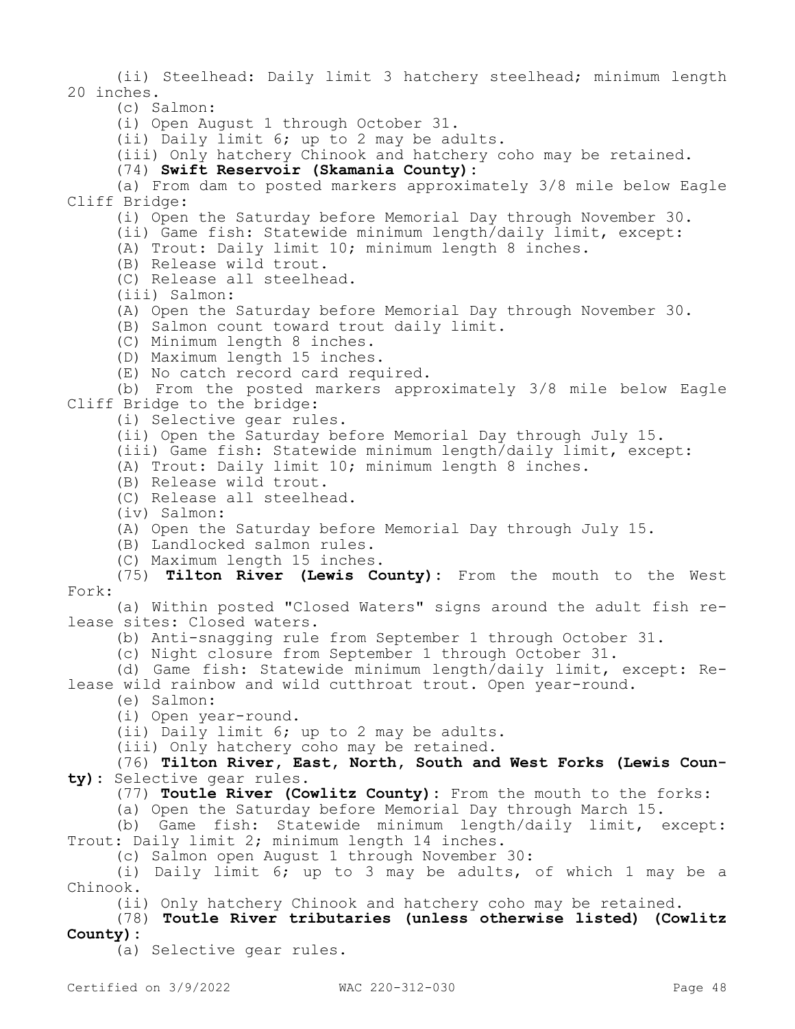(ii) Steelhead: Daily limit 3 hatchery steelhead; minimum length 20 inches.

(c) Salmon:

(i) Open August 1 through October 31.

(ii) Daily limit 6; up to 2 may be adults.

(iii) Only hatchery Chinook and hatchery coho may be retained.

(74) **Swift Reservoir (Skamania County):**

(a) From dam to posted markers approximately 3/8 mile below Eagle Cliff Bridge:

(i) Open the Saturday before Memorial Day through November 30.

(ii) Game fish: Statewide minimum length/daily limit, except:

(A) Trout: Daily limit 10; minimum length 8 inches.

(B) Release wild trout.

(C) Release all steelhead.

(iii) Salmon:

(A) Open the Saturday before Memorial Day through November 30.

(B) Salmon count toward trout daily limit.

(C) Minimum length 8 inches.

(D) Maximum length 15 inches.

(E) No catch record card required.

(b) From the posted markers approximately 3/8 mile below Eagle Cliff Bridge to the bridge:

(i) Selective gear rules.

(ii) Open the Saturday before Memorial Day through July 15.

(iii) Game fish: Statewide minimum length/daily limit, except:

(A) Trout: Daily limit 10; minimum length 8 inches.

(B) Release wild trout.

(C) Release all steelhead.

(iv) Salmon:

(A) Open the Saturday before Memorial Day through July 15.

(B) Landlocked salmon rules.

(C) Maximum length 15 inches.

(75) **Tilton River (Lewis County):** From the mouth to the West Fork:

(a) Within posted "Closed Waters" signs around the adult fish release sites: Closed waters.

(b) Anti-snagging rule from September 1 through October 31.

(c) Night closure from September 1 through October 31.

(d) Game fish: Statewide minimum length/daily limit, except: Release wild rainbow and wild cutthroat trout. Open year-round.

(e) Salmon:

(i) Open year-round.

(ii) Daily limit 6; up to 2 may be adults.

(iii) Only hatchery coho may be retained.

(76) **Tilton River, East, North, South and West Forks (Lewis County):** Selective gear rules.

(77) **Toutle River (Cowlitz County):** From the mouth to the forks:

(a) Open the Saturday before Memorial Day through March 15.

(b) Game fish: Statewide minimum length/daily limit, except: Trout: Daily limit 2; minimum length 14 inches.

(c) Salmon open August 1 through November 30:

(i) Daily limit 6; up to 3 may be adults, of which 1 may be a Chinook.

(ii) Only hatchery Chinook and hatchery coho may be retained.

(78) **Toutle River tributaries (unless otherwise listed) (Cowlitz County):**

(a) Selective gear rules.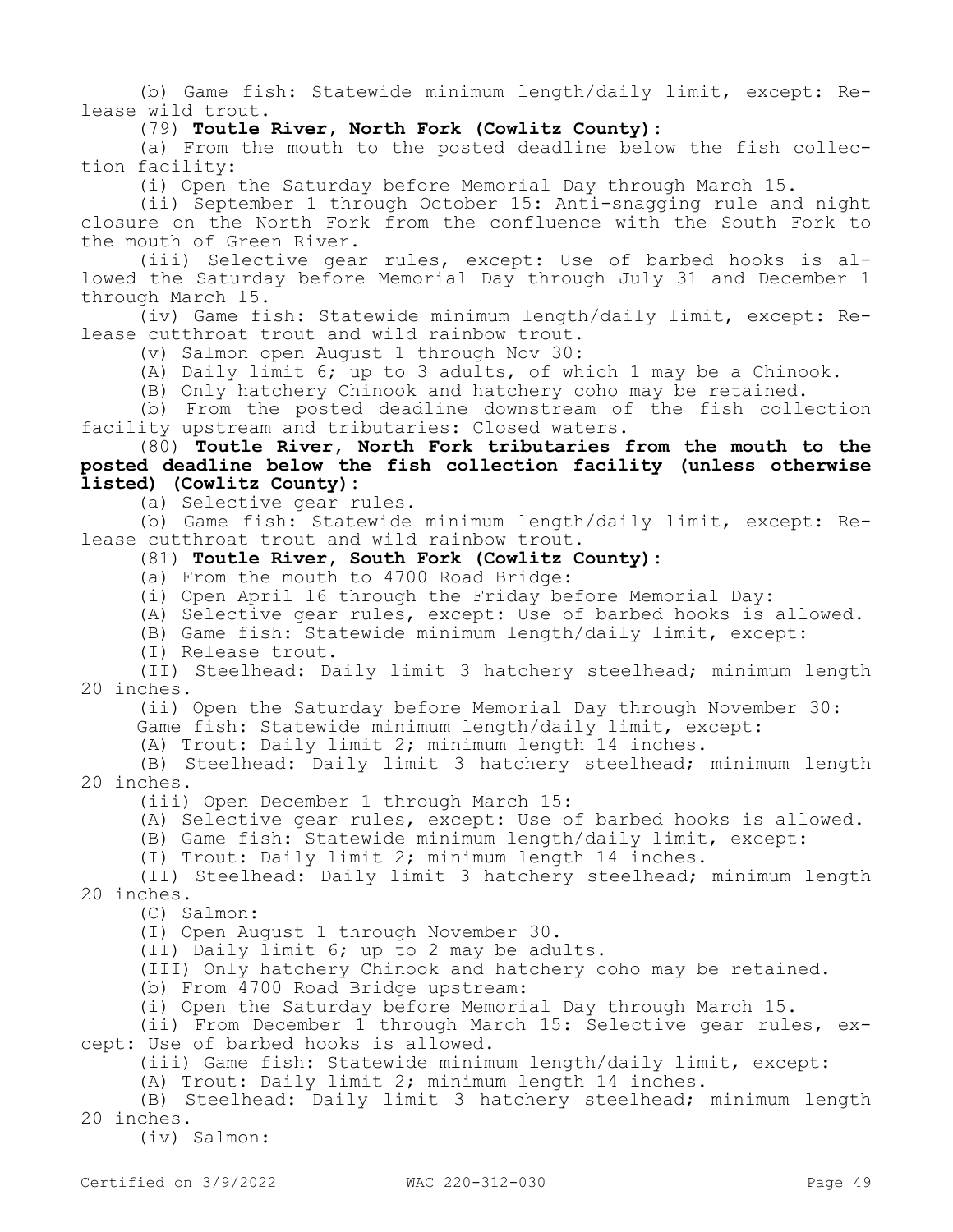(b) Game fish: Statewide minimum length/daily limit, except: Release wild trout.

(79) **Toutle River, North Fork (Cowlitz County):**

(a) From the mouth to the posted deadline below the fish collection facility:

(i) Open the Saturday before Memorial Day through March 15.

(ii) September 1 through October 15: Anti-snagging rule and night closure on the North Fork from the confluence with the South Fork to the mouth of Green River.

(iii) Selective gear rules, except: Use of barbed hooks is allowed the Saturday before Memorial Day through July 31 and December 1 through March 15.

(iv) Game fish: Statewide minimum length/daily limit, except: Release cutthroat trout and wild rainbow trout.

(v) Salmon open August 1 through Nov 30:

(A) Daily limit 6; up to 3 adults, of which 1 may be a Chinook.

(B) Only hatchery Chinook and hatchery coho may be retained.

(b) From the posted deadline downstream of the fish collection facility upstream and tributaries: Closed waters.

(80) **Toutle River, North Fork tributaries from the mouth to the posted deadline below the fish collection facility (unless otherwise listed) (Cowlitz County):**

(a) Selective gear rules.

(b) Game fish: Statewide minimum length/daily limit, except: Release cutthroat trout and wild rainbow trout.

(81) **Toutle River, South Fork (Cowlitz County):**

(a) From the mouth to 4700 Road Bridge:

(i) Open April 16 through the Friday before Memorial Day:

(A) Selective gear rules, except: Use of barbed hooks is allowed.

(B) Game fish: Statewide minimum length/daily limit, except:

(I) Release trout.

(II) Steelhead: Daily limit 3 hatchery steelhead; minimum length 20 inches.

(ii) Open the Saturday before Memorial Day through November 30: Game fish: Statewide minimum length/daily limit, except:

(A) Trout: Daily limit 2; minimum length 14 inches.

(B) Steelhead: Daily limit 3 hatchery steelhead; minimum length 20 inches.

(iii) Open December 1 through March 15:

(A) Selective gear rules, except: Use of barbed hooks is allowed.

(B) Game fish: Statewide minimum length/daily limit, except:

(I) Trout: Daily limit 2; minimum length 14 inches.

(II) Steelhead: Daily limit 3 hatchery steelhead; minimum length 20 inches.

(C) Salmon:

(I) Open August 1 through November 30.

(II) Daily limit 6; up to 2 may be adults.

(III) Only hatchery Chinook and hatchery coho may be retained.

(b) From 4700 Road Bridge upstream:

(i) Open the Saturday before Memorial Day through March 15.

(ii) From December 1 through March 15: Selective gear rules, except: Use of barbed hooks is allowed.

(iii) Game fish: Statewide minimum length/daily limit, except:

(A) Trout: Daily limit 2; minimum length 14 inches.

(B) Steelhead: Daily limit 3 hatchery steelhead; minimum length 20 inches.

(iv) Salmon: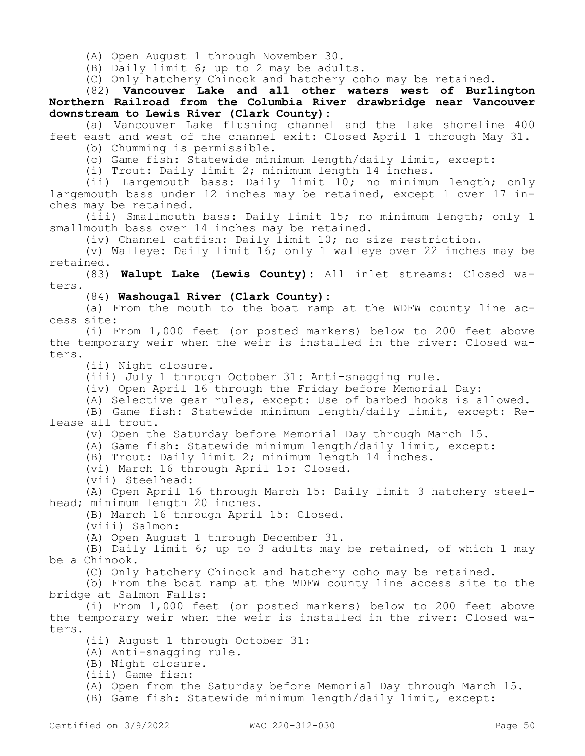(A) Open August 1 through November 30.

(B) Daily limit 6; up to 2 may be adults.

(C) Only hatchery Chinook and hatchery coho may be retained.

(82) **Vancouver Lake and all other waters west of Burlington Northern Railroad from the Columbia River drawbridge near Vancouver downstream to Lewis River (Clark County):**

(a) Vancouver Lake flushing channel and the lake shoreline 400 feet east and west of the channel exit: Closed April 1 through May 31.

(b) Chumming is permissible.

(c) Game fish: Statewide minimum length/daily limit, except:

(i) Trout: Daily limit 2; minimum length 14 inches.

(ii) Largemouth bass: Daily limit 10; no minimum length; only largemouth bass under 12 inches may be retained, except 1 over 17 inches may be retained.

(iii) Smallmouth bass: Daily limit 15; no minimum length; only 1 smallmouth bass over 14 inches may be retained.

(iv) Channel catfish: Daily limit 10; no size restriction.

(v) Walleye: Daily limit 16; only 1 walleye over 22 inches may be retained.

(83) **Walupt Lake (Lewis County):** All inlet streams: Closed waters.

(84) **Washougal River (Clark County):**

(a) From the mouth to the boat ramp at the WDFW county line access site:

(i) From 1,000 feet (or posted markers) below to 200 feet above the temporary weir when the weir is installed in the river: Closed waters.

(ii) Night closure.

(iii) July 1 through October 31: Anti-snagging rule.

(iv) Open April 16 through the Friday before Memorial Day:

(A) Selective gear rules, except: Use of barbed hooks is allowed.

(B) Game fish: Statewide minimum length/daily limit, except: Release all trout.

(v) Open the Saturday before Memorial Day through March 15.

(A) Game fish: Statewide minimum length/daily limit, except:

(B) Trout: Daily limit 2; minimum length 14 inches.

(vi) March 16 through April 15: Closed.

(vii) Steelhead:

(A) Open April 16 through March 15: Daily limit 3 hatchery steelhead; minimum length 20 inches.

(B) March 16 through April 15: Closed.

(viii) Salmon:

(A) Open August 1 through December 31.

(B) Daily limit 6; up to 3 adults may be retained, of which 1 may be a Chinook.

(C) Only hatchery Chinook and hatchery coho may be retained.

(b) From the boat ramp at the WDFW county line access site to the bridge at Salmon Falls:

(i) From 1,000 feet (or posted markers) below to 200 feet above the temporary weir when the weir is installed in the river: Closed waters.

(ii) August 1 through October 31:

(A) Anti-snagging rule.

(B) Night closure.

(iii) Game fish:

(A) Open from the Saturday before Memorial Day through March 15.

(B) Game fish: Statewide minimum length/daily limit, except: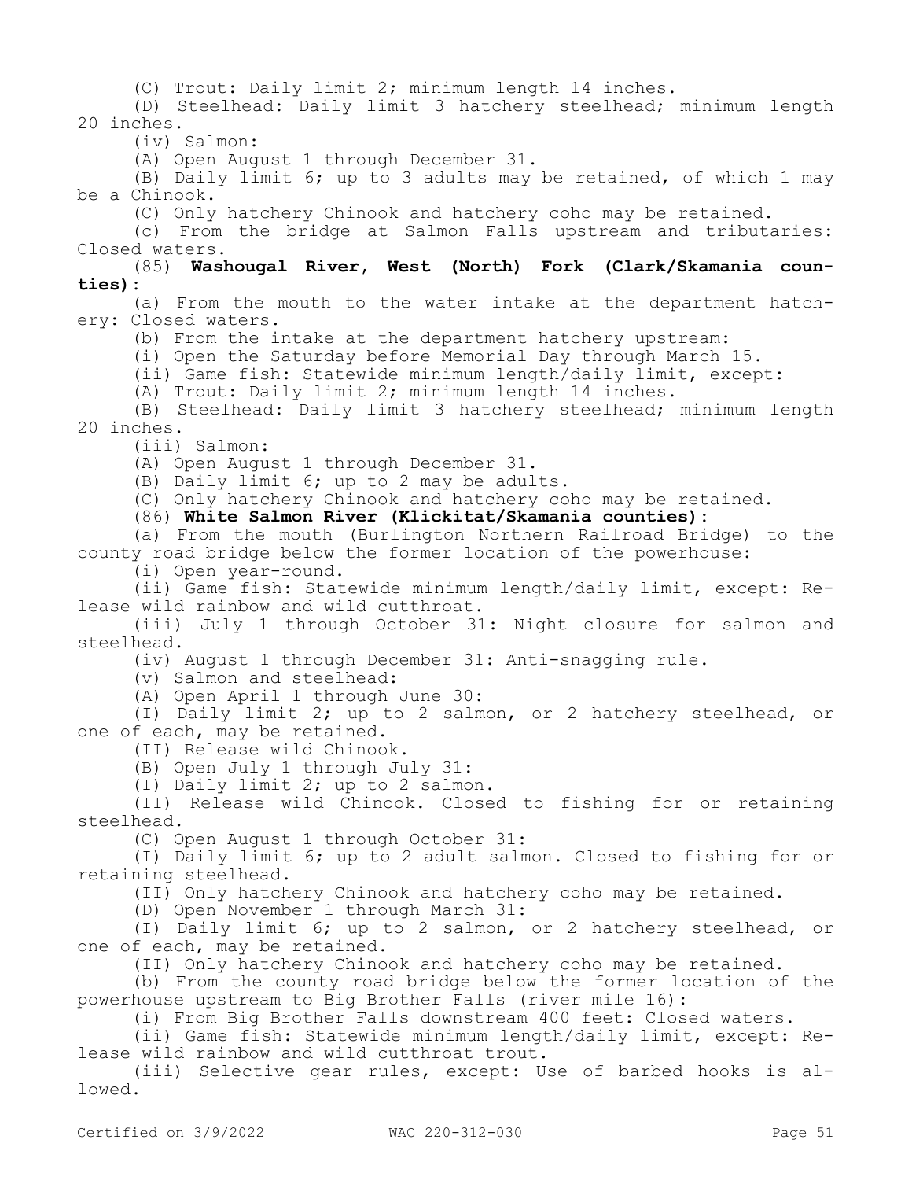(C) Trout: Daily limit 2; minimum length 14 inches.

(D) Steelhead: Daily limit 3 hatchery steelhead; minimum length 20 inches.

(iv) Salmon:

(A) Open August 1 through December 31.

(B) Daily limit 6; up to 3 adults may be retained, of which 1 may be a Chinook.

(C) Only hatchery Chinook and hatchery coho may be retained.

(c) From the bridge at Salmon Falls upstream and tributaries: Closed waters.

(85) **Washougal River, West (North) Fork (Clark/Skamania counties):**

(a) From the mouth to the water intake at the department hatchery: Closed waters.

(b) From the intake at the department hatchery upstream:

(i) Open the Saturday before Memorial Day through March 15.

(ii) Game fish: Statewide minimum length/daily limit, except:

(A) Trout: Daily limit 2; minimum length 14 inches.

(B) Steelhead: Daily limit 3 hatchery steelhead; minimum length 20 inches.

(iii) Salmon:

(A) Open August 1 through December 31.

(B) Daily limit 6; up to 2 may be adults.

(C) Only hatchery Chinook and hatchery coho may be retained.

(86) **White Salmon River (Klickitat/Skamania counties):**

(a) From the mouth (Burlington Northern Railroad Bridge) to the county road bridge below the former location of the powerhouse:

(i) Open year-round.

(ii) Game fish: Statewide minimum length/daily limit, except: Release wild rainbow and wild cutthroat.

(iii) July 1 through October 31: Night closure for salmon and steelhead.

(iv) August 1 through December 31: Anti-snagging rule.

(v) Salmon and steelhead:

(A) Open April 1 through June 30:

(I) Daily limit 2; up to 2 salmon, or 2 hatchery steelhead, or one of each, may be retained.

(II) Release wild Chinook.

(B) Open July 1 through July 31:

(I) Daily limit 2; up to 2 salmon.

(II) Release wild Chinook. Closed to fishing for or retaining steelhead.

(C) Open August 1 through October 31:

(I) Daily limit 6; up to 2 adult salmon. Closed to fishing for or retaining steelhead.

(II) Only hatchery Chinook and hatchery coho may be retained.

(D) Open November 1 through March 31:

(I) Daily limit 6; up to 2 salmon, or 2 hatchery steelhead, or one of each, may be retained.

(II) Only hatchery Chinook and hatchery coho may be retained.

(b) From the county road bridge below the former location of the powerhouse upstream to Big Brother Falls (river mile 16):

(i) From Big Brother Falls downstream 400 feet: Closed waters.

(ii) Game fish: Statewide minimum length/daily limit, except: Release wild rainbow and wild cutthroat trout.

(iii) Selective gear rules, except: Use of barbed hooks is allowed.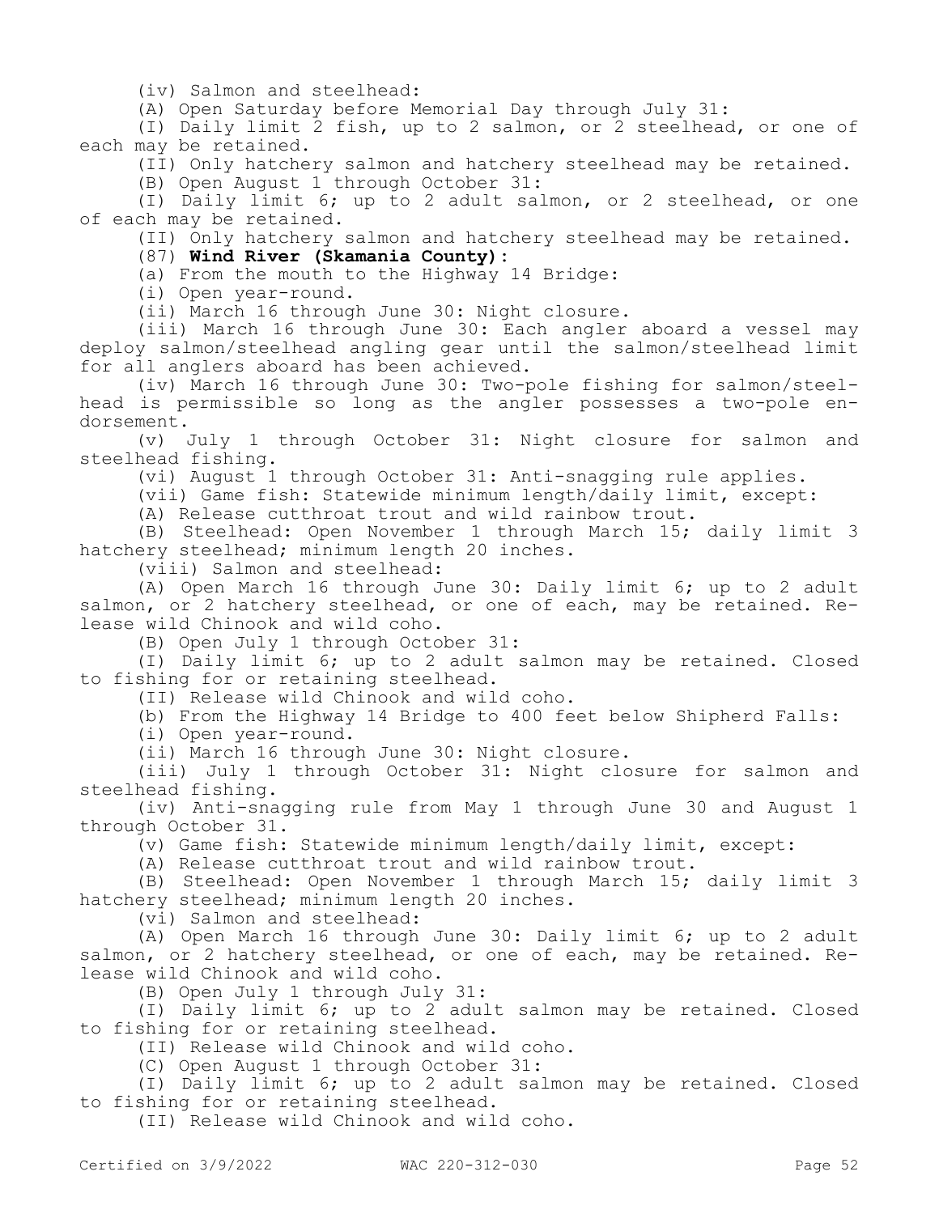(iv) Salmon and steelhead:

(A) Open Saturday before Memorial Day through July 31:

(I) Daily limit 2 fish, up to 2 salmon, or 2 steelhead, or one of each may be retained.

(II) Only hatchery salmon and hatchery steelhead may be retained.

(B) Open August 1 through October 31:

(I) Daily limit 6; up to 2 adult salmon, or 2 steelhead, or one of each may be retained.

(II) Only hatchery salmon and hatchery steelhead may be retained.

(87) **Wind River (Skamania County):**

(a) From the mouth to the Highway 14 Bridge:

(i) Open year-round.

(ii) March 16 through June 30: Night closure.

(iii) March 16 through June 30: Each angler aboard a vessel may deploy salmon/steelhead angling gear until the salmon/steelhead limit for all anglers aboard has been achieved.

(iv) March 16 through June 30: Two-pole fishing for salmon/steelhead is permissible so long as the angler possesses a two-pole endorsement.

(v) July 1 through October 31: Night closure for salmon and steelhead fishing.

(vi) August 1 through October 31: Anti-snagging rule applies.

(vii) Game fish: Statewide minimum length/daily limit, except:

(A) Release cutthroat trout and wild rainbow trout.

(B) Steelhead: Open November 1 through March 15; daily limit 3 hatchery steelhead; minimum length 20 inches.

(viii) Salmon and steelhead:

(A) Open March 16 through June 30: Daily limit 6; up to 2 adult salmon, or 2 hatchery steelhead, or one of each, may be retained. Release wild Chinook and wild coho.

(B) Open July 1 through October 31:

(I) Daily limit 6; up to 2 adult salmon may be retained. Closed to fishing for or retaining steelhead.

(II) Release wild Chinook and wild coho.

(b) From the Highway 14 Bridge to 400 feet below Shipherd Falls:

(i) Open year-round.

(ii) March 16 through June 30: Night closure.

(iii) July 1 through October 31: Night closure for salmon and steelhead fishing.

(iv) Anti-snagging rule from May 1 through June 30 and August 1 through October 31.

(v) Game fish: Statewide minimum length/daily limit, except:

(A) Release cutthroat trout and wild rainbow trout.

(B) Steelhead: Open November 1 through March 15; daily limit 3 hatchery steelhead; minimum length 20 inches.

(vi) Salmon and steelhead:

(A) Open March 16 through June 30: Daily limit 6; up to 2 adult salmon, or 2 hatchery steelhead, or one of each, may be retained. Release wild Chinook and wild coho.

(B) Open July 1 through July 31:

(I) Daily limit 6; up to 2 adult salmon may be retained. Closed to fishing for or retaining steelhead.

(II) Release wild Chinook and wild coho.

(C) Open August 1 through October 31:

(I) Daily limit 6; up to 2 adult salmon may be retained. Closed to fishing for or retaining steelhead.

(II) Release wild Chinook and wild coho.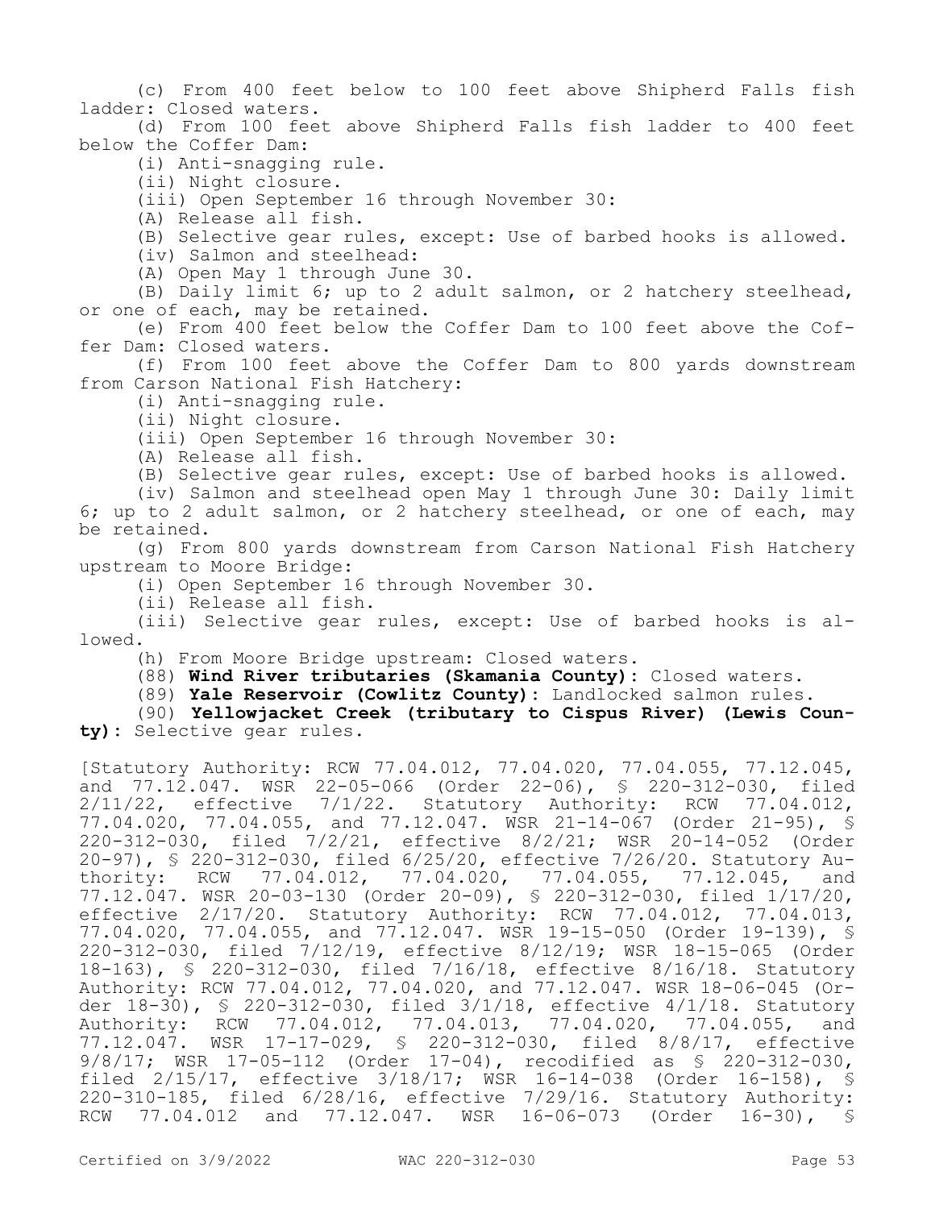(c) From 400 feet below to 100 feet above Shipherd Falls fish ladder: Closed waters.

(d) From 100 feet above Shipherd Falls fish ladder to 400 feet below the Coffer Dam:

(i) Anti-snagging rule.

(ii) Night closure.

(iii) Open September 16 through November 30:

(A) Release all fish.

(B) Selective gear rules, except: Use of barbed hooks is allowed.

(iv) Salmon and steelhead:

(A) Open May 1 through June 30.

(B) Daily limit 6; up to 2 adult salmon, or 2 hatchery steelhead, or one of each, may be retained.

(e) From 400 feet below the Coffer Dam to 100 feet above the Coffer Dam: Closed waters.

(f) From 100 feet above the Coffer Dam to 800 yards downstream from Carson National Fish Hatchery:

(i) Anti-snagging rule.

(ii) Night closure.

(iii) Open September 16 through November 30:

(A) Release all fish.

(B) Selective gear rules, except: Use of barbed hooks is allowed.

(iv) Salmon and steelhead open May 1 through June 30: Daily limit 6; up to 2 adult salmon, or 2 hatchery steelhead, or one of each, may be retained.

(g) From 800 yards downstream from Carson National Fish Hatchery upstream to Moore Bridge:

(i) Open September 16 through November 30.

(ii) Release all fish.

(iii) Selective gear rules, except: Use of barbed hooks is allowed.

(h) From Moore Bridge upstream: Closed waters.

(88) **Wind River tributaries (Skamania County):** Closed waters.

(89) **Yale Reservoir (Cowlitz County):** Landlocked salmon rules.

(90) **Yellowjacket Creek (tributary to Cispus River) (Lewis County):** Selective gear rules.

[Statutory Authority: RCW 77.04.012, 77.04.020, 77.04.055, 77.12.045, and 77.12.047. WSR 22-05-066 (Order 22-06), § 220-312-030, filed 2/11/22, effective 7/1/22. Statutory Authority: RCW 77.04.012, 77.04.020, 77.04.055, and 77.12.047. WSR 21-14-067 (Order 21-95), § 220-312-030, filed 7/2/21, effective 8/2/21; WSR 20-14-052 (Order 20-97), § 220-312-030, filed 6/25/20, effective 7/26/20. Statutory Authority: RCW 77.04.012, 77.04.020, 77.04.055, 77.12.045, and 77.12.047. WSR 20-03-130 (Order 20-09), § 220-312-030, filed 1/17/20, effective 2/17/20. Statutory Authority: RCW 77.04.012, 77.04.013, 77.04.020, 77.04.055, and 77.12.047. WSR 19-15-050 (Order 19-139), § 220-312-030, filed 7/12/19, effective 8/12/19; WSR 18-15-065 (Order 18-163), § 220-312-030, filed 7/16/18, effective 8/16/18. Statutory Authority: RCW 77.04.012, 77.04.020, and 77.12.047. WSR 18-06-045 (Order 18-30), § 220-312-030, filed 3/1/18, effective 4/1/18. Statutory Authority: RCW 77.04.012, 77.04.013, 77.04.020, 77.04.055, and 77.12.047. WSR 17-17-029, § 220-312-030, filed 8/8/17, effective 9/8/17; WSR 17-05-112 (Order 17-04), recodified as § 220-312-030, filed 2/15/17, effective 3/18/17; WSR 16-14-038 (Order 16-158), § 220-310-185, filed 6/28/16, effective 7/29/16. Statutory Authority: RCW 77.04.012 and 77.12.047. WSR 16-06-073 (Order 16-30), §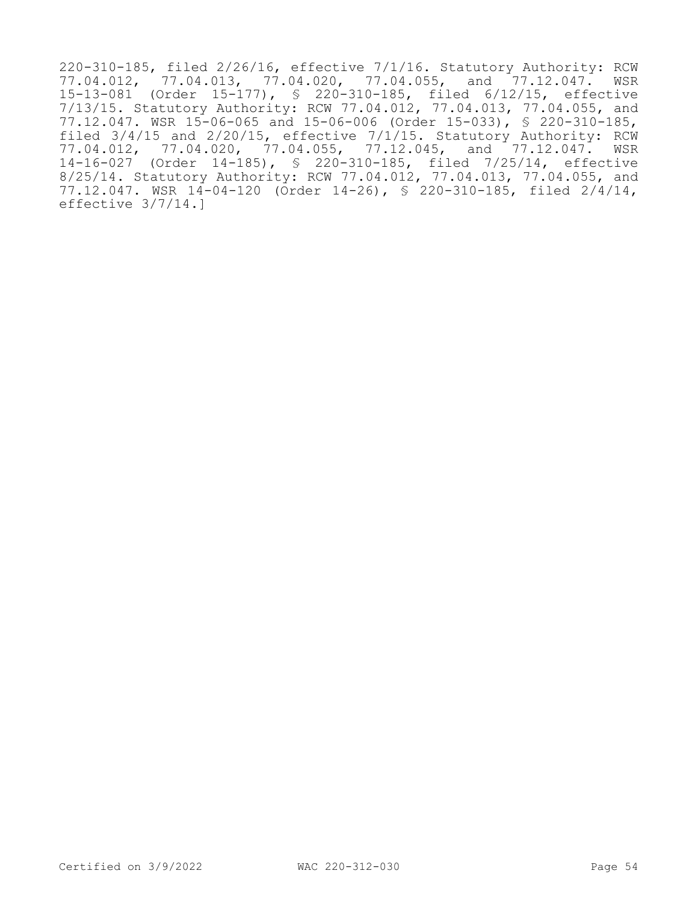220-310-185, filed 2/26/16, effective 7/1/16. Statutory Authority: RCW 77.04.012, 77.04.013, 77.04.020, 77.04.055, and 77.12.047. WSR 15-13-081 (Order 15-177), § 220-310-185, filed 6/12/15, effective 7/13/15. Statutory Authority: RCW 77.04.012, 77.04.013, 77.04.055, and 77.12.047. WSR 15-06-065 and 15-06-006 (Order 15-033), § 220-310-185, filed 3/4/15 and 2/20/15, effective 7/1/15. Statutory Authority: RCW 77.04.012, 77.04.020, 77.04.055, 77.12.045, and 77.12.047. WSR 14-16-027 (Order 14-185), § 220-310-185, filed 7/25/14, effective 8/25/14. Statutory Authority: RCW 77.04.012, 77.04.013, 77.04.055, and 77.12.047. WSR 14-04-120 (Order 14-26), § 220-310-185, filed 2/4/14, effective 3/7/14.]